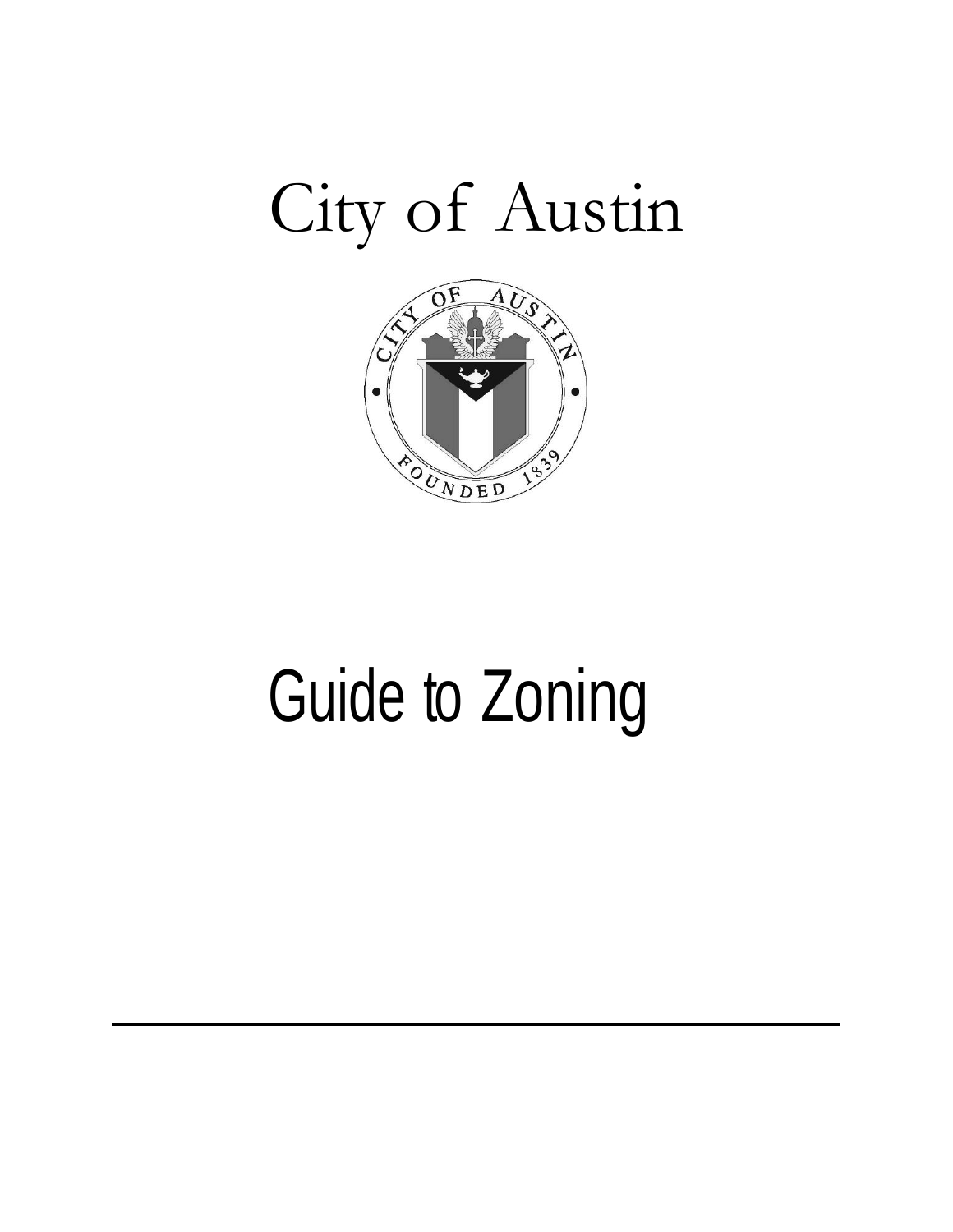# City of Austin

# Guide to Zoning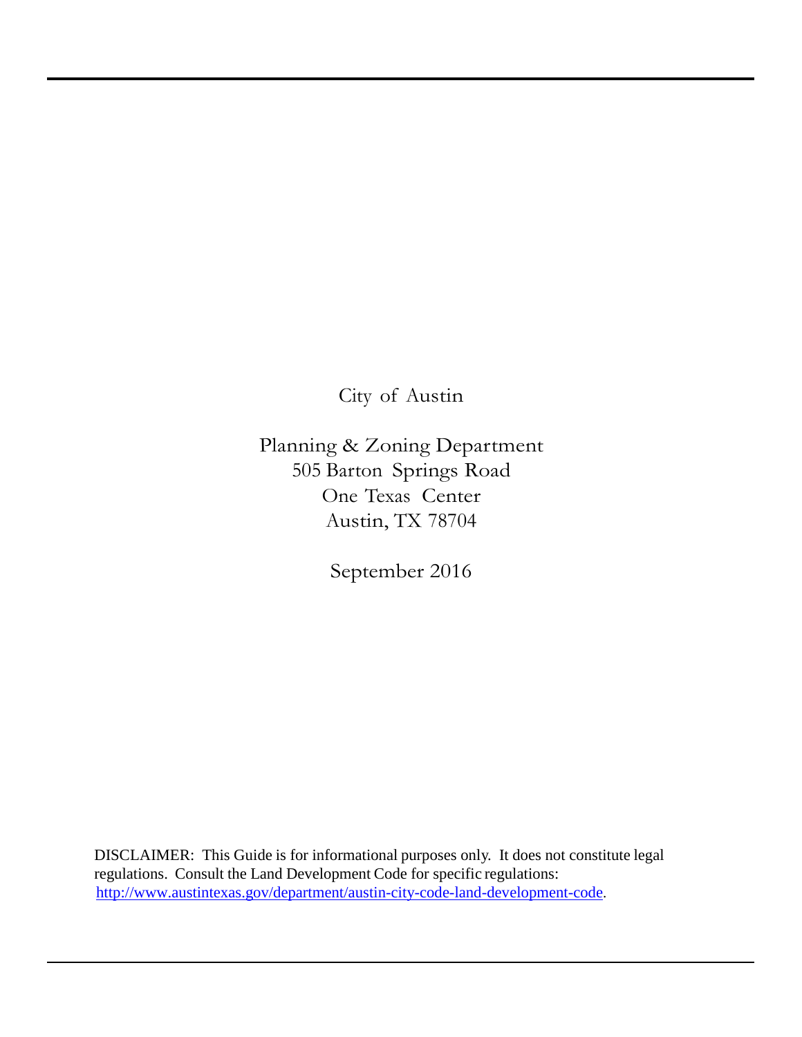City of Austin

Planning & Zoning Department
505 Barton Springs Road
One Texas Center
Austin, TX 78704

September 2016

DISCLAIMER: This Guide is for informational purposes only. It does not constitute legal regulations. Consult the Land Development Code for specific regulations: http://www.austintexas.gov/department/austin-city-code-land-development-code.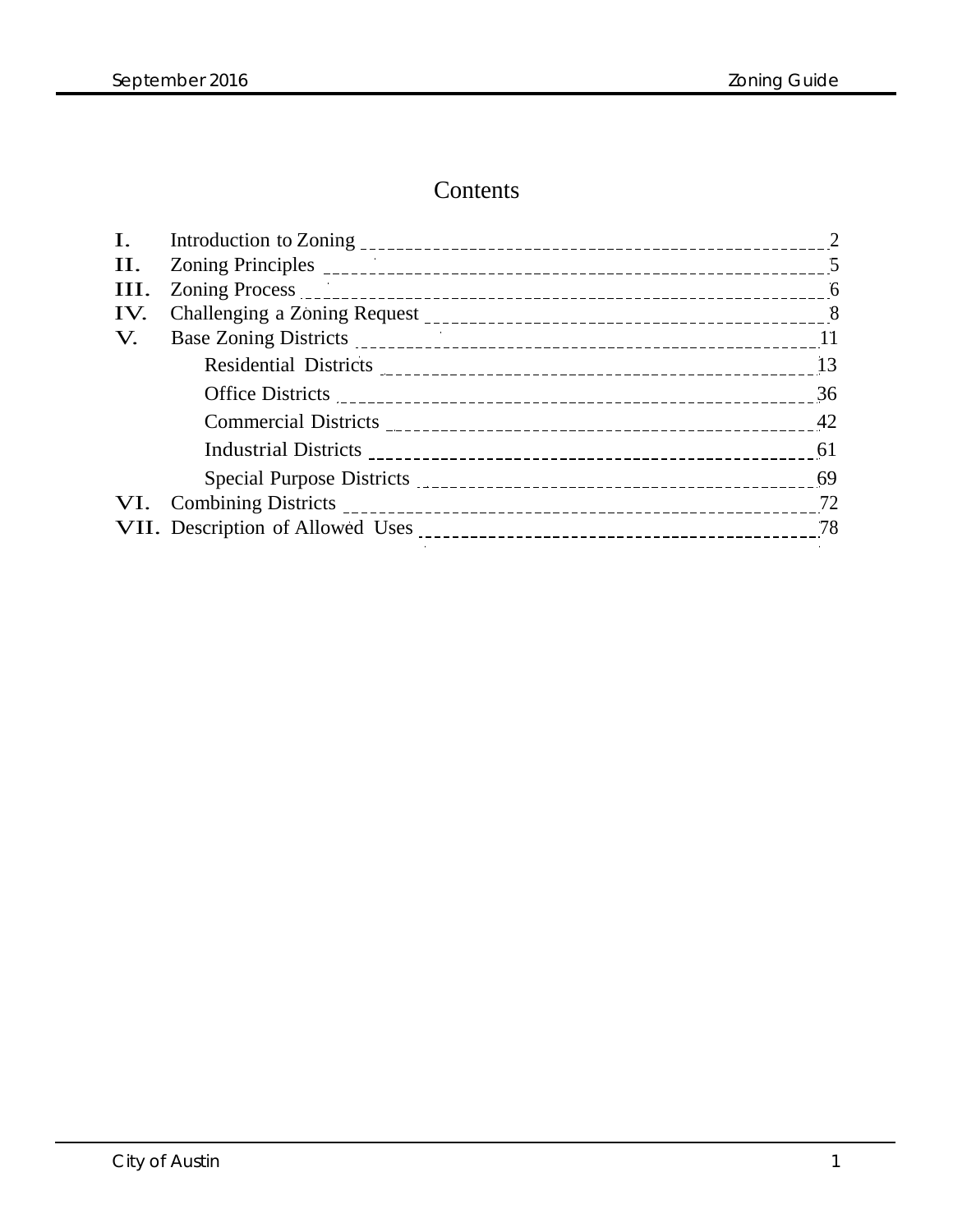# Contents

| | | |
|---|---|---|
| I. | Introduction to Zoning | 2 |
| II. | Zoning Principles | 5 |
| III. | Zoning Process | 6 |
| IV. | Challenging a Zoning Request | 8 |
| V. | Base Zoning Districts | 11 |
| | Residential Districts | 13 |
| | Office Districts | 36 |
| | Commercial Districts | 42 |
| | Industrial Districts | 61 |
| | Special Purpose Districts | 69 |
| VI. | Combining Districts | 72 |
| VII. | Description of Allowed Uses | 78 |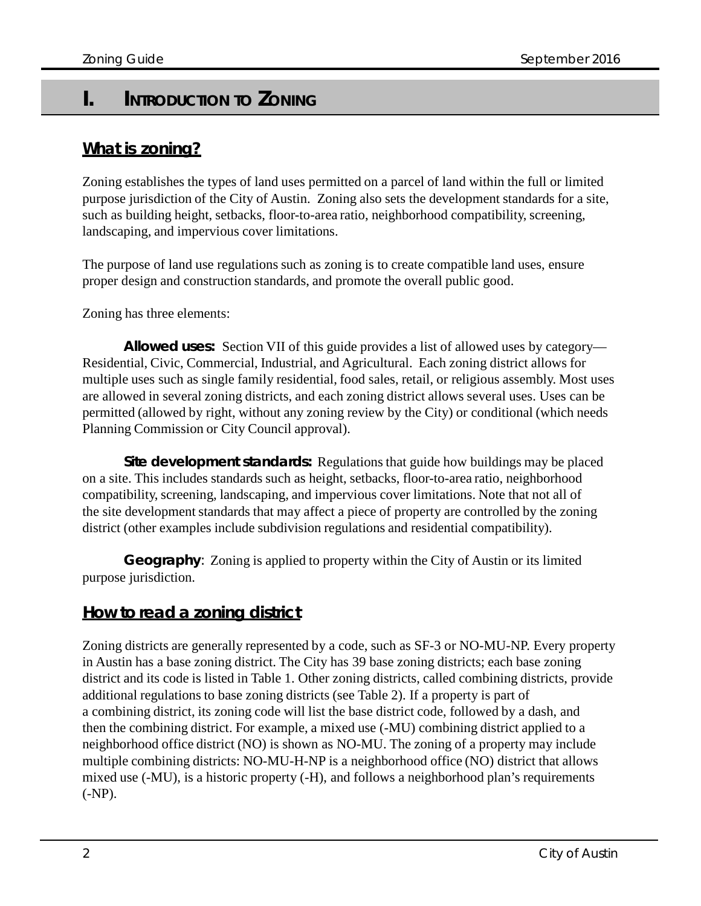# I. Introduction to Zoning

## What is zoning?

Zoning establishes the types of land uses permitted on a parcel of land within the full or limited purpose jurisdiction of the City of Austin. Zoning also sets the development standards for a site, such as building height, setbacks, floor-to-area ratio, neighborhood compatibility, screening, landscaping, and impervious cover limitations.

The purpose of land use regulations such as zoning is to create compatible land uses, ensure proper design and construction standards, and promote the overall public good.

Zoning has three elements:

**Allowed uses:** Section VII of this guide provides a list of allowed uses by category—Residential, Civic, Commercial, Industrial, and Agricultural. Each zoning district allows for multiple uses such as single family residential, food sales, retail, or religious assembly. Most uses are allowed in several zoning districts, and each zoning district allows several uses. Uses can be permitted (allowed by right, without any zoning review by the City) or conditional (which needs Planning Commission or City Council approval).

**Site development standards:** Regulations that guide how buildings may be placed on a site. This includes standards such as height, setbacks, floor-to-area ratio, neighborhood compatibility, screening, landscaping, and impervious cover limitations. Note that not all of the site development standards that may affect a piece of property are controlled by the zoning district (other examples include subdivision regulations and residential compatibility).

**Geography**: Zoning is applied to property within the City of Austin or its limited purpose jurisdiction.

## How to read a zoning district

Zoning districts are generally represented by a code, such as SF-3 or NO-MU-NP. Every property in Austin has a base zoning district. The City has 39 base zoning districts; each base zoning district and its code is listed in Table 1. Other zoning districts, called combining districts, provide additional regulations to base zoning districts (see Table 2). If a property is part of a combining district, its zoning code will list the base district code, followed by a dash, and then the combining district. For example, a mixed use (-MU) combining district applied to a neighborhood office district (NO) is shown as NO-MU. The zoning of a property may include multiple combining districts: NO-MU-H-NP is a neighborhood office (NO) district that allows mixed use (-MU), is a historic property (-H), and follows a neighborhood plan's requirements (-NP).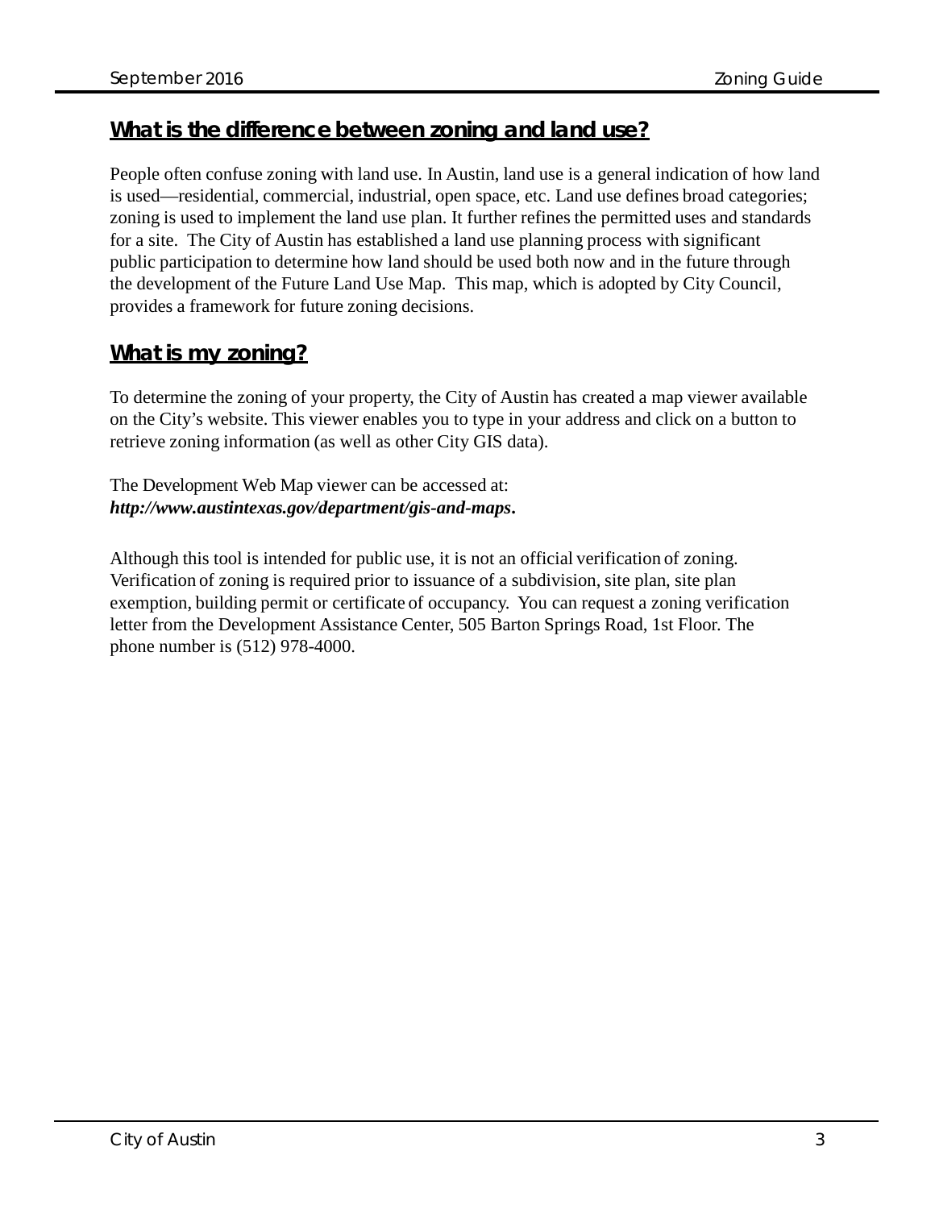## What is the difference between zoning and land use?

People often confuse zoning with land use. In Austin, land use is a general indication of how land is used—residential, commercial, industrial, open space, etc. Land use defines broad categories; zoning is used to implement the land use plan. It further refines the permitted uses and standards for a site. The City of Austin has established a land use planning process with significant public participation to determine how land should be used both now and in the future through the development of the Future Land Use Map. This map, which is adopted by City Council, provides a framework for future zoning decisions.

## What is my zoning?

To determine the zoning of your property, the City of Austin has created a map viewer available on the City's website. This viewer enables you to type in your address and click on a button to retrieve zoning information (as well as other City GIS data).

The Development Web Map viewer can be accessed at:
***http://www.austintexas.gov/department/gis-and-maps*.**

Although this tool is intended for public use, it is not an official verification of zoning. Verification of zoning is required prior to issuance of a subdivision, site plan, site plan exemption, building permit or certificate of occupancy. You can request a zoning verification letter from the Development Assistance Center, 505 Barton Springs Road, 1st Floor. The phone number is (512) 978-4000.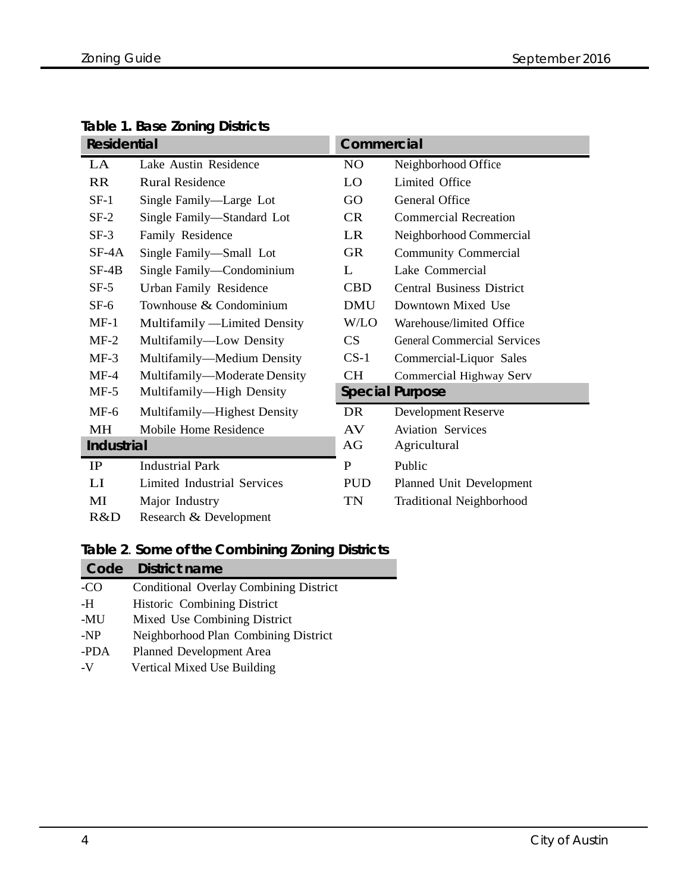**Table 1. Base Zoning Districts**

| Residential | | Commercial | |
|---|---|---|---|
| LA | Lake Austin Residence | NO | Neighborhood Office |
| RR | Rural Residence | LO | Limited Office |
| SF-1 | Single Family—Large Lot | GO | General Office |
| SF-2 | Single Family—Standard Lot | CR | Commercial Recreation |
| SF-3 | Family Residence | LR | Neighborhood Commercial |
| SF-4A | Single Family—Small Lot | GR | Community Commercial |
| SF-4B | Single Family—Condominium | L | Lake Commercial |
| SF-5 | Urban Family Residence | CBD | Central Business District |
| SF-6 | Townhouse & Condominium | DMU | Downtown Mixed Use |
| MF-1 | Multifamily —Limited Density | W/LO | Warehouse/limited Office |
| MF-2 | Multifamily—Low Density | CS | General Commercial Services |
| MF-3 | Multifamily—Medium Density | CS-1 | Commercial-Liquor Sales |
| MF-4 | Multifamily—Moderate Density | CH | Commercial Highway Serv |
| MF-5 | Multifamily—High Density | **Special Purpose** | |
| MF-6 | Multifamily—Highest Density | DR | Development Reserve |
| MH | Mobile Home Residence | AV | Aviation Services |
| **Industrial** | | AG | Agricultural |
| IP | Industrial Park | P | Public |
| LI | Limited Industrial Services | PUD | Planned Unit Development |
| MI | Major Industry | TN | Traditional Neighborhood |
| R&D | Research & Development | | |

**Table 2. Some of the Combining Zoning Districts**

| Code | District name |
|---|---|
| -CO | Conditional Overlay Combining District |
| -H | Historic Combining District |
| -MU | Mixed Use Combining District |
| -NP | Neighborhood Plan Combining District |
| -PDA | Planned Development Area |
| -V | Vertical Mixed Use Building |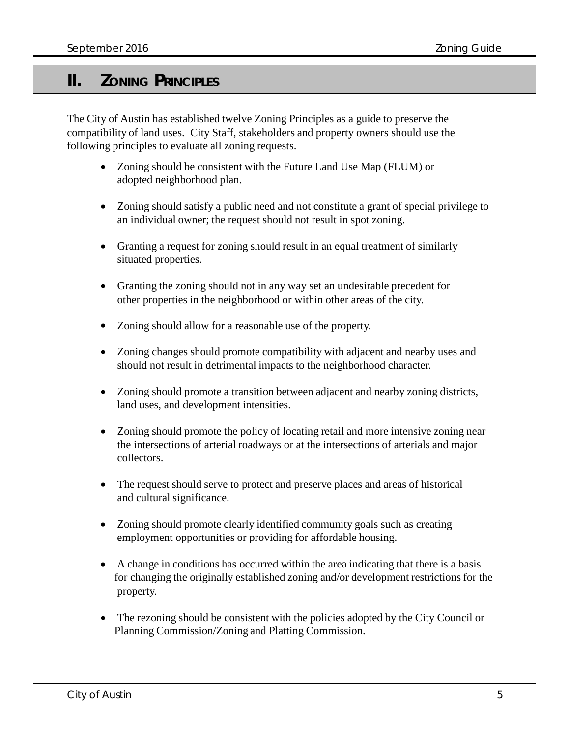## II. ZONING PRINCIPLES

The City of Austin has established twelve Zoning Principles as a guide to preserve the compatibility of land uses. City Staff, stakeholders and property owners should use the following principles to evaluate all zoning requests.

- Zoning should be consistent with the Future Land Use Map (FLUM) or adopted neighborhood plan.
- Zoning should satisfy a public need and not constitute a grant of special privilege to an individual owner; the request should not result in spot zoning.
- Granting a request for zoning should result in an equal treatment of similarly situated properties.
- Granting the zoning should not in any way set an undesirable precedent for other properties in the neighborhood or within other areas of the city.
- Zoning should allow for a reasonable use of the property.
- Zoning changes should promote compatibility with adjacent and nearby uses and should not result in detrimental impacts to the neighborhood character.
- Zoning should promote a transition between adjacent and nearby zoning districts, land uses, and development intensities.
- Zoning should promote the policy of locating retail and more intensive zoning near the intersections of arterial roadways or at the intersections of arterials and major collectors.
- The request should serve to protect and preserve places and areas of historical and cultural significance.
- Zoning should promote clearly identified community goals such as creating employment opportunities or providing for affordable housing.
- A change in conditions has occurred within the area indicating that there is a basis for changing the originally established zoning and/or development restrictions for the property.
- The rezoning should be consistent with the policies adopted by the City Council or Planning Commission/Zoning and Platting Commission.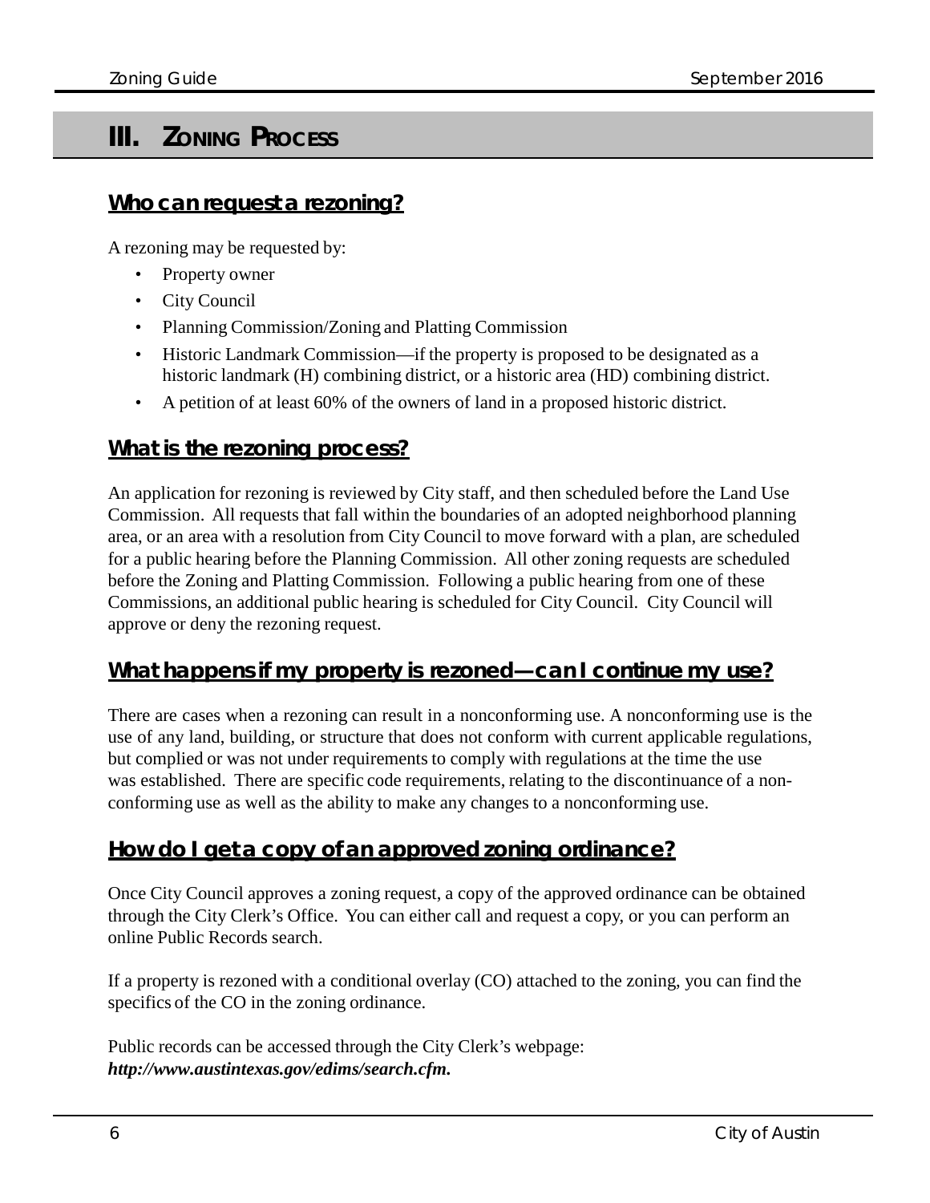# III. Zoning Process

## Who can request a rezoning?

A rezoning may be requested by:

- Property owner
- City Council
- Planning Commission/Zoning and Platting Commission
- Historic Landmark Commission—if the property is proposed to be designated as a historic landmark (H) combining district, or a historic area (HD) combining district.
- A petition of at least 60% of the owners of land in a proposed historic district.

## What is the rezoning process?

An application for rezoning is reviewed by City staff, and then scheduled before the Land Use Commission. All requests that fall within the boundaries of an adopted neighborhood planning area, or an area with a resolution from City Council to move forward with a plan, are scheduled for a public hearing before the Planning Commission. All other zoning requests are scheduled before the Zoning and Platting Commission. Following a public hearing from one of these Commissions, an additional public hearing is scheduled for City Council. City Council will approve or deny the rezoning request.

## What happens if my property is rezoned—can I continue my use?

There are cases when a rezoning can result in a nonconforming use. A nonconforming use is the use of any land, building, or structure that does not conform with current applicable regulations, but complied or was not under requirements to comply with regulations at the time the use was established. There are specific code requirements, relating to the discontinuance of a non-conforming use as well as the ability to make any changes to a nonconforming use.

## How do I get a copy of an approved zoning ordinance?

Once City Council approves a zoning request, a copy of the approved ordinance can be obtained through the City Clerk's Office. You can either call and request a copy, or you can perform an online Public Records search.

If a property is rezoned with a conditional overlay (CO) attached to the zoning, you can find the specifics of the CO in the zoning ordinance.

Public records can be accessed through the City Clerk's webpage:
***http://www.austintexas.gov/edims/search.cfm.***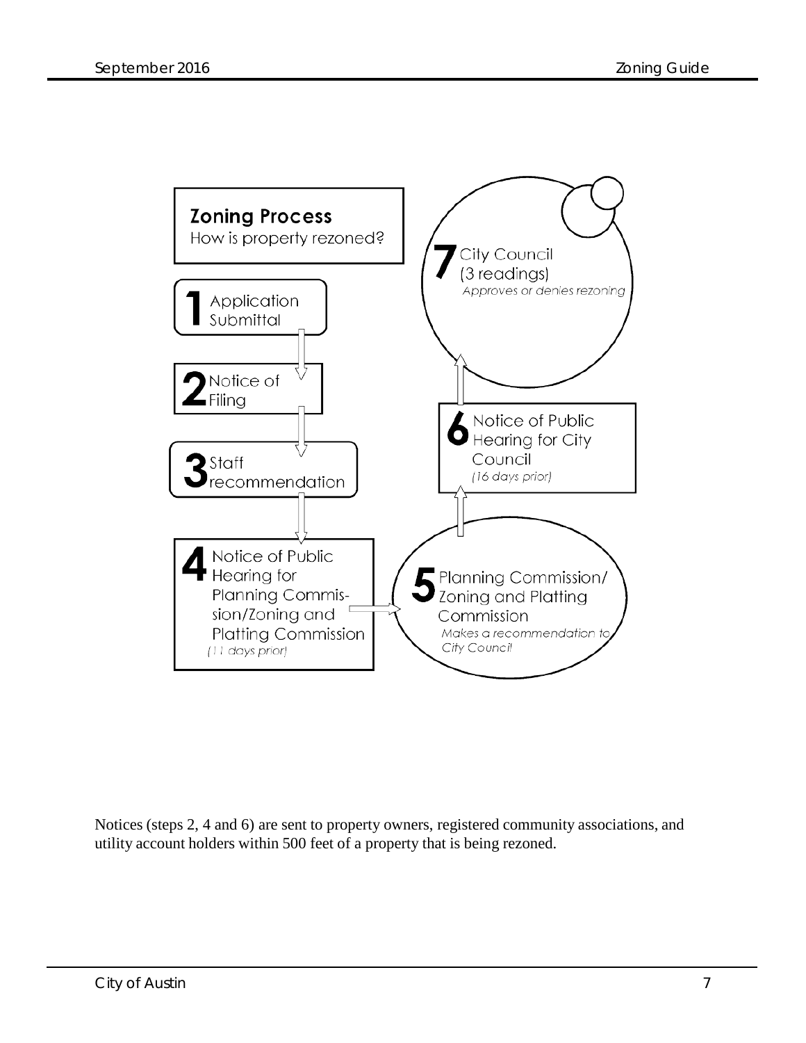## Zoning Process

How is property rezoned?

1. Application Submittal
2. Notice of Filing
3. Staff recommendation
4. Notice of Public Hearing for Planning Commission/Zoning and Platting Commission *(11 days prior)*
5. Planning Commission/ Zoning and Platting Commission *Makes a recommendation to City Council*
6. Notice of Public Hearing for City Council *(16 days prior)*
7. City Council (3 readings) *Approves or denies rezoning*

Notices (steps 2, 4 and 6) are sent to property owners, registered community associations, and utility account holders within 500 feet of a property that is being rezoned.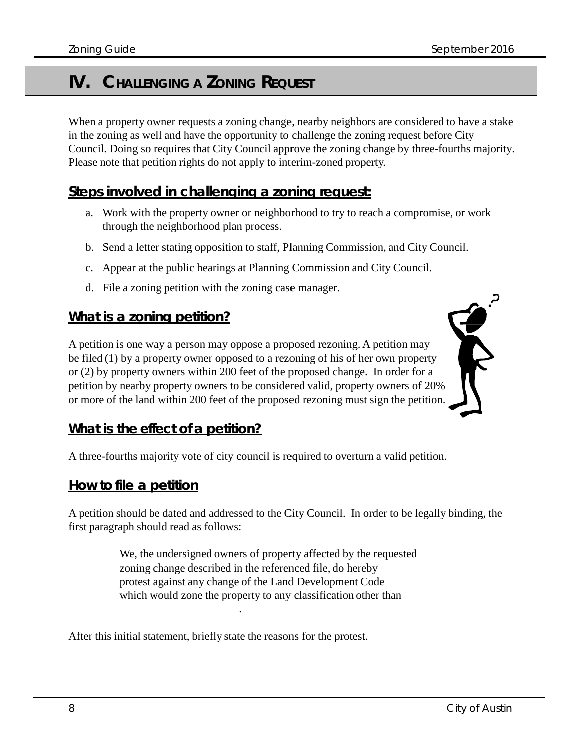# IV. CHALLENGING A ZONING REQUEST

When a property owner requests a zoning change, nearby neighbors are considered to have a stake in the zoning as well and have the opportunity to challenge the zoning request before City Council. Doing so requires that City Council approve the zoning change by three-fourths majority. Please note that petition rights do not apply to interim-zoned property.

## Steps involved in challenging a zoning request:

a. Work with the property owner or neighborhood to try to reach a compromise, or work through the neighborhood plan process.

b. Send a letter stating opposition to staff, Planning Commission, and City Council.

c. Appear at the public hearings at Planning Commission and City Council.

d. File a zoning petition with the zoning case manager.

## What is a zoning petition?

A petition is one way a person may oppose a proposed rezoning. A petition may be filed (1) by a property owner opposed to a rezoning of his of her own property or (2) by property owners within 200 feet of the proposed change. In order for a petition by nearby property owners to be considered valid, property owners of 20% or more of the land within 200 feet of the proposed rezoning must sign the petition.

## What is the effect of a petition?

A three-fourths majority vote of city council is required to overturn a valid petition.

## How to file a petition

A petition should be dated and addressed to the City Council. In order to be legally binding, the first paragraph should read as follows:

> We, the undersigned owners of property affected by the requested zoning change described in the referenced file, do hereby protest against any change of the Land Development Code which would zone the property to any classification other than ______________________.

After this initial statement, briefly state the reasons for the protest.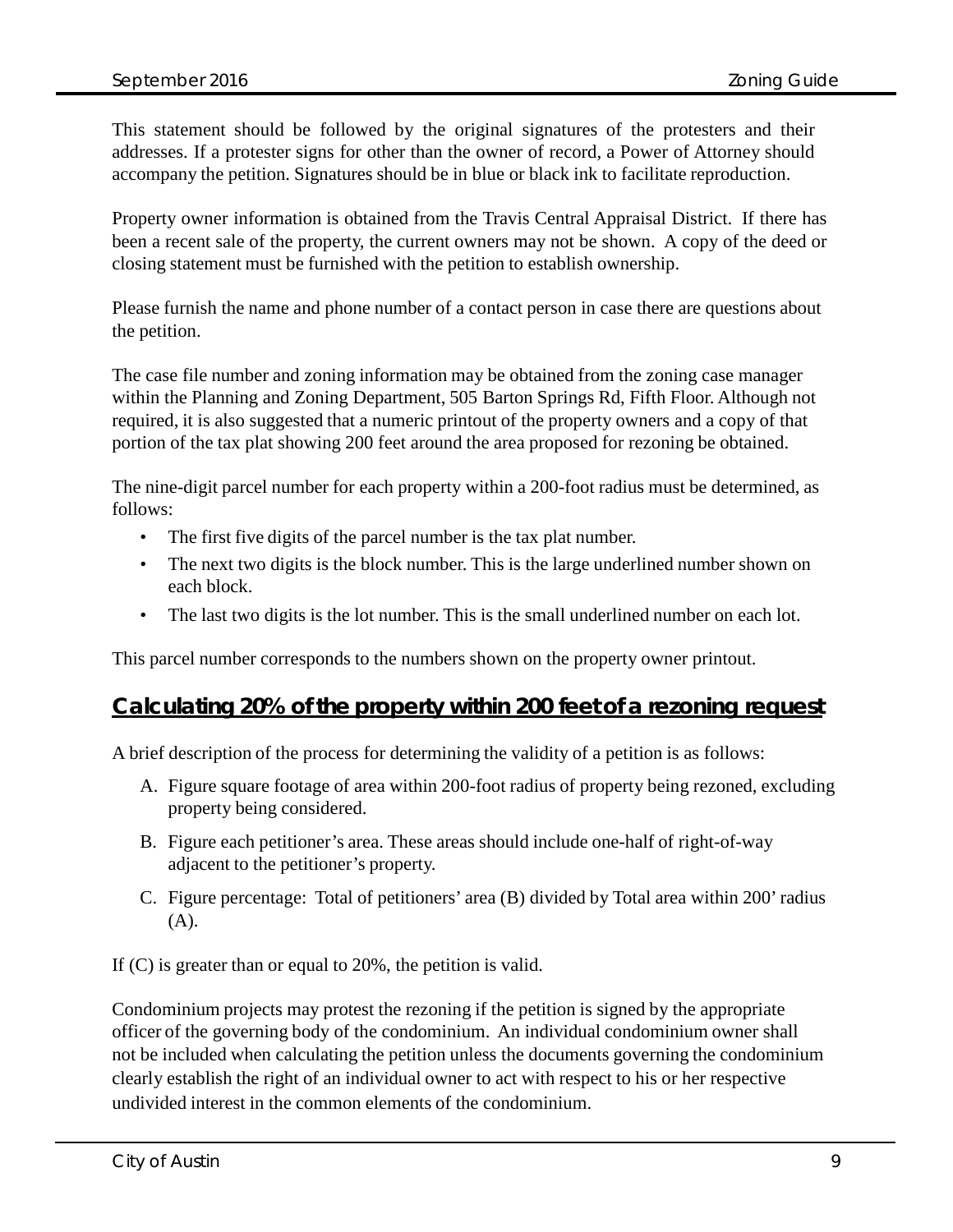This statement should be followed by the original signatures of the protesters and their addresses. If a protester signs for other than the owner of record, a Power of Attorney should accompany the petition. Signatures should be in blue or black ink to facilitate reproduction.

Property owner information is obtained from the Travis Central Appraisal District. If there has been a recent sale of the property, the current owners may not be shown. A copy of the deed or closing statement must be furnished with the petition to establish ownership.

Please furnish the name and phone number of a contact person in case there are questions about the petition.

The case file number and zoning information may be obtained from the zoning case manager within the Planning and Zoning Department, 505 Barton Springs Rd, Fifth Floor. Although not required, it is also suggested that a numeric printout of the property owners and a copy of that portion of the tax plat showing 200 feet around the area proposed for rezoning be obtained.

The nine-digit parcel number for each property within a 200-foot radius must be determined, as follows:

- The first five digits of the parcel number is the tax plat number.
- The next two digits is the block number. This is the large underlined number shown on each block.
- The last two digits is the lot number. This is the small underlined number on each lot.

This parcel number corresponds to the numbers shown on the property owner printout.

## Calculating 20% of the property within 200 feet of a rezoning request

A brief description of the process for determining the validity of a petition is as follows:

A. Figure square footage of area within 200-foot radius of property being rezoned, excluding property being considered.

B. Figure each petitioner's area. These areas should include one-half of right-of-way adjacent to the petitioner's property.

C. Figure percentage: Total of petitioners' area (B) divided by Total area within 200' radius (A).

If (C) is greater than or equal to 20%, the petition is valid.

Condominium projects may protest the rezoning if the petition is signed by the appropriate officer of the governing body of the condominium. An individual condominium owner shall not be included when calculating the petition unless the documents governing the condominium clearly establish the right of an individual owner to act with respect to his or her respective undivided interest in the common elements of the condominium.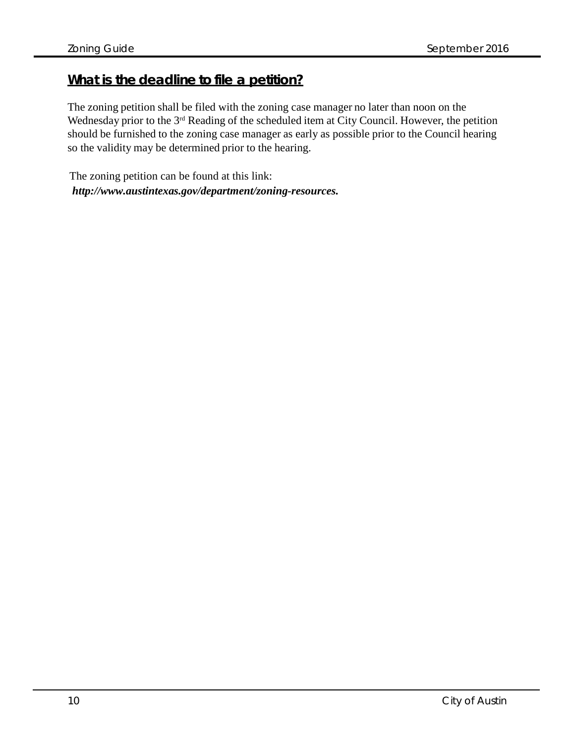## **What is the deadline to file a petition?**

The zoning petition shall be filed with the zoning case manager no later than noon on the Wednesday prior to the 3rd Reading of the scheduled item at City Council. However, the petition should be furnished to the zoning case manager as early as possible prior to the Council hearing so the validity may be determined prior to the hearing.

The zoning petition can be found at this link:
***http://www.austintexas.gov/department/zoning-resources.***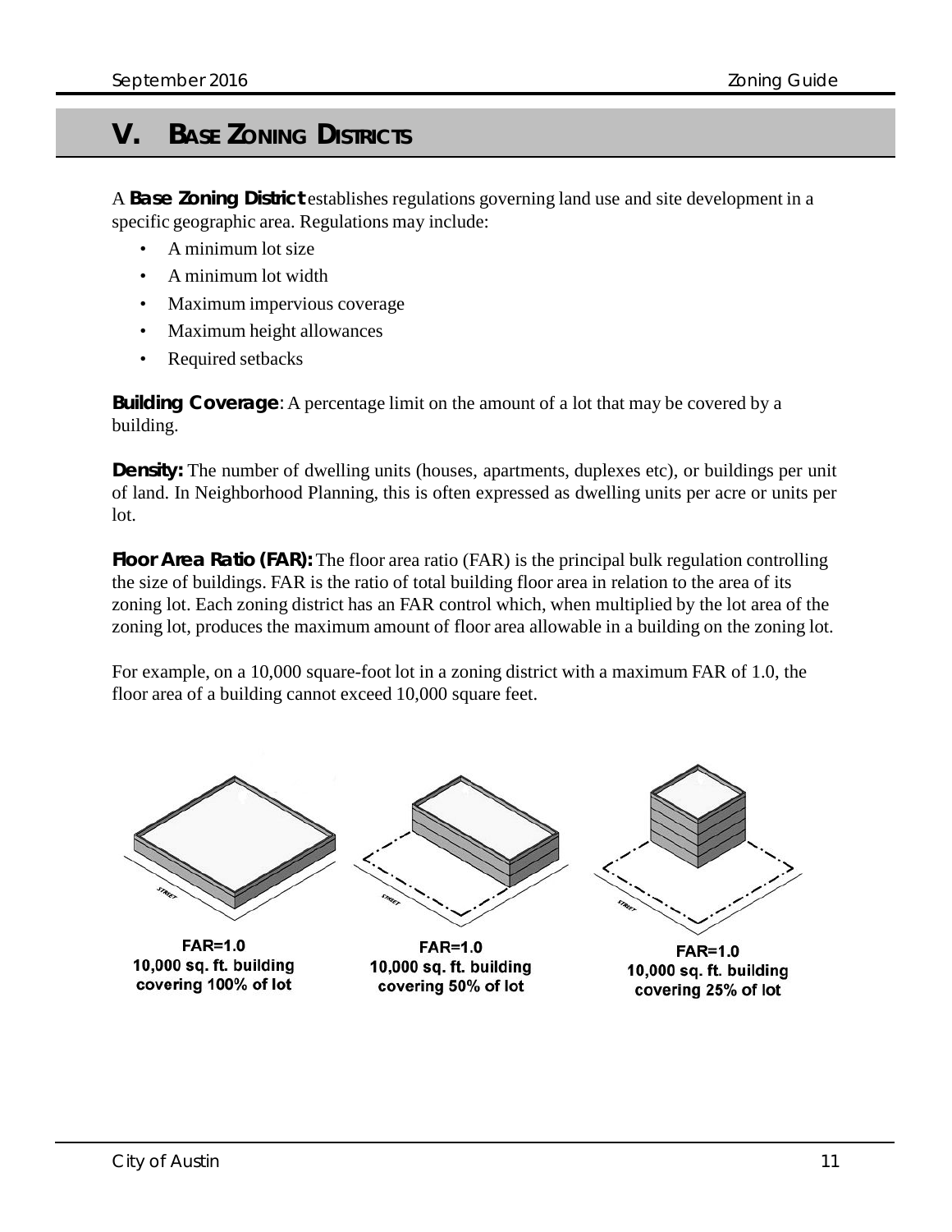# V. Base Zoning Districts

A **Base Zoning District** establishes regulations governing land use and site development in a specific geographic area. Regulations may include:

- A minimum lot size
- A minimum lot width
- Maximum impervious coverage
- Maximum height allowances
- Required setbacks

**Building Coverage**: A percentage limit on the amount of a lot that may be covered by a building.

**Density:** The number of dwelling units (houses, apartments, duplexes etc), or buildings per unit of land. In Neighborhood Planning, this is often expressed as dwelling units per acre or units per lot.

**Floor Area Ratio (FAR):** The floor area ratio (FAR) is the principal bulk regulation controlling the size of buildings. FAR is the ratio of total building floor area in relation to the area of its zoning lot. Each zoning district has an FAR control which, when multiplied by the lot area of the zoning lot, produces the maximum amount of floor area allowable in a building on the zoning lot.

For example, on a 10,000 square-foot lot in a zoning district with a maximum FAR of 1.0, the floor area of a building cannot exceed 10,000 square feet.

FAR=1.0
10,000 sq. ft. building
covering 100% of lot

FAR=1.0
10,000 sq. ft. building
covering 50% of lot

FAR=1.0
10,000 sq. ft. building
covering 25% of lot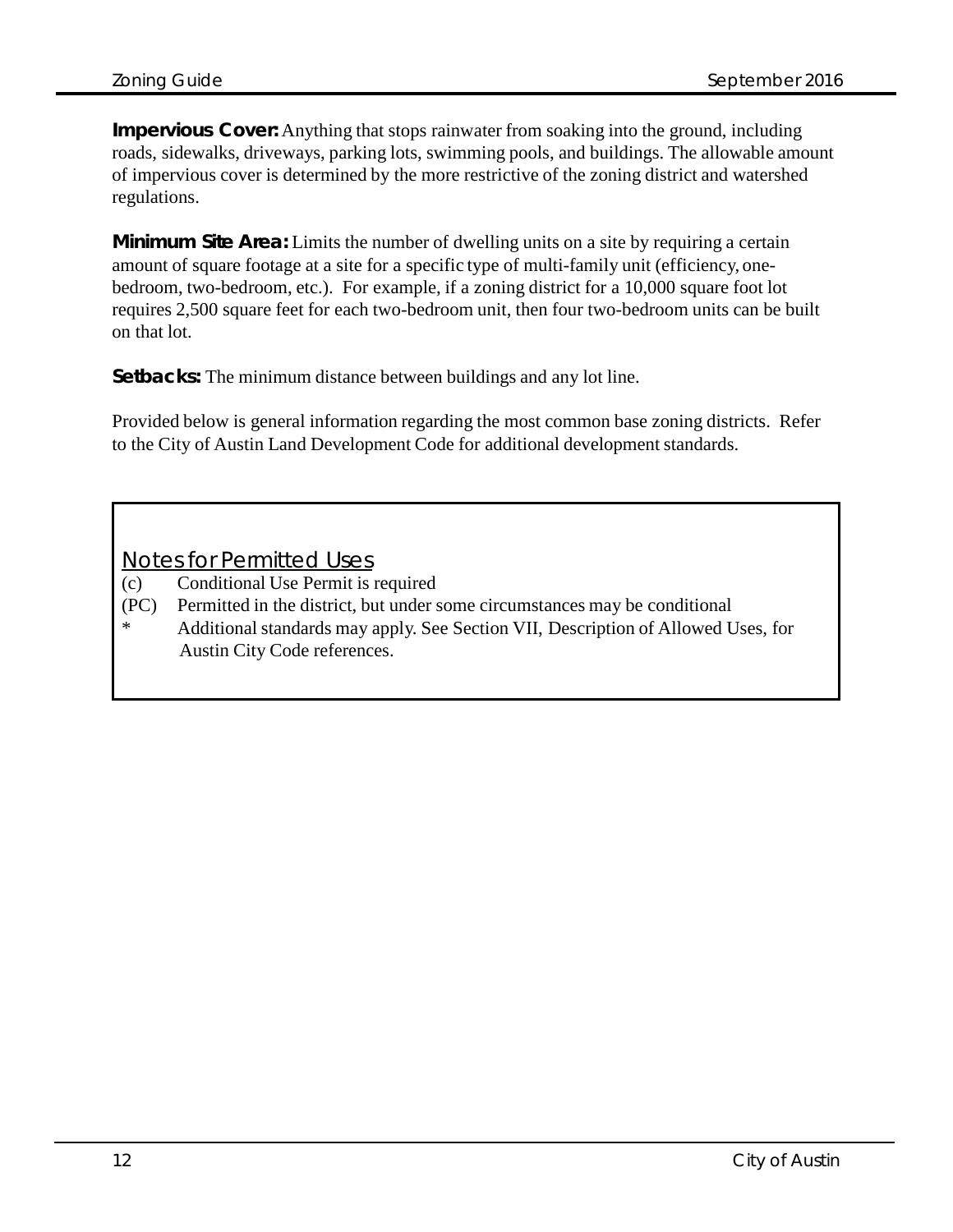**Impervious Cover:** Anything that stops rainwater from soaking into the ground, including roads, sidewalks, driveways, parking lots, swimming pools, and buildings. The allowable amount of impervious cover is determined by the more restrictive of the zoning district and watershed regulations.

**Minimum Site Area:** Limits the number of dwelling units on a site by requiring a certain amount of square footage at a site for a specific type of multi-family unit (efficiency, one-bedroom, two-bedroom, etc.). For example, if a zoning district for a 10,000 square foot lot requires 2,500 square feet for each two-bedroom unit, then four two-bedroom units can be built on that lot.

**Setbacks:** The minimum distance between buildings and any lot line.

Provided below is general information regarding the most common base zoning districts. Refer to the City of Austin Land Development Code for additional development standards.

<u>Notes for Permitted Uses</u>

(c) Conditional Use Permit is required

(PC) Permitted in the district, but under some circumstances may be conditional

* Additional standards may apply. See Section VII, Description of Allowed Uses, for Austin City Code references.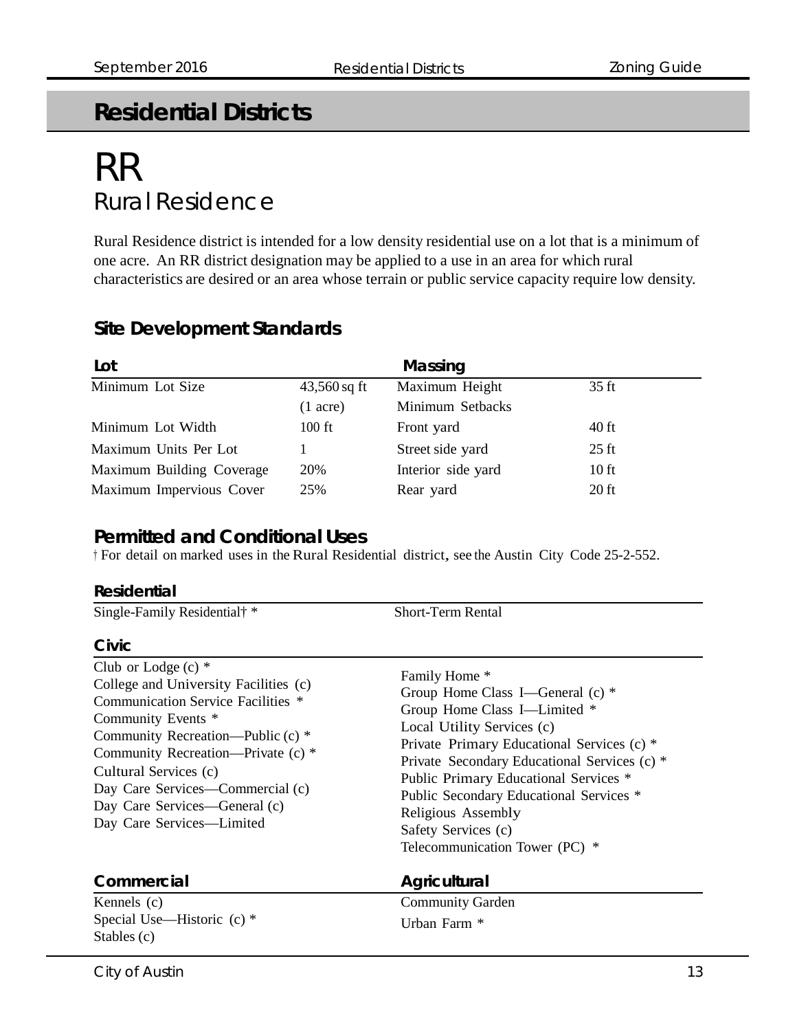# Residential Districts

## RR
### Rural Residence

Rural Residence district is intended for a low density residential use on a lot that is a minimum of one acre. An RR district designation may be applied to a use in an area for which rural characteristics are desired or an area whose terrain or public service capacity require low density.

### Site Development Standards

| Lot | | Massing | |
|---|---|---|---|
| Minimum Lot Size | 43,560 sq ft (1 acre) | Maximum Height | 35 ft |
| | | Minimum Setbacks | |
| Minimum Lot Width | 100 ft | Front yard | 40 ft |
| Maximum Units Per Lot | 1 | Street side yard | 25 ft |
| Maximum Building Coverage | 20% | Interior side yard | 10 ft |
| Maximum Impervious Cover | 25% | Rear yard | 20 ft |

### Permitted and Conditional Uses

† For detail on marked uses in the Rural Residential district, see the Austin City Code 25-2-552.

#### Residential

- Single-Family Residential† *
- Short-Term Rental

#### Civic

- Club or Lodge (c) *
- College and University Facilities (c)
- Communication Service Facilities *
- Community Events *
- Community Recreation—Public (c) *
- Community Recreation—Private (c) *
- Cultural Services (c)
- Day Care Services—Commercial (c)
- Day Care Services—General (c)
- Day Care Services—Limited
- Family Home *
- Group Home Class I—General (c) *
- Group Home Class I—Limited *
- Local Utility Services (c)
- Private Primary Educational Services (c) *
- Private Secondary Educational Services (c) *
- Public Primary Educational Services *
- Public Secondary Educational Services *
- Religious Assembly
- Safety Services (c)
- Telecommunication Tower (PC) *

#### Commercial

- Kennels (c)
- Special Use—Historic (c) *
- Stables (c)

#### Agricultural

- Community Garden
- Urban Farm *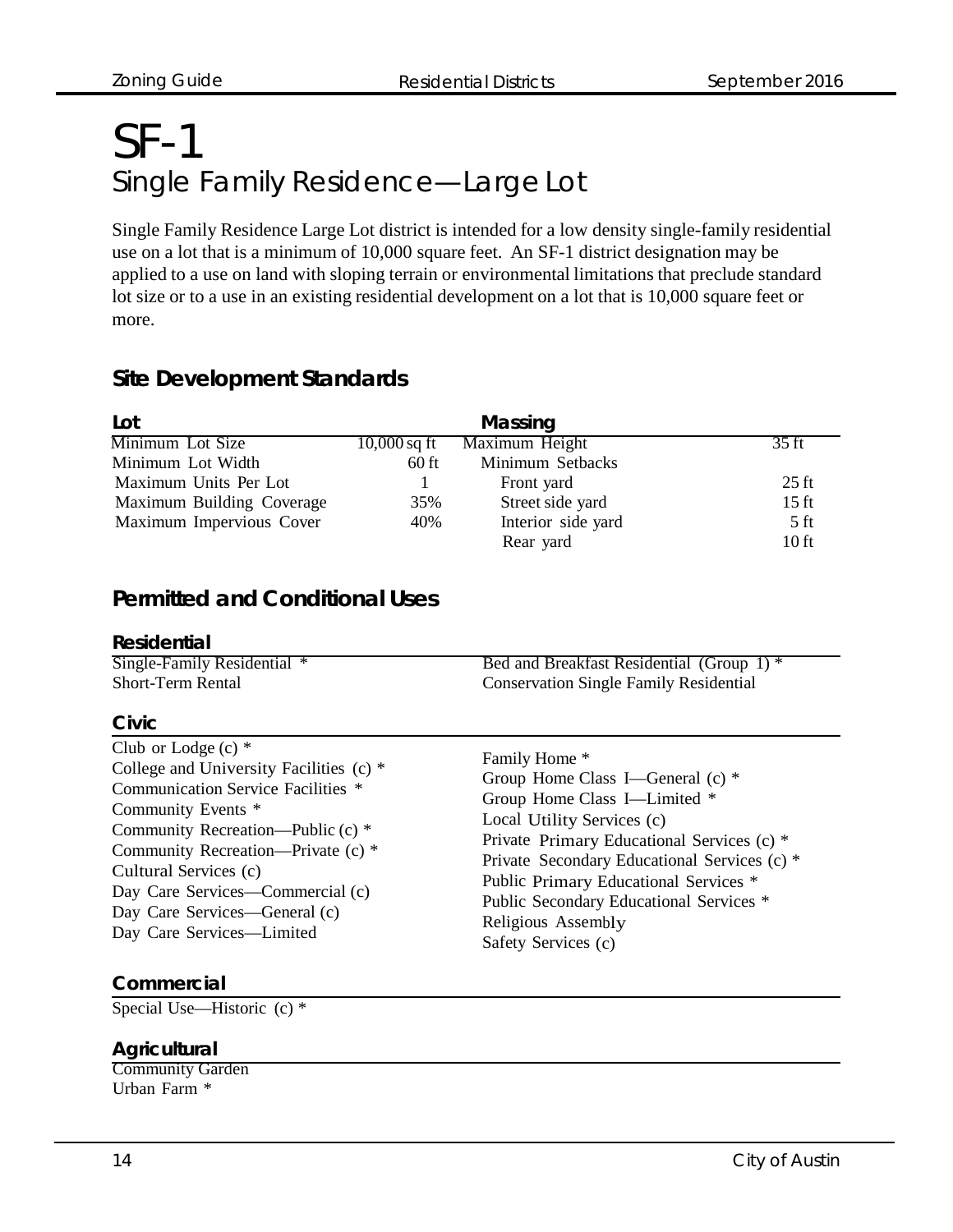# SF-1

## Single Family Residence—Large Lot

Single Family Residence Large Lot district is intended for a low density single-family residential use on a lot that is a minimum of 10,000 square feet. An SF-1 district designation may be applied to a use on land with sloping terrain or environmental limitations that preclude standard lot size or to a use in an existing residential development on a lot that is 10,000 square feet or more.

### Site Development Standards

| Lot | | Massing | |
|---|---|---|---|
| Minimum Lot Size | 10,000 sq ft | Maximum Height | 35 ft |
| Minimum Lot Width | 60 ft | Minimum Setbacks | |
| Maximum Units Per Lot | 1 | Front yard | 25 ft |
| Maximum Building Coverage | 35% | Street side yard | 15 ft |
| Maximum Impervious Cover | 40% | Interior side yard | 5 ft |
| | | Rear yard | 10 ft |

### Permitted and Conditional Uses

#### Residential

Single-Family Residential *
Short-Term Rental
Bed and Breakfast Residential (Group 1) *
Conservation Single Family Residential

#### Civic

Club or Lodge (c) *
College and University Facilities (c) *
Communication Service Facilities *
Community Events *
Community Recreation—Public (c) *
Community Recreation—Private (c) *
Cultural Services (c)
Day Care Services—Commercial (c)
Day Care Services—General (c)
Day Care Services—Limited
Family Home *
Group Home Class I—General (c) *
Group Home Class I—Limited *
Local Utility Services (c)
Private Primary Educational Services (c) *
Private Secondary Educational Services (c) *
Public Primary Educational Services *
Public Secondary Educational Services *
Religious Assembly
Safety Services (c)

#### Commercial

Special Use—Historic (c) *

#### Agricultural

Community Garden
Urban Farm *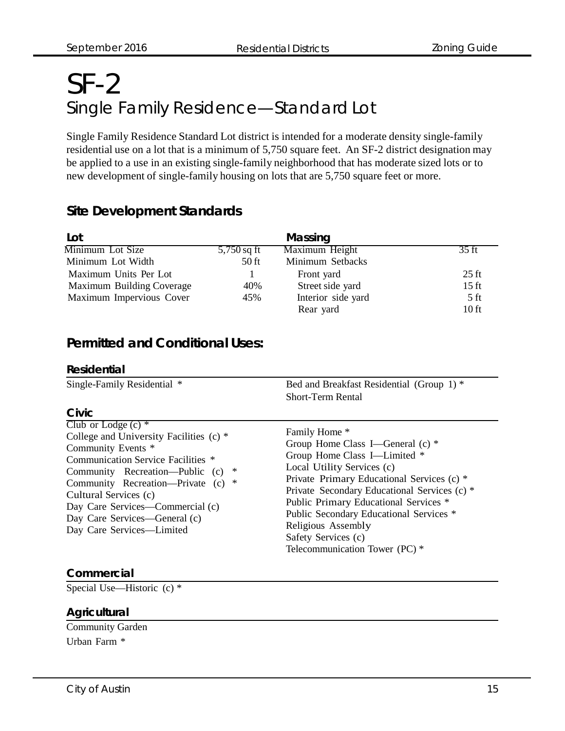# SF-2

## Single Family Residence—Standard Lot

Single Family Residence Standard Lot district is intended for a moderate density single-family residential use on a lot that is a minimum of 5,750 square feet. An SF-2 district designation may be applied to a use in an existing single-family neighborhood that has moderate sized lots or to new development of single-family housing on lots that are 5,750 square feet or more.

### Site Development Standards

| Lot | | Massing | |
|---|---|---|---|
| Minimum Lot Size | 5,750 sq ft | Maximum Height | 35 ft |
| Minimum Lot Width | 50 ft | Minimum Setbacks | |
| Maximum Units Per Lot | 1 | Front yard | 25 ft |
| Maximum Building Coverage | 40% | Street side yard | 15 ft |
| Maximum Impervious Cover | 45% | Interior side yard | 5 ft |
| | | Rear yard | 10 ft |

### Permitted and Conditional Uses:

#### Residential

Single-Family Residential *
Bed and Breakfast Residential (Group 1) *
Short-Term Rental

#### Civic

Club or Lodge (c) *
College and University Facilities (c) *
Community Events *
Communication Service Facilities *
Community Recreation—Public (c) *
Community Recreation—Private (c) *
Cultural Services (c)
Day Care Services—Commercial (c)
Day Care Services—General (c)
Day Care Services—Limited
Family Home *
Group Home Class I—General (c) *
Group Home Class I—Limited *
Local Utility Services (c)
Private Primary Educational Services (c) *
Private Secondary Educational Services (c) *
Public Primary Educational Services *
Public Secondary Educational Services *
Religious Assembly
Safety Services (c)
Telecommunication Tower (PC) *

#### Commercial

Special Use—Historic (c) *

#### Agricultural

Community Garden
Urban Farm *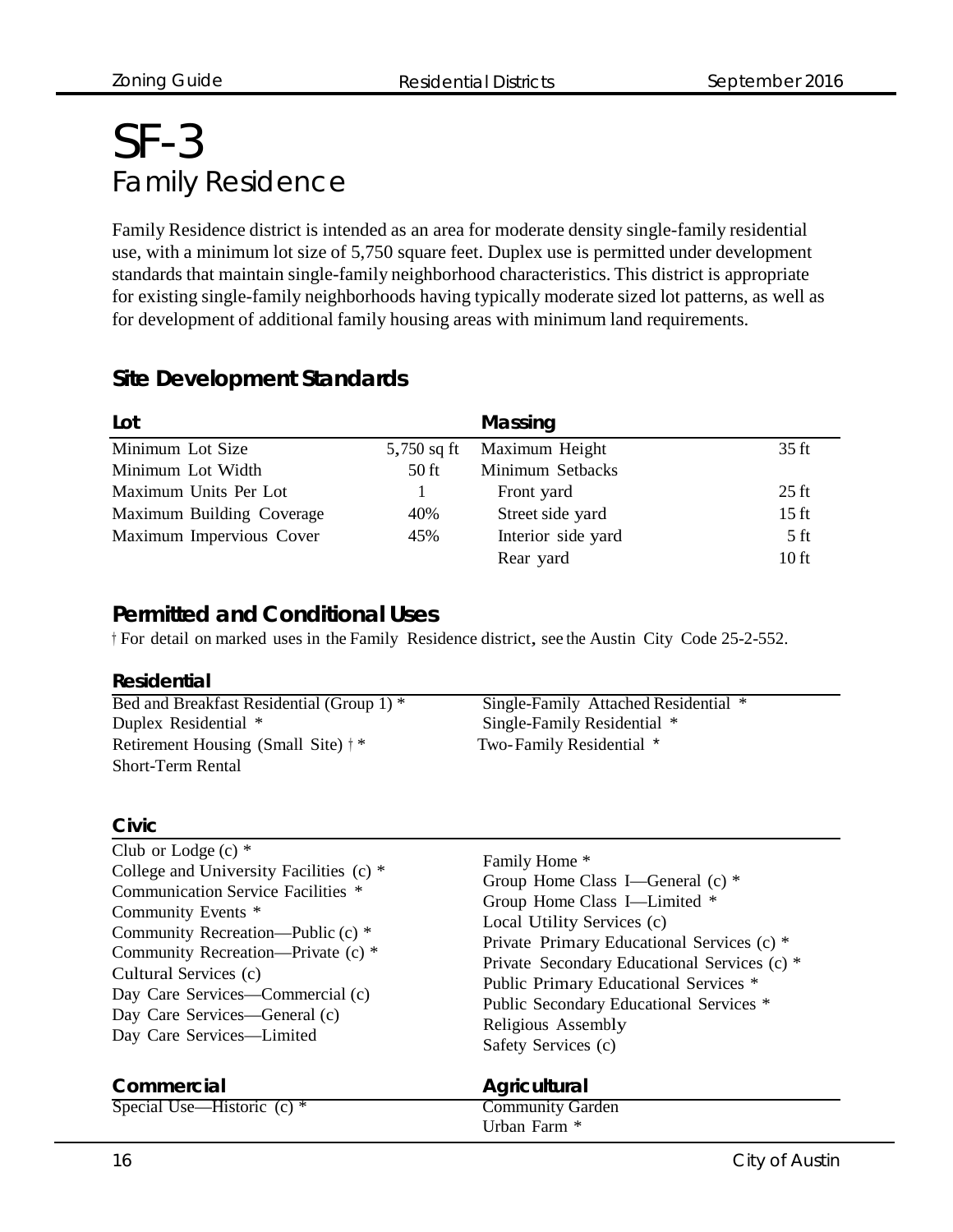# SF-3

## Family Residence

Family Residence district is intended as an area for moderate density single-family residential use, with a minimum lot size of 5,750 square feet. Duplex use is permitted under development standards that maintain single-family neighborhood characteristics. This district is appropriate for existing single-family neighborhoods having typically moderate sized lot patterns, as well as for development of additional family housing areas with minimum land requirements.

### Site Development Standards

| Lot | | Massing | |
|---|---|---|---|
| Minimum Lot Size | 5,750 sq ft | Maximum Height | 35 ft |
| Minimum Lot Width | 50 ft | Minimum Setbacks | |
| Maximum Units Per Lot | 1 | Front yard | 25 ft |
| Maximum Building Coverage | 40% | Street side yard | 15 ft |
| Maximum Impervious Cover | 45% | Interior side yard | 5 ft |
| | | Rear yard | 10 ft |

### Permitted and Conditional Uses

† For detail on marked uses in the Family Residence district, see the Austin City Code 25-2-552.

#### Residential

- Bed and Breakfast Residential (Group 1) *
- Duplex Residential *
- Retirement Housing (Small Site) † *
- Short-Term Rental
- Single-Family Attached Residential *
- Single-Family Residential *
- Two-Family Residential *

#### Civic

- Club or Lodge (c) *
- College and University Facilities (c) *
- Communication Service Facilities *
- Community Events *
- Community Recreation—Public (c) *
- Community Recreation—Private (c) *
- Cultural Services (c)
- Day Care Services—Commercial (c)
- Day Care Services—General (c)
- Day Care Services—Limited
- Family Home *
- Group Home Class I—General (c) *
- Group Home Class I—Limited *
- Local Utility Services (c)
- Private Primary Educational Services (c) *
- Private Secondary Educational Services (c) *
- Public Primary Educational Services *
- Public Secondary Educational Services *
- Religious Assembly
- Safety Services (c)

#### Commercial

- Special Use—Historic (c) *

#### Agricultural

- Community Garden
- Urban Farm *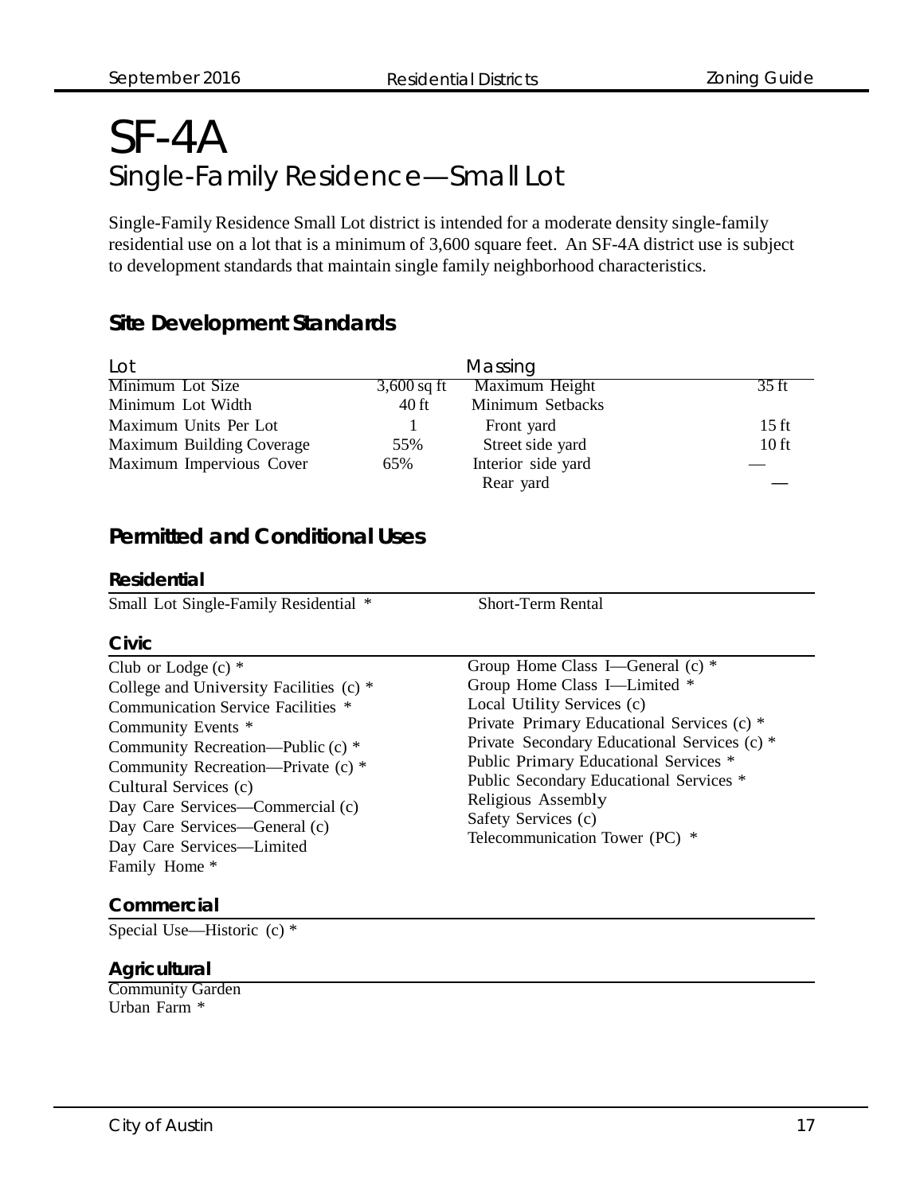# SF-4A

## Single-Family Residence—Small Lot

Single-Family Residence Small Lot district is intended for a moderate density single-family residential use on a lot that is a minimum of 3,600 square feet. An SF-4A district use is subject to development standards that maintain single family neighborhood characteristics.

### Site Development Standards

| Lot | | Massing | |
|---|---|---|---|
| Minimum Lot Size | 3,600 sq ft | Maximum Height | 35 ft |
| Minimum Lot Width | 40 ft | Minimum Setbacks | |
| Maximum Units Per Lot | 1 | Front yard | 15 ft |
| Maximum Building Coverage | 55% | Street side yard | 10 ft |
| Maximum Impervious Cover | 65% | Interior side yard | — |
| | | Rear yard | — |

### Permitted and Conditional Uses

#### Residential

Small Lot Single-Family Residential *
Short-Term Rental

#### Civic

Club or Lodge (c) *
College and University Facilities (c) *
Communication Service Facilities *
Community Events *
Community Recreation—Public (c) *
Community Recreation—Private (c) *
Cultural Services (c)
Day Care Services—Commercial (c)
Day Care Services—General (c)
Day Care Services—Limited
Family Home *
Group Home Class I—General (c) *
Group Home Class I—Limited *
Local Utility Services (c)
Private Primary Educational Services (c) *
Private Secondary Educational Services (c) *
Public Primary Educational Services *
Public Secondary Educational Services *
Religious Assembly
Safety Services (c)
Telecommunication Tower (PC) *

#### Commercial

Special Use—Historic (c) *

#### Agricultural

Community Garden
Urban Farm *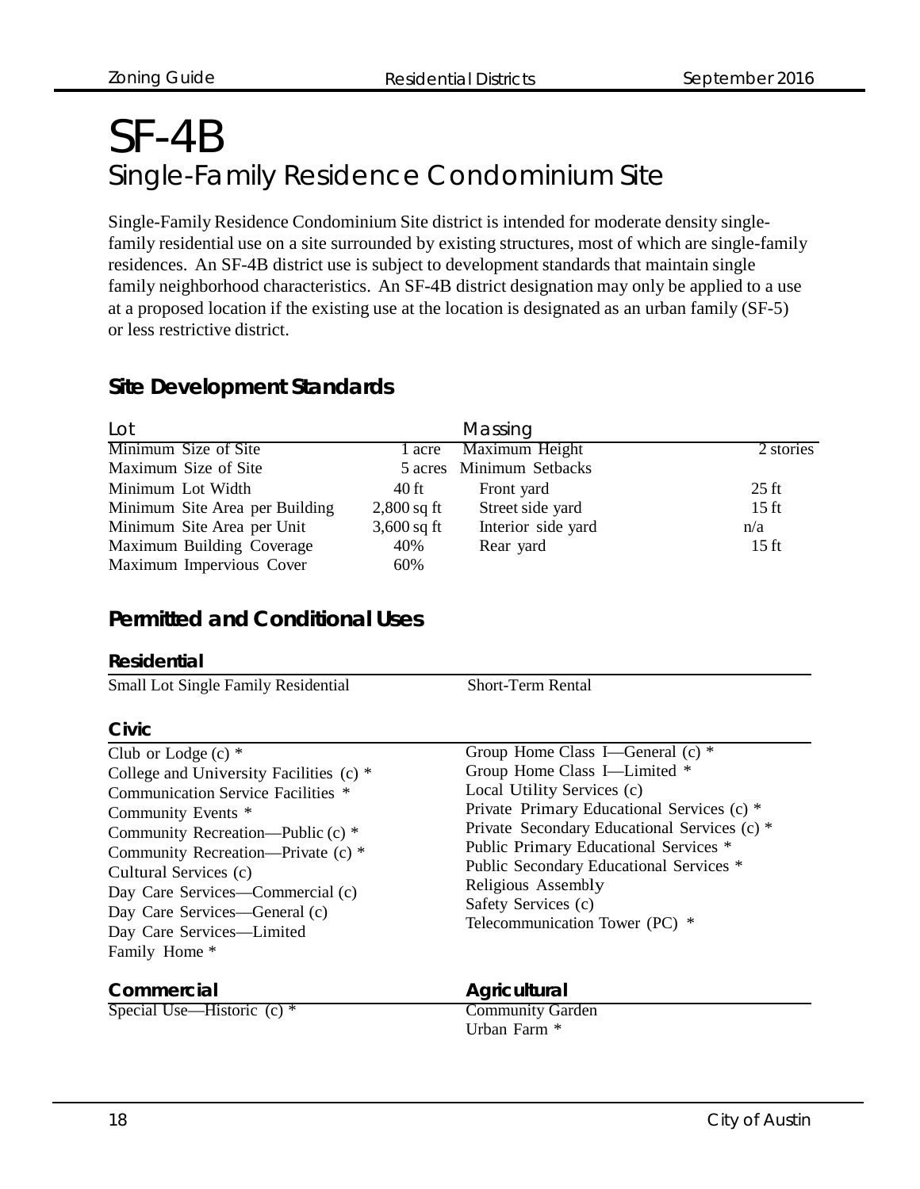# SF-4B

## Single-Family Residence Condominium Site

Single-Family Residence Condominium Site district is intended for moderate density single-family residential use on a site surrounded by existing structures, most of which are single-family residences. An SF-4B district use is subject to development standards that maintain single family neighborhood characteristics. An SF-4B district designation may only be applied to a use at a proposed location if the existing use at the location is designated as an urban family (SF-5) or less restrictive district.

### Site Development Standards

| Lot | | Massing | |
|---|---|---|---|
| Minimum Size of Site | 1 acre | Maximum Height | 2 stories |
| Maximum Size of Site | 5 acres | Minimum Setbacks | |
| Minimum Lot Width | 40 ft | Front yard | 25 ft |
| Minimum Site Area per Building | 2,800 sq ft | Street side yard | 15 ft |
| Minimum Site Area per Unit | 3,600 sq ft | Interior side yard | n/a |
| Maximum Building Coverage | 40% | Rear yard | 15 ft |
| Maximum Impervious Cover | 60% | | |

### Permitted and Conditional Uses

#### Residential

- Small Lot Single Family Residential
- Short-Term Rental

#### Civic

- Club or Lodge (c) *
- College and University Facilities (c) *
- Communication Service Facilities *
- Community Events *
- Community Recreation—Public (c) *
- Community Recreation—Private (c) *
- Cultural Services (c)
- Day Care Services—Commercial (c)
- Day Care Services—General (c)
- Day Care Services—Limited
- Family Home *
- Group Home Class I—General (c) *
- Group Home Class I—Limited *
- Local Utility Services (c)
- Private Primary Educational Services (c) *
- Private Secondary Educational Services (c) *
- Public Primary Educational Services *
- Public Secondary Educational Services *
- Religious Assembly
- Safety Services (c)
- Telecommunication Tower (PC) *

#### Commercial

- Special Use—Historic (c) *

#### Agricultural

- Community Garden
- Urban Farm *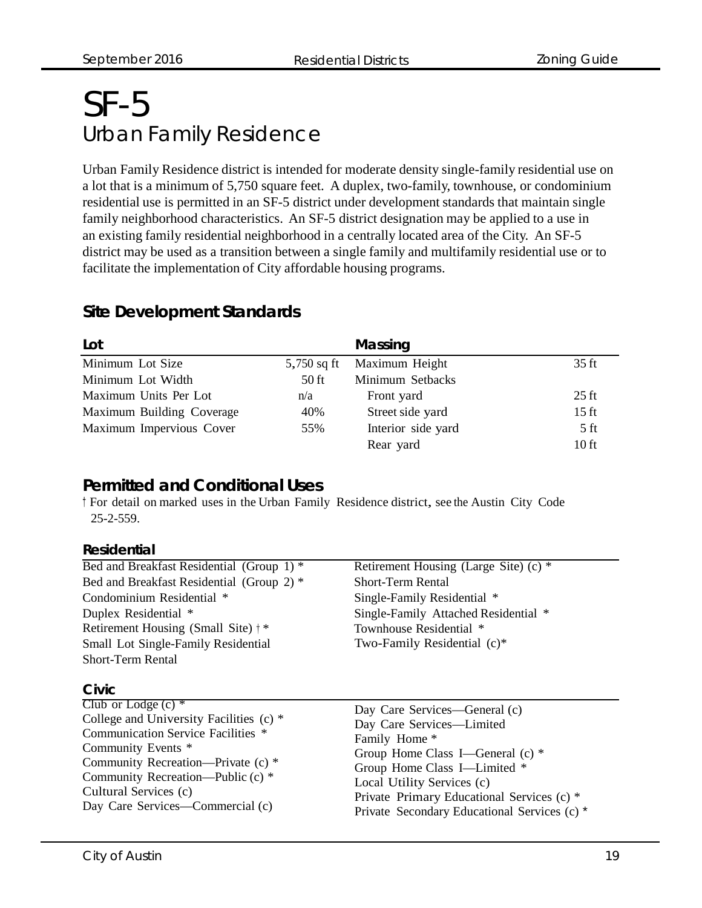# SF-5

## Urban Family Residence

Urban Family Residence district is intended for moderate density single-family residential use on a lot that is a minimum of 5,750 square feet. A duplex, two-family, townhouse, or condominium residential use is permitted in an SF-5 district under development standards that maintain single family neighborhood characteristics. An SF-5 district designation may be applied to a use in an existing family residential neighborhood in a centrally located area of the City. An SF-5 district may be used as a transition between a single family and multifamily residential use or to facilitate the implementation of City affordable housing programs.

### Site Development Standards

| Lot | | Massing | |
|---|---|---|---|
| Minimum Lot Size | 5,750 sq ft | Maximum Height | 35 ft |
| Minimum Lot Width | 50 ft | Minimum Setbacks | |
| Maximum Units Per Lot | n/a | Front yard | 25 ft |
| Maximum Building Coverage | 40% | Street side yard | 15 ft |
| Maximum Impervious Cover | 55% | Interior side yard | 5 ft |
| | | Rear yard | 10 ft |

### Permitted and Conditional Uses

† For detail on marked uses in the Urban Family Residence district, see the Austin City Code 25-2-559.

#### Residential

- Bed and Breakfast Residential (Group 1) *
- Bed and Breakfast Residential (Group 2) *
- Condominium Residential *
- Duplex Residential *
- Retirement Housing (Small Site) † *
- Small Lot Single-Family Residential
- Short-Term Rental
- Retirement Housing (Large Site) (c) *
- Short-Term Rental
- Single-Family Residential *
- Single-Family Attached Residential *
- Townhouse Residential *
- Two-Family Residential (c)*

#### Civic

- Club or Lodge (c) *
- College and University Facilities (c) *
- Communication Service Facilities *
- Community Events *
- Community Recreation—Private (c) *
- Community Recreation—Public (c) *
- Cultural Services (c)
- Day Care Services—Commercial (c)
- Day Care Services—General (c)
- Day Care Services—Limited
- Family Home *
- Group Home Class I—General (c) *
- Group Home Class I—Limited *
- Local Utility Services (c)
- Private Primary Educational Services (c) *
- Private Secondary Educational Services (c) *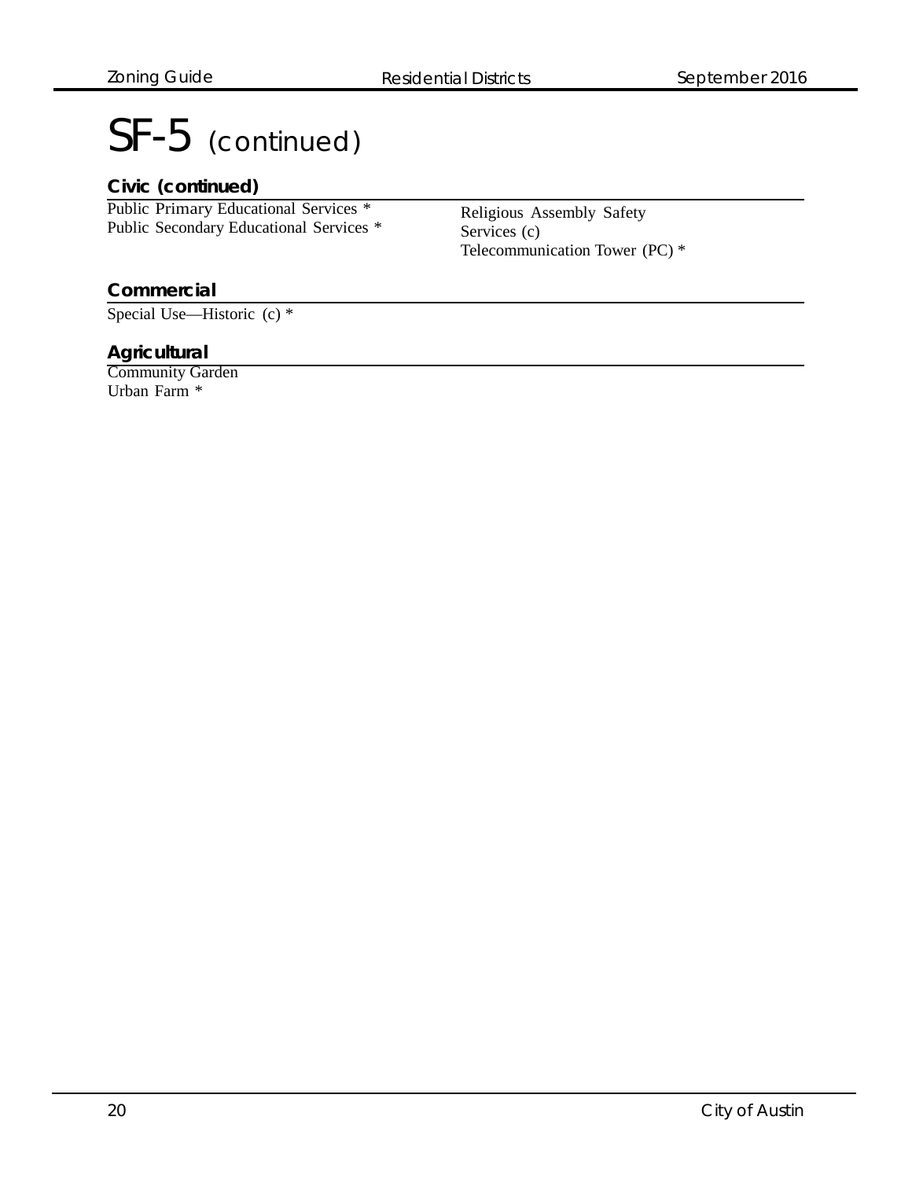# SF-5 (continued)

### Civic (continued)

Public Primary Educational Services *
Public Secondary Educational Services *
Religious Assembly Safety Services (c)
Telecommunication Tower (PC) *

### Commercial

Special Use—Historic (c) *

### Agricultural

Community Garden
Urban Farm *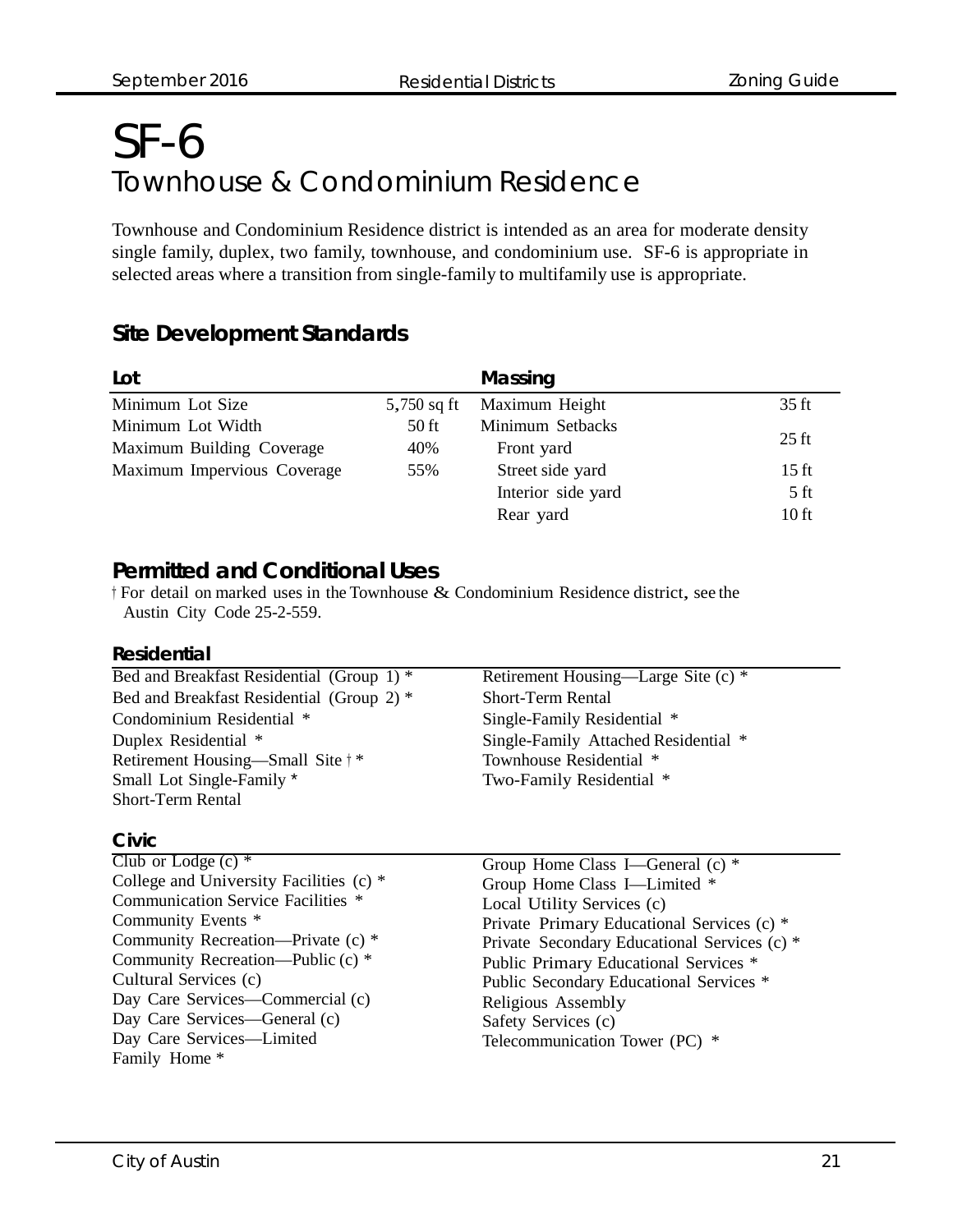# SF-6

## Townhouse & Condominium Residence

Townhouse and Condominium Residence district is intended as an area for moderate density single family, duplex, two family, townhouse, and condominium use. SF-6 is appropriate in selected areas where a transition from single-family to multifamily use is appropriate.

### Site Development Standards

| Lot | | Massing | |
|---|---|---|---|
| Minimum Lot Size | 5,750 sq ft | Maximum Height | 35 ft |
| Minimum Lot Width | 50 ft | Minimum Setbacks | |
| Maximum Building Coverage | 40% | Front yard | 25 ft |
| Maximum Impervious Coverage | 55% | Street side yard | 15 ft |
| | | Interior side yard | 5 ft |
| | | Rear yard | 10 ft |

### Permitted and Conditional Uses

† For detail on marked uses in the Townhouse & Condominium Residence district, see the Austin City Code 25-2-559.

#### Residential

- Bed and Breakfast Residential (Group 1) *
- Bed and Breakfast Residential (Group 2) *
- Condominium Residential *
- Duplex Residential *
- Retirement Housing—Small Site † *
- Small Lot Single-Family *
- Short-Term Rental
- Retirement Housing—Large Site (c) *
- Short-Term Rental
- Single-Family Residential *
- Single-Family Attached Residential *
- Townhouse Residential *
- Two-Family Residential *

#### Civic

- Club or Lodge (c) *
- College and University Facilities (c) *
- Communication Service Facilities *
- Community Events *
- Community Recreation—Private (c) *
- Community Recreation—Public (c) *
- Cultural Services (c)
- Day Care Services—Commercial (c)
- Day Care Services—General (c)
- Day Care Services—Limited
- Family Home *
- Group Home Class I—General (c) *
- Group Home Class I—Limited *
- Local Utility Services (c)
- Private Primary Educational Services (c) *
- Private Secondary Educational Services (c) *
- Public Primary Educational Services *
- Public Secondary Educational Services *
- Religious Assembly
- Safety Services (c)
- Telecommunication Tower (PC) *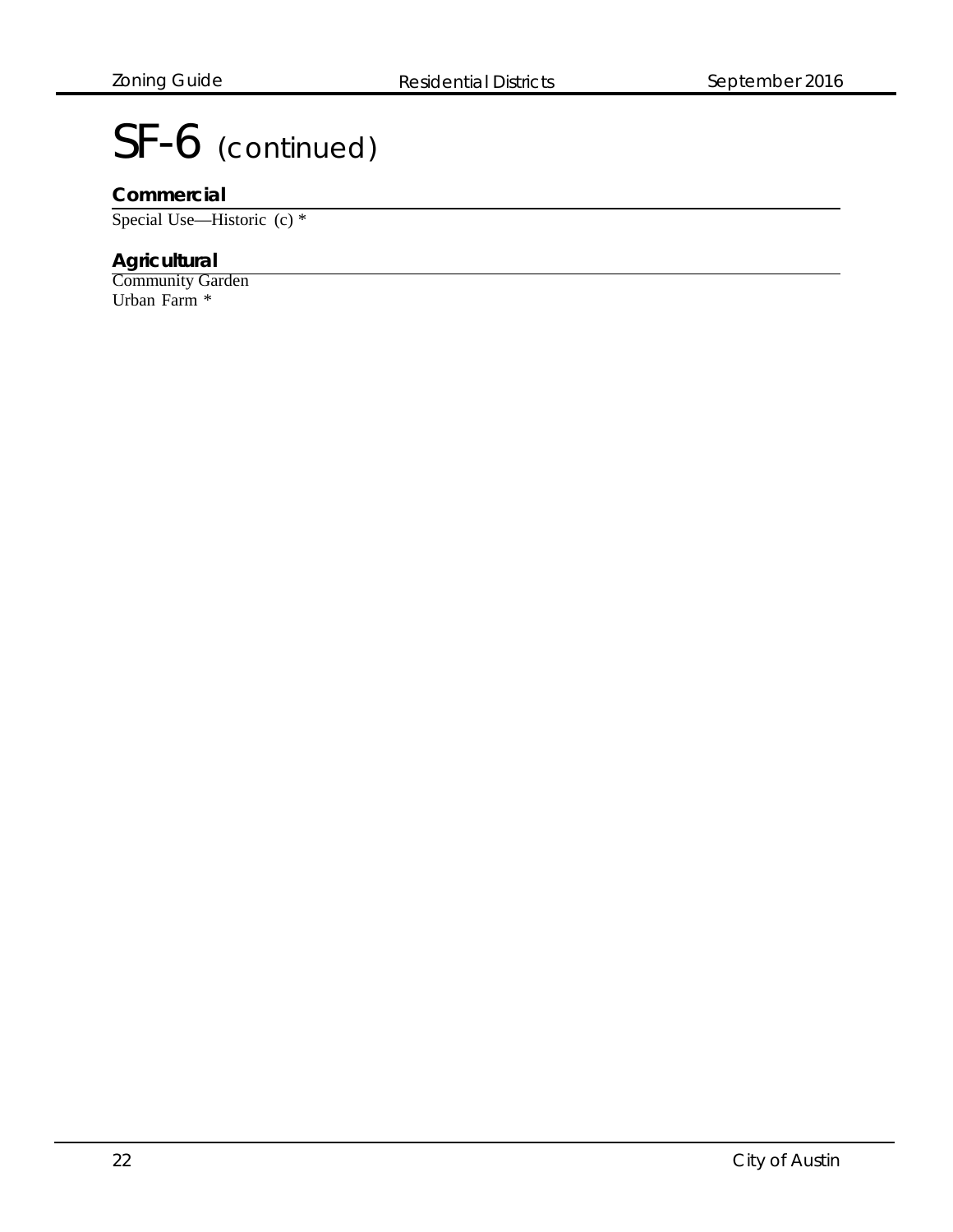# SF-6 (continued)

### Commercial

Special Use—Historic (c) *

### Agricultural

Community Garden
Urban Farm *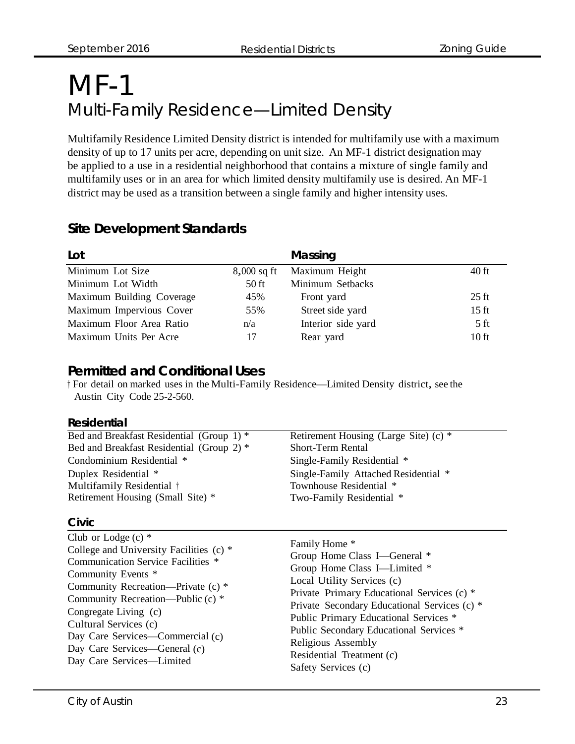# MF-1

## Multi-Family Residence—Limited Density

Multifamily Residence Limited Density district is intended for multifamily use with a maximum density of up to 17 units per acre, depending on unit size. An MF-1 district designation may be applied to a use in a residential neighborhood that contains a mixture of single family and multifamily uses or in an area for which limited density multifamily use is desired. An MF-1 district may be used as a transition between a single family and higher intensity uses.

### Site Development Standards

| Lot | | Massing | |
|---|---|---|---|
| Minimum Lot Size | 8,000 sq ft | Maximum Height | 40 ft |
| Minimum Lot Width | 50 ft | Minimum Setbacks | |
| Maximum Building Coverage | 45% | Front yard | 25 ft |
| Maximum Impervious Cover | 55% | Street side yard | 15 ft |
| Maximum Floor Area Ratio | n/a | Interior side yard | 5 ft |
| Maximum Units Per Acre | 17 | Rear yard | 10 ft |

### Permitted and Conditional Uses

† For detail on marked uses in the Multi-Family Residence—Limited Density district, see the Austin City Code 25-2-560.

#### Residential

- Bed and Breakfast Residential (Group 1) *
- Bed and Breakfast Residential (Group 2) *
- Condominium Residential *
- Duplex Residential *
- Multifamily Residential †
- Retirement Housing (Small Site) *
- Retirement Housing (Large Site) (c) *
- Short-Term Rental
- Single-Family Residential *
- Single-Family Attached Residential *
- Townhouse Residential *
- Two-Family Residential *

#### Civic

- Club or Lodge (c) *
- College and University Facilities (c) *
- Communication Service Facilities *
- Community Events *
- Community Recreation—Private (c) *
- Community Recreation—Public (c) *
- Congregate Living (c)
- Cultural Services (c)
- Day Care Services—Commercial (c)
- Day Care Services—General (c)
- Day Care Services—Limited
- Family Home *
- Group Home Class I—General *
- Group Home Class I—Limited *
- Local Utility Services (c)
- Private Primary Educational Services (c) *
- Private Secondary Educational Services (c) *
- Public Primary Educational Services *
- Public Secondary Educational Services *
- Religious Assembly
- Residential Treatment (c)
- Safety Services (c)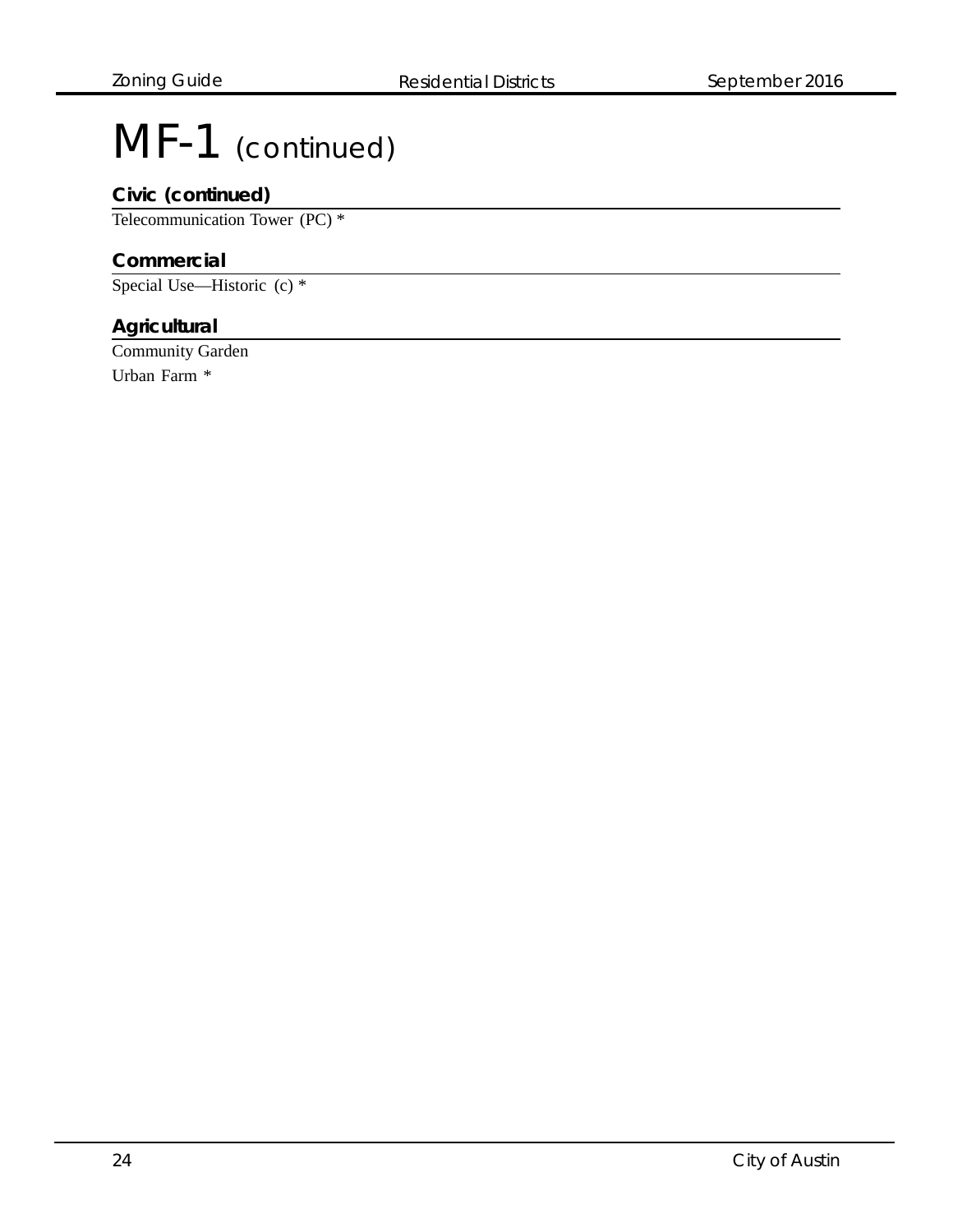# MF-1 (continued)

### Civic (continued)

Telecommunication Tower (PC) *

### Commercial

Special Use—Historic (c) *

### Agricultural

Community Garden

Urban Farm *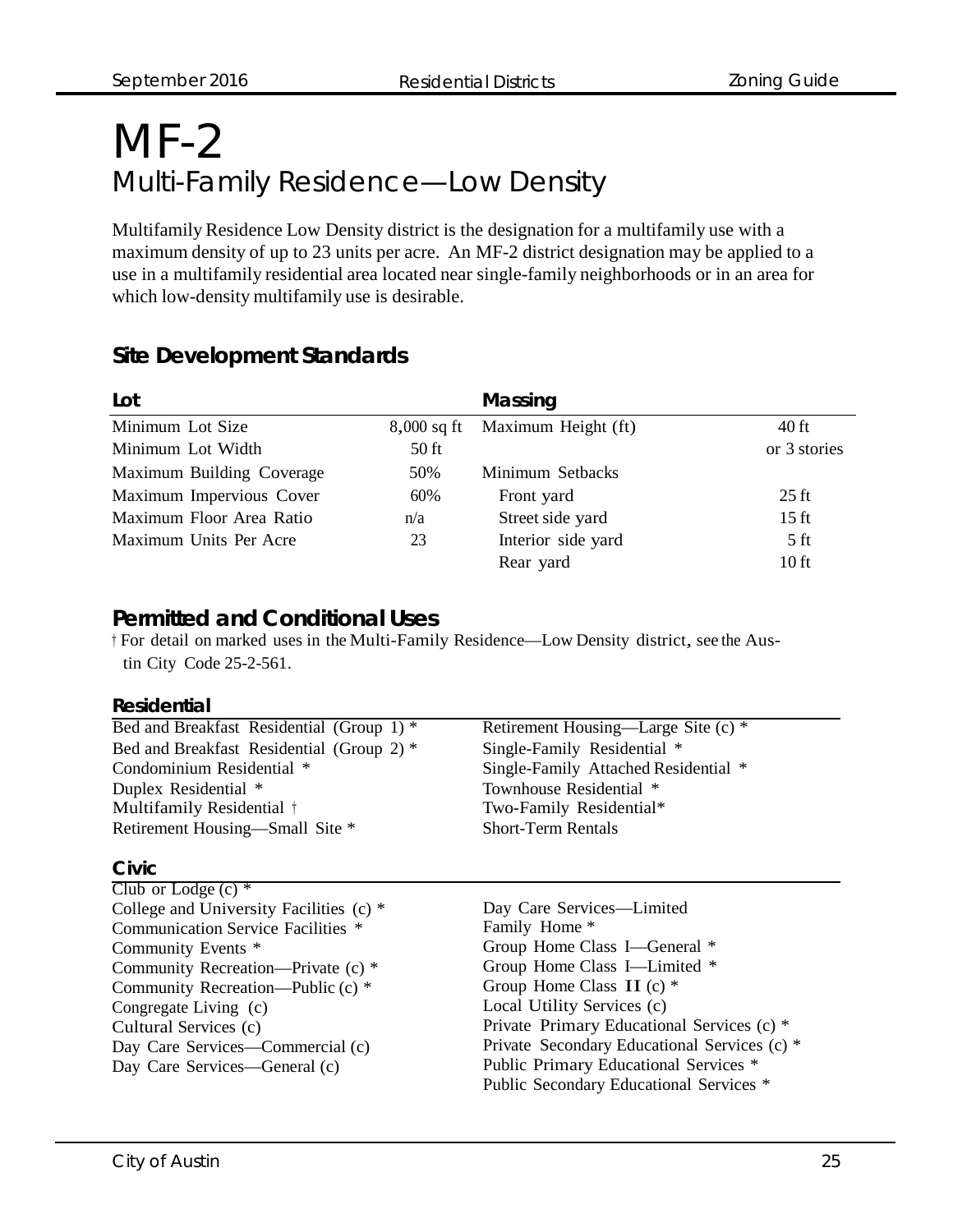# MF-2

## Multi-Family Residence—Low Density

Multifamily Residence Low Density district is the designation for a multifamily use with a maximum density of up to 23 units per acre. An MF-2 district designation may be applied to a use in a multifamily residential area located near single-family neighborhoods or in an area for which low-density multifamily use is desirable.

### Site Development Standards

| Lot | | Massing | |
|---|---|---|---|
| Minimum Lot Size | 8,000 sq ft | Maximum Height (ft) | 40 ft or 3 stories |
| Minimum Lot Width | 50 ft | | |
| Maximum Building Coverage | 50% | Minimum Setbacks | |
| Maximum Impervious Cover | 60% | Front yard | 25 ft |
| Maximum Floor Area Ratio | n/a | Street side yard | 15 ft |
| Maximum Units Per Acre | 23 | Interior side yard | 5 ft |
| | | Rear yard | 10 ft |

### Permitted and Conditional Uses

† For detail on marked uses in the Multi-Family Residence—Low Density district, see the Austin City Code 25-2-561.

#### Residential

- Bed and Breakfast Residential (Group 1) *
- Bed and Breakfast Residential (Group 2) *
- Condominium Residential *
- Duplex Residential *
- Multifamily Residential †
- Retirement Housing—Small Site *
- Retirement Housing—Large Site (c) *
- Single-Family Residential *
- Single-Family Attached Residential *
- Townhouse Residential *
- Two-Family Residential*
- Short-Term Rentals

#### Civic

- Club or Lodge (c) *
- College and University Facilities (c) *
- Communication Service Facilities *
- Community Events *
- Community Recreation—Private (c) *
- Community Recreation—Public (c) *
- Congregate Living (c)
- Cultural Services (c)
- Day Care Services—Commercial (c)
- Day Care Services—General (c)
- Day Care Services—Limited
- Family Home *
- Group Home Class I—General *
- Group Home Class I—Limited *
- Group Home Class II (c) *
- Local Utility Services (c)
- Private Primary Educational Services (c) *
- Private Secondary Educational Services (c) *
- Public Primary Educational Services *
- Public Secondary Educational Services *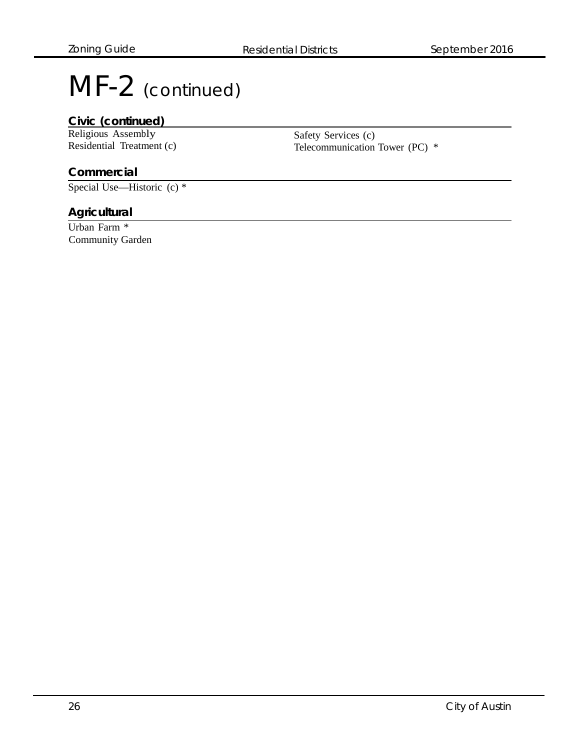# MF-2 (continued)

## Civic (continued)

Religious Assembly
Residential Treatment (c)
Safety Services (c)
Telecommunication Tower (PC) *

## Commercial

Special Use—Historic (c) *

## Agricultural

Urban Farm *
Community Garden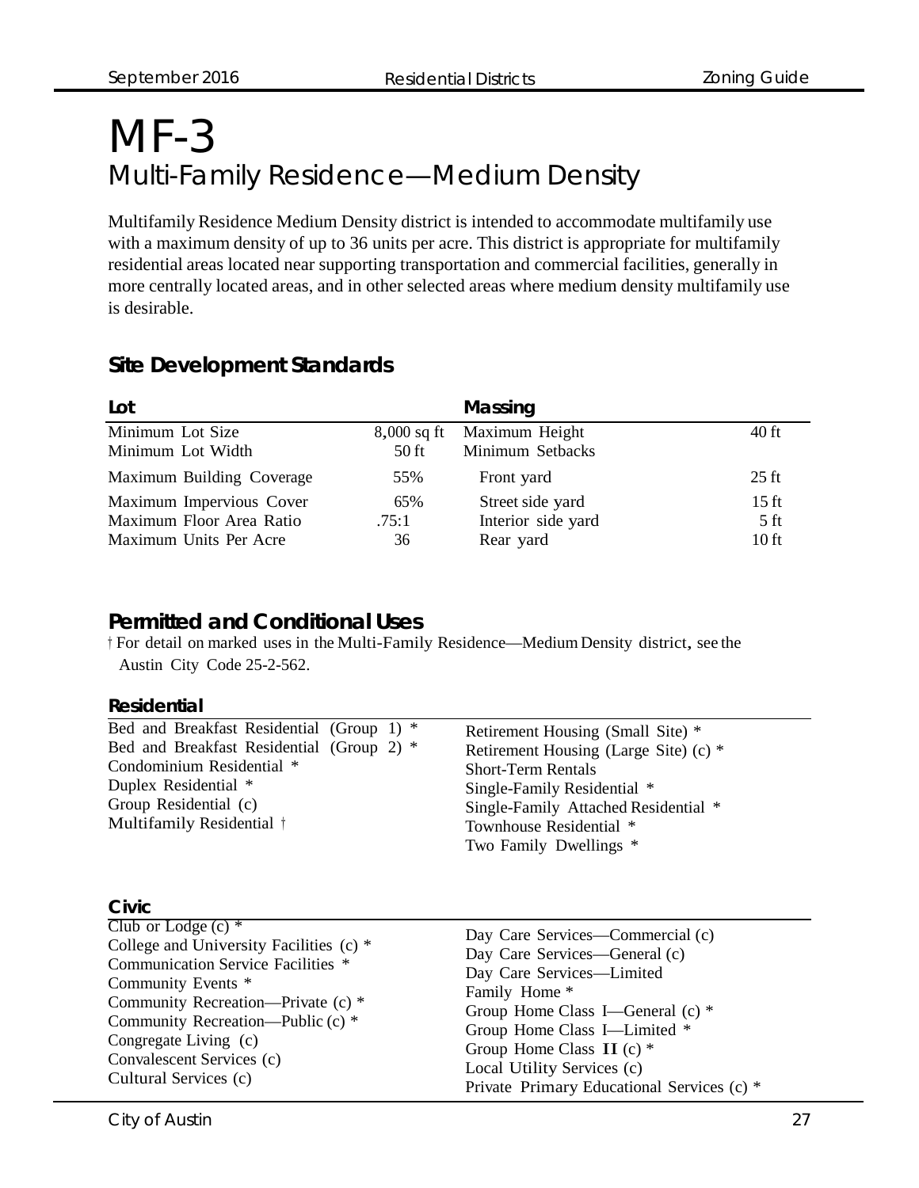# MF-3

## Multi-Family Residence—Medium Density

Multifamily Residence Medium Density district is intended to accommodate multifamily use with a maximum density of up to 36 units per acre. This district is appropriate for multifamily residential areas located near supporting transportation and commercial facilities, generally in more centrally located areas, and in other selected areas where medium density multifamily use is desirable.

### Site Development Standards

| Lot | | Massing | |
|---|---|---|---|
| Minimum Lot Size | 8,000 sq ft | Maximum Height | 40 ft |
| Minimum Lot Width | 50 ft | Minimum Setbacks | |
| Maximum Building Coverage | 55% | Front yard | 25 ft |
| Maximum Impervious Cover | 65% | Street side yard | 15 ft |
| Maximum Floor Area Ratio | .75:1 | Interior side yard | 5 ft |
| Maximum Units Per Acre | 36 | Rear yard | 10 ft |

### Permitted and Conditional Uses

† For detail on marked uses in the Multi-Family Residence—Medium Density district, see the Austin City Code 25-2-562.

#### Residential

Bed and Breakfast Residential (Group 1) *
Bed and Breakfast Residential (Group 2) *
Condominium Residential *
Duplex Residential *
Group Residential (c)
Multifamily Residential †
Retirement Housing (Small Site) *
Retirement Housing (Large Site) (c) *
Short-Term Rentals
Single-Family Residential *
Single-Family Attached Residential *
Townhouse Residential *
Two Family Dwellings *

#### Civic

Club or Lodge (c) *
College and University Facilities (c) *
Communication Service Facilities *
Community Events *
Community Recreation—Private (c) *
Community Recreation—Public (c) *
Congregate Living (c)
Convalescent Services (c)
Cultural Services (c)
Day Care Services—Commercial (c)
Day Care Services—General (c)
Day Care Services—Limited
Family Home *
Group Home Class I—General (c) *
Group Home Class I—Limited *
Group Home Class II (c) *
Local Utility Services (c)
Private Primary Educational Services (c) *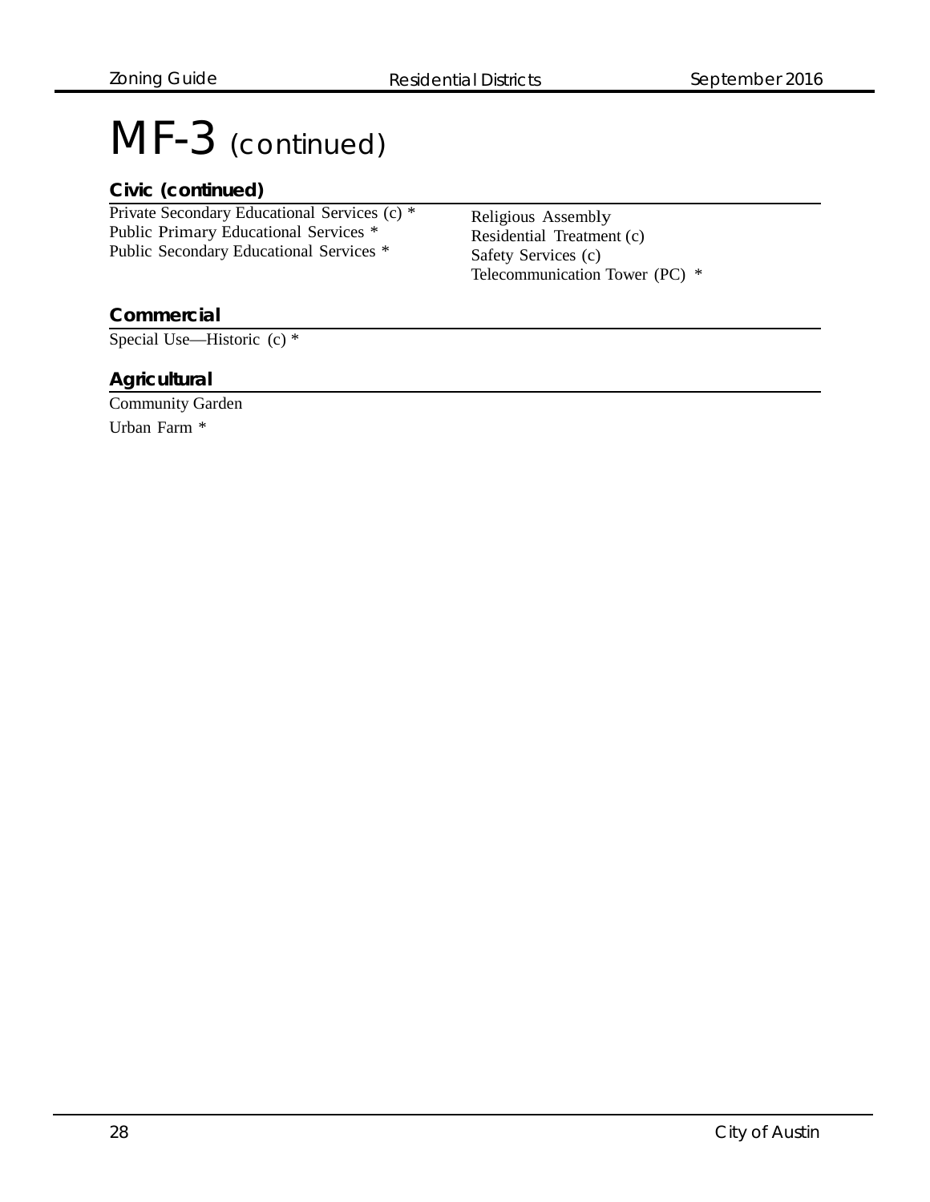# MF-3 (continued)

### Civic (continued)

Private Secondary Educational Services (c) *
Public Primary Educational Services *
Public Secondary Educational Services *
Religious Assembly
Residential Treatment (c)
Safety Services (c)
Telecommunication Tower (PC) *

### Commercial

Special Use—Historic (c) *

### Agricultural

Community Garden
Urban Farm *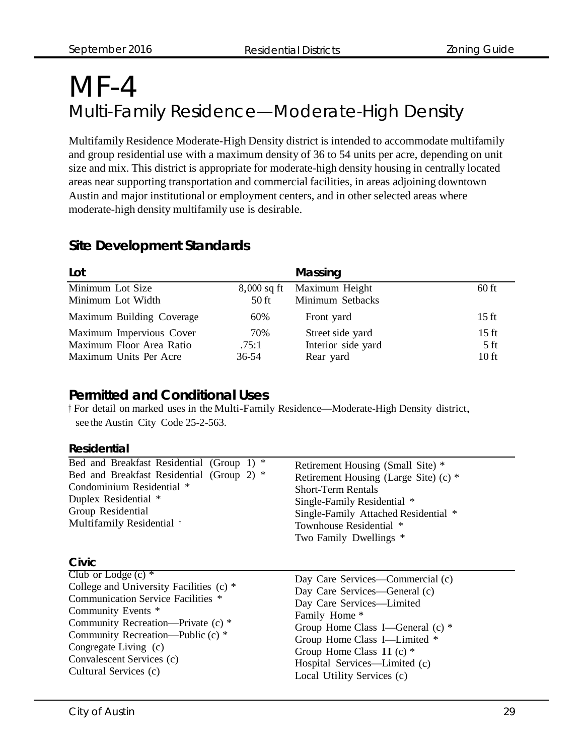# MF-4

## Multi-Family Residence—Moderate-High Density

Multifamily Residence Moderate-High Density district is intended to accommodate multifamily and group residential use with a maximum density of 36 to 54 units per acre, depending on unit size and mix. This district is appropriate for moderate-high density housing in centrally located areas near supporting transportation and commercial facilities, in areas adjoining downtown Austin and major institutional or employment centers, and in other selected areas where moderate-high density multifamily use is desirable.

### Site Development Standards

| Lot | | Massing | |
|---|---|---|---|
| Minimum Lot Size | 8,000 sq ft | Maximum Height | 60 ft |
| Minimum Lot Width | 50 ft | Minimum Setbacks | |
| Maximum Building Coverage | 60% | Front yard | 15 ft |
| Maximum Impervious Cover | 70% | Street side yard | 15 ft |
| Maximum Floor Area Ratio | .75:1 | Interior side yard | 5 ft |
| Maximum Units Per Acre | 36-54 | Rear yard | 10 ft |

### Permitted and Conditional Uses

† For detail on marked uses in the Multi-Family Residence—Moderate-High Density district, see the Austin City Code 25-2-563.

#### Residential

Bed and Breakfast Residential (Group 1) *
Bed and Breakfast Residential (Group 2) *
Condominium Residential *
Duplex Residential *
Group Residential
Multifamily Residential †
Retirement Housing (Small Site) *
Retirement Housing (Large Site) (c) *
Short-Term Rentals
Single-Family Residential *
Single-Family Attached Residential *
Townhouse Residential *
Two Family Dwellings *

#### Civic

Club or Lodge (c) *
College and University Facilities (c) *
Communication Service Facilities *
Community Events *
Community Recreation—Private (c) *
Community Recreation—Public (c) *
Congregate Living (c)
Convalescent Services (c)
Cultural Services (c)
Day Care Services—Commercial (c)
Day Care Services—General (c)
Day Care Services—Limited
Family Home *
Group Home Class I—General (c) *
Group Home Class I—Limited *
Group Home Class II (c) *
Hospital Services—Limited (c)
Local Utility Services (c)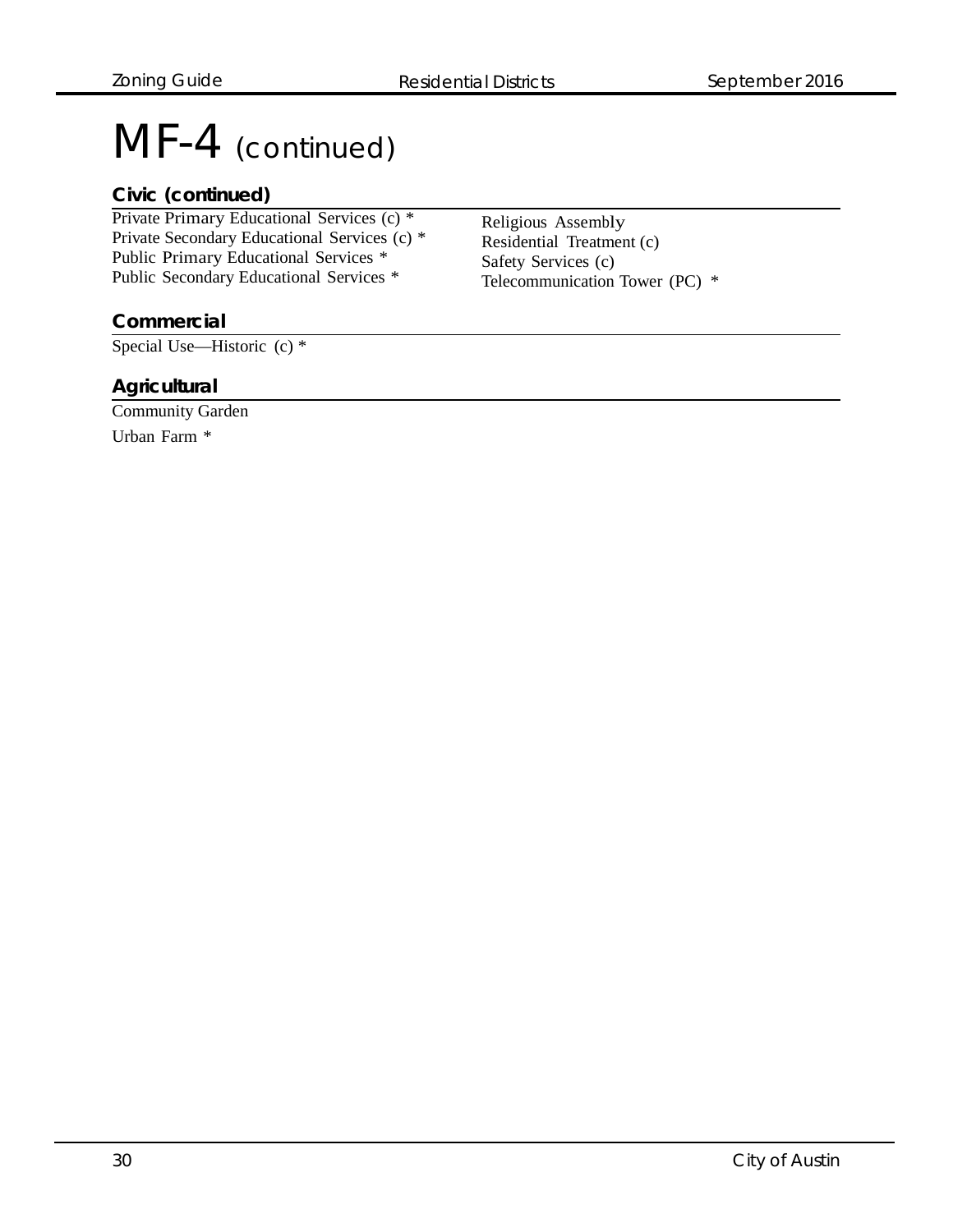# MF-4 (continued)

## Civic (continued)

Private Primary Educational Services (c) *
Private Secondary Educational Services (c) *
Public Primary Educational Services *
Public Secondary Educational Services *
Religious Assembly
Residential Treatment (c)
Safety Services (c)
Telecommunication Tower (PC) *

## Commercial

Special Use—Historic (c) *

## Agricultural

Community Garden
Urban Farm *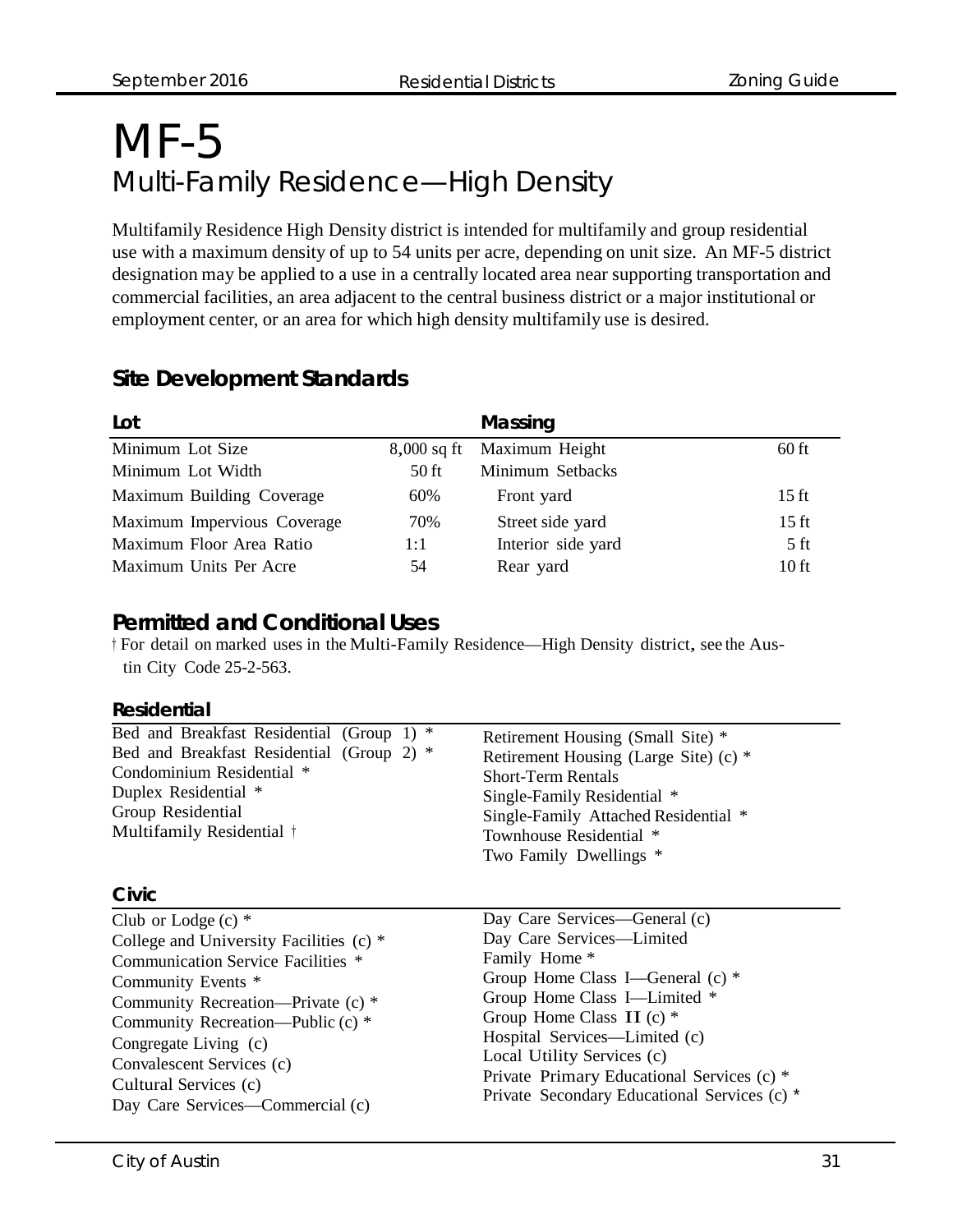# MF-5

## Multi-Family Residence—High Density

Multifamily Residence High Density district is intended for multifamily and group residential use with a maximum density of up to 54 units per acre, depending on unit size. An MF-5 district designation may be applied to a use in a centrally located area near supporting transportation and commercial facilities, an area adjacent to the central business district or a major institutional or employment center, or an area for which high density multifamily use is desired.

### Site Development Standards

| Lot | | Massing | |
|---|---|---|---|
| Minimum Lot Size | 8,000 sq ft | Maximum Height | 60 ft |
| Minimum Lot Width | 50 ft | Minimum Setbacks | |
| Maximum Building Coverage | 60% | Front yard | 15 ft |
| Maximum Impervious Coverage | 70% | Street side yard | 15 ft |
| Maximum Floor Area Ratio | 1:1 | Interior side yard | 5 ft |
| Maximum Units Per Acre | 54 | Rear yard | 10 ft |

### Permitted and Conditional Uses

† For detail on marked uses in the Multi-Family Residence—High Density district, see the Austin City Code 25-2-563.

#### Residential

- Bed and Breakfast Residential (Group 1) *
- Bed and Breakfast Residential (Group 2) *
- Condominium Residential *
- Duplex Residential *
- Group Residential
- Multifamily Residential †
- Retirement Housing (Small Site) *
- Retirement Housing (Large Site) (c) *
- Short-Term Rentals
- Single-Family Residential *
- Single-Family Attached Residential *
- Townhouse Residential *
- Two Family Dwellings *

#### Civic

- Club or Lodge (c) *
- College and University Facilities (c) *
- Communication Service Facilities *
- Community Events *
- Community Recreation—Private (c) *
- Community Recreation—Public (c) *
- Congregate Living (c)
- Convalescent Services (c)
- Cultural Services (c)
- Day Care Services—Commercial (c)
- Day Care Services—General (c)
- Day Care Services—Limited
- Family Home *
- Group Home Class I—General (c) *
- Group Home Class I—Limited *
- Group Home Class II (c) *
- Hospital Services—Limited (c)
- Local Utility Services (c)
- Private Primary Educational Services (c) *
- Private Secondary Educational Services (c) *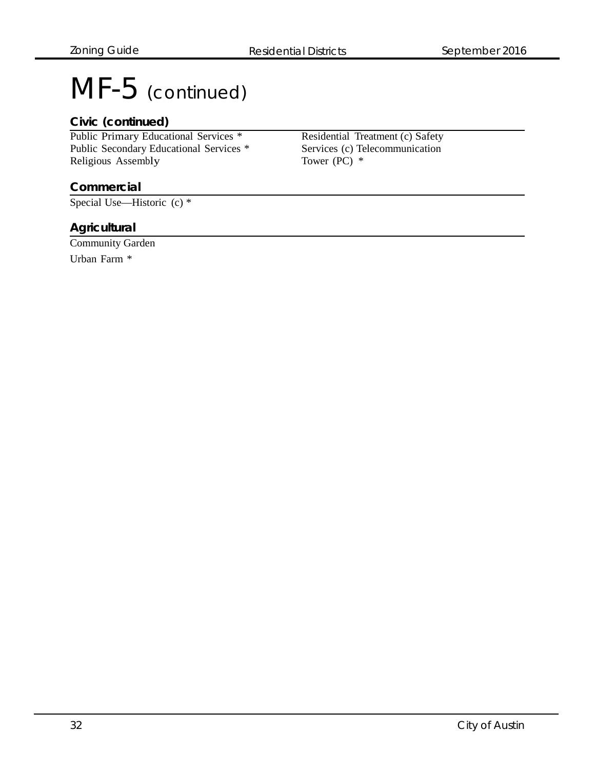# MF-5 (continued)

### Civic (continued)

Public Primary Educational Services *
Public Secondary Educational Services *
Religious Assembly
Residential Treatment (c)
Safety Services (c)
Telecommunication Tower (PC) *

### Commercial

Special Use—Historic (c) *

### Agricultural

Community Garden

Urban Farm *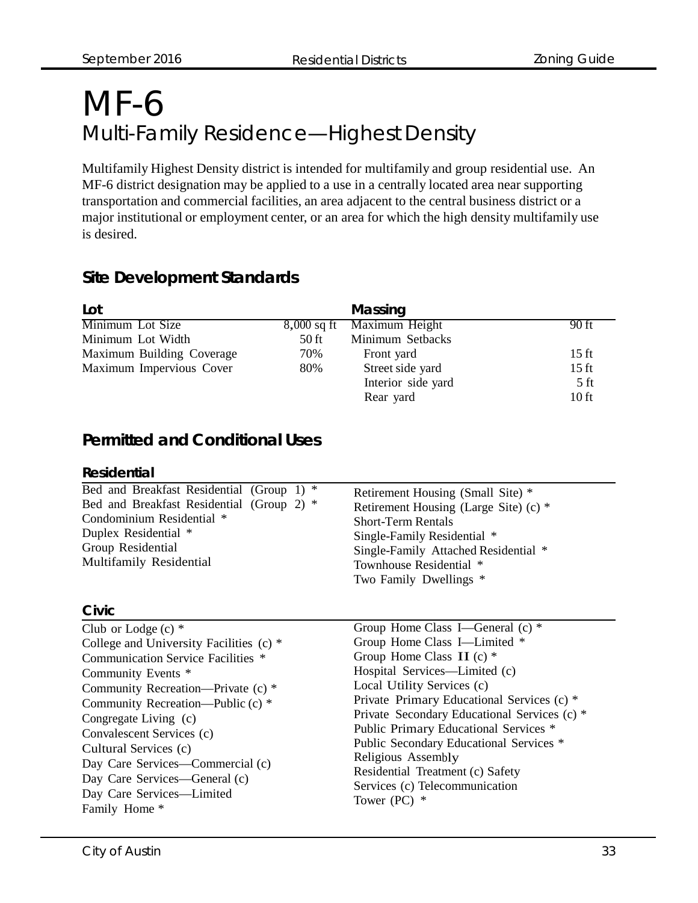# MF-6

## Multi-Family Residence—Highest Density

Multifamily Highest Density district is intended for multifamily and group residential use. An MF-6 district designation may be applied to a use in a centrally located area near supporting transportation and commercial facilities, an area adjacent to the central business district or a major institutional or employment center, or an area for which the high density multifamily use is desired.

### Site Development Standards

| Lot | | Massing | |
|---|---|---|---|
| Minimum Lot Size | 8,000 sq ft | Maximum Height | 90 ft |
| Minimum Lot Width | 50 ft | Minimum Setbacks | |
| Maximum Building Coverage | 70% | Front yard | 15 ft |
| Maximum Impervious Cover | 80% | Street side yard | 15 ft |
| | | Interior side yard | 5 ft |
| | | Rear yard | 10 ft |

### Permitted and Conditional Uses

#### Residential

Bed and Breakfast Residential (Group 1) *
Bed and Breakfast Residential (Group 2) *
Condominium Residential *
Duplex Residential *
Group Residential
Multifamily Residential
Retirement Housing (Small Site) *
Retirement Housing (Large Site) (c) *
Short-Term Rentals
Single-Family Residential *
Single-Family Attached Residential *
Townhouse Residential *
Two Family Dwellings *

#### Civic

Club or Lodge (c) *
College and University Facilities (c) *
Communication Service Facilities *
Community Events *
Community Recreation—Private (c) *
Community Recreation—Public (c) *
Congregate Living (c)
Convalescent Services (c)
Cultural Services (c)
Day Care Services—Commercial (c)
Day Care Services—General (c)
Day Care Services—Limited
Family Home *
Group Home Class I—General (c) *
Group Home Class I—Limited *
Group Home Class II (c) *
Hospital Services—Limited (c)
Local Utility Services (c)
Private Primary Educational Services (c) *
Private Secondary Educational Services (c) *
Public Primary Educational Services *
Public Secondary Educational Services *
Religious Assembly
Residential Treatment (c) Safety
Services (c) Telecommunication
Tower (PC) *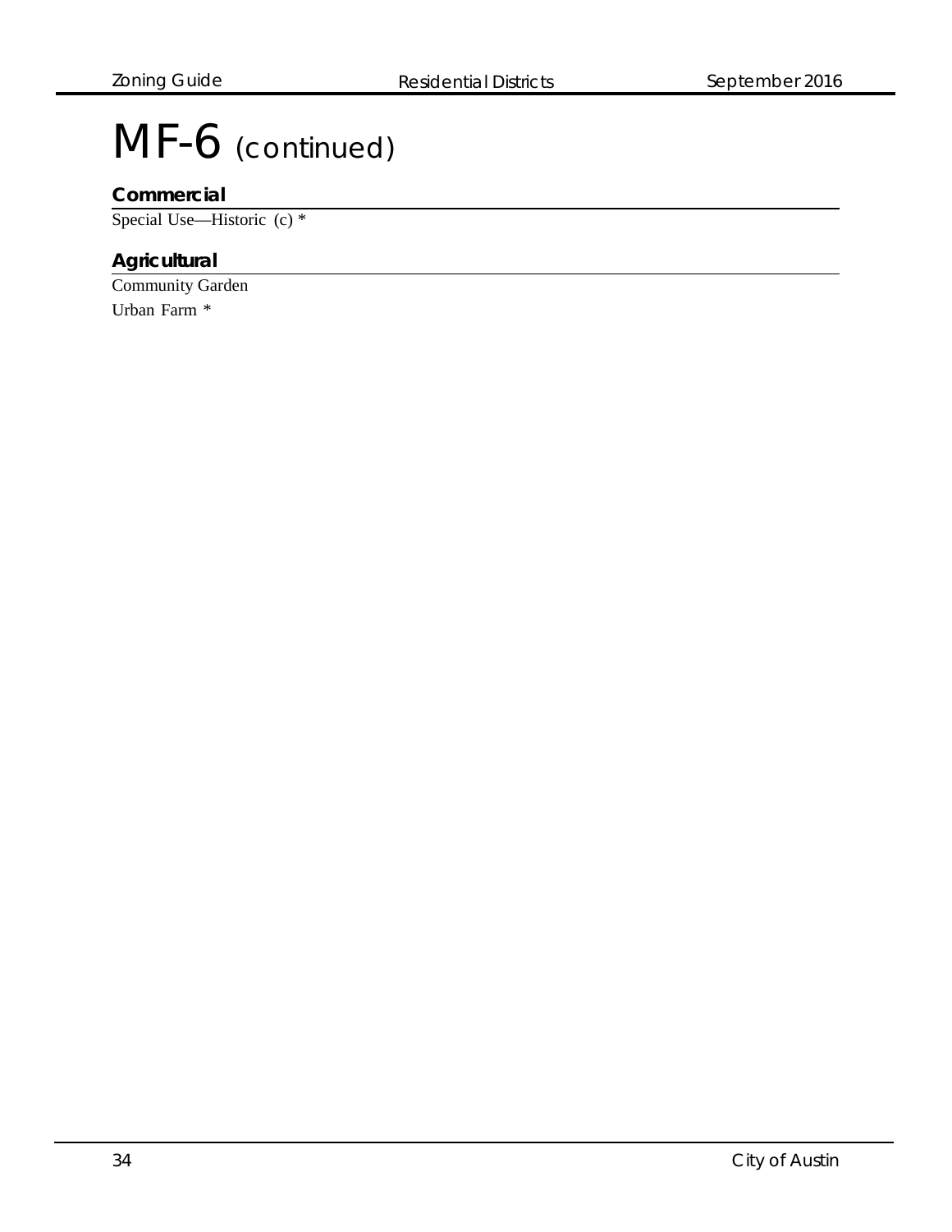# MF-6 (continued)

## Commercial

Special Use—Historic (c) *

## Agricultural

Community Garden

Urban Farm *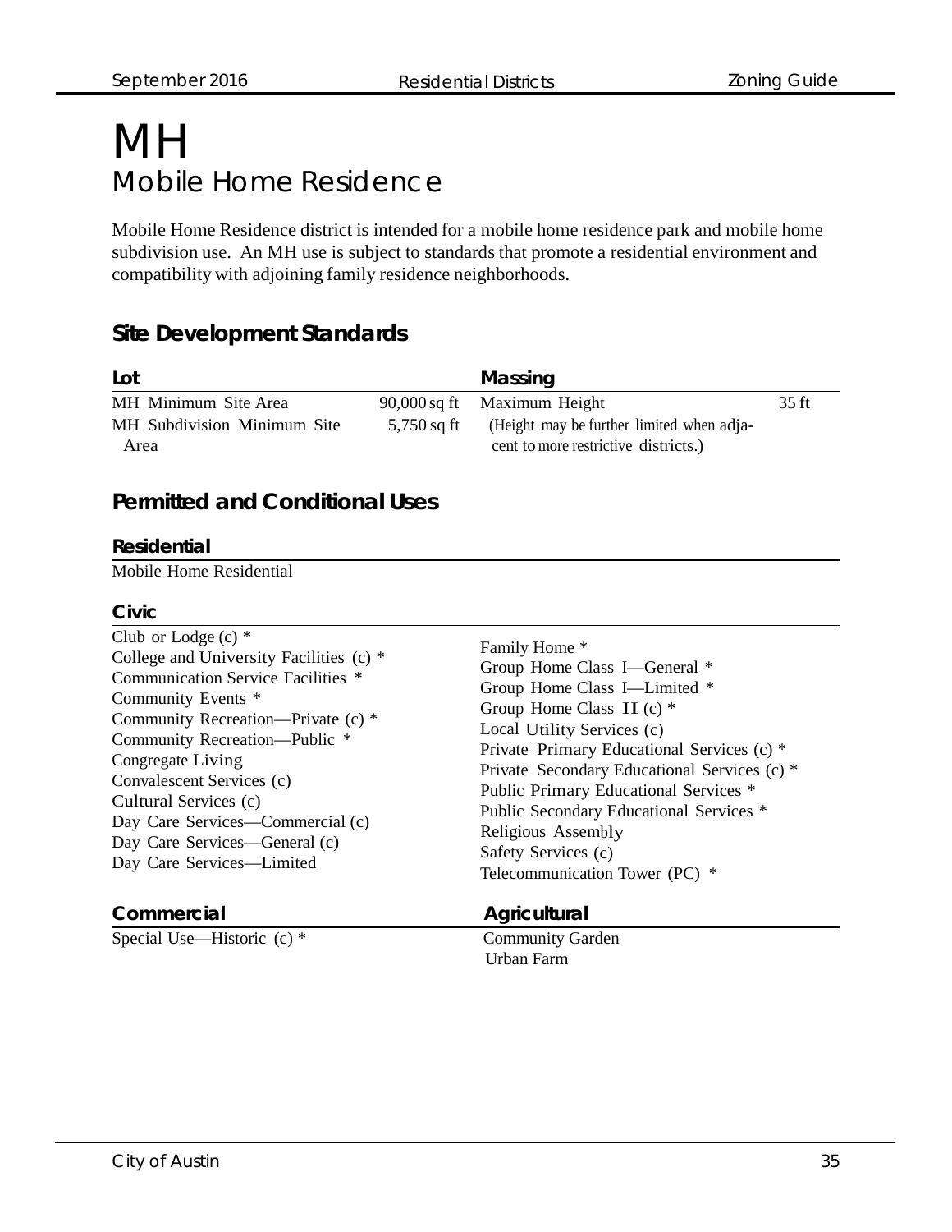# MH

## Mobile Home Residence

Mobile Home Residence district is intended for a mobile home residence park and mobile home subdivision use. An MH use is subject to standards that promote a residential environment and compatibility with adjoining family residence neighborhoods.

### Site Development Standards

| Lot | | Massing | |
|---|---|---|---|
| MH Minimum Site Area | 90,000 sq ft | Maximum Height | 35 ft |
| MH Subdivision Minimum Site Area | 5,750 sq ft | (Height may be further limited when adjacent to more restrictive districts.) | |

### Permitted and Conditional Uses

#### Residential

Mobile Home Residential

#### Civic

Club or Lodge (c) *
College and University Facilities (c) *
Communication Service Facilities *
Community Events *
Community Recreation—Private (c) *
Community Recreation—Public *
Congregate Living
Convalescent Services (c)
Cultural Services (c)
Day Care Services—Commercial (c)
Day Care Services—General (c)
Day Care Services—Limited
Family Home *
Group Home Class I—General *
Group Home Class I—Limited *
Group Home Class II (c) *
Local Utility Services (c)
Private Primary Educational Services (c) *
Private Secondary Educational Services (c) *
Public Primary Educational Services *
Public Secondary Educational Services *
Religious Assembly
Safety Services (c)
Telecommunication Tower (PC) *

#### Commercial

Special Use—Historic (c) *

#### Agricultural

Community Garden
Urban Farm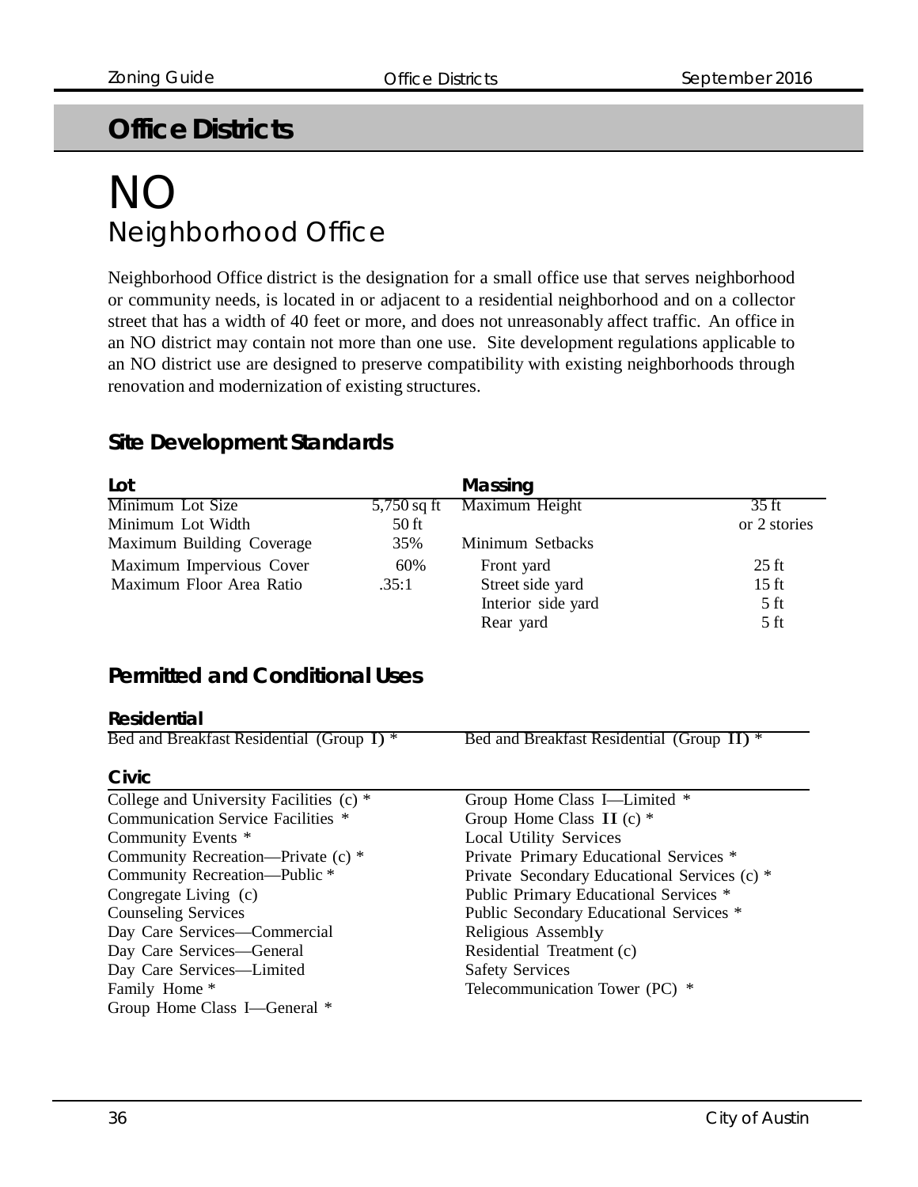## Office Districts

# NO
## Neighborhood Office

Neighborhood Office district is the designation for a small office use that serves neighborhood or community needs, is located in or adjacent to a residential neighborhood and on a collector street that has a width of 40 feet or more, and does not unreasonably affect traffic. An office in an NO district may contain not more than one use. Site development regulations applicable to an NO district use are designed to preserve compatibility with existing neighborhoods through renovation and modernization of existing structures.

### Site Development Standards

| Lot | | Massing | |
|---|---|---|---|
| Minimum Lot Size | 5,750 sq ft | Maximum Height | 35 ft or 2 stories |
| Minimum Lot Width | 50 ft | | |
| Maximum Building Coverage | 35% | Minimum Setbacks | |
| Maximum Impervious Cover | 60% | Front yard | 25 ft |
| Maximum Floor Area Ratio | .35:1 | Street side yard | 15 ft |
| | | Interior side yard | 5 ft |
| | | Rear yard | 5 ft |

### Permitted and Conditional Uses

#### Residential

- Bed and Breakfast Residential (Group I) *
- Bed and Breakfast Residential (Group II) *

#### Civic

- College and University Facilities (c) *
- Communication Service Facilities *
- Community Events *
- Community Recreation—Private (c) *
- Community Recreation—Public *
- Congregate Living (c)
- Counseling Services
- Day Care Services—Commercial
- Day Care Services—General
- Day Care Services—Limited
- Family Home *
- Group Home Class I—General *
- Group Home Class I—Limited *
- Group Home Class II (c) *
- Local Utility Services
- Private Primary Educational Services *
- Private Secondary Educational Services (c) *
- Public Primary Educational Services *
- Public Secondary Educational Services *
- Religious Assembly
- Residential Treatment (c)
- Safety Services
- Telecommunication Tower (PC) *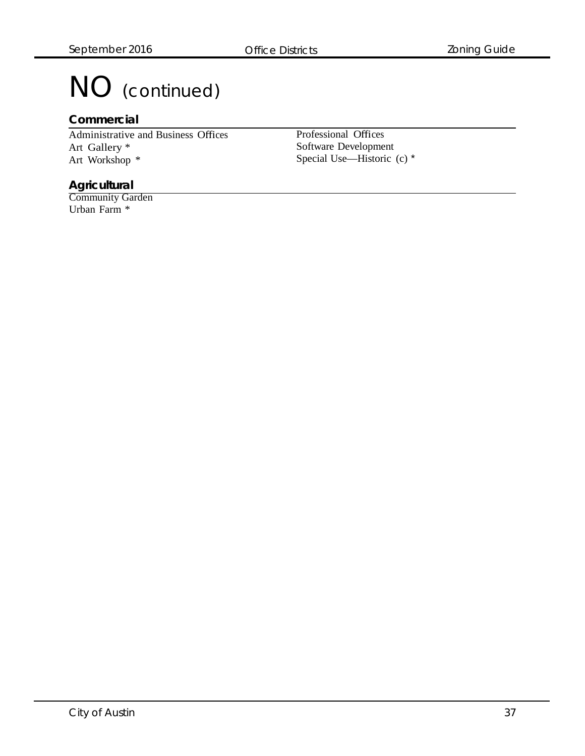# NO (continued)

## Commercial

Administrative and Business Offices
Art Gallery *
Art Workshop *
Professional Offices
Software Development
Special Use—Historic (c) *

## Agricultural

Community Garden
Urban Farm *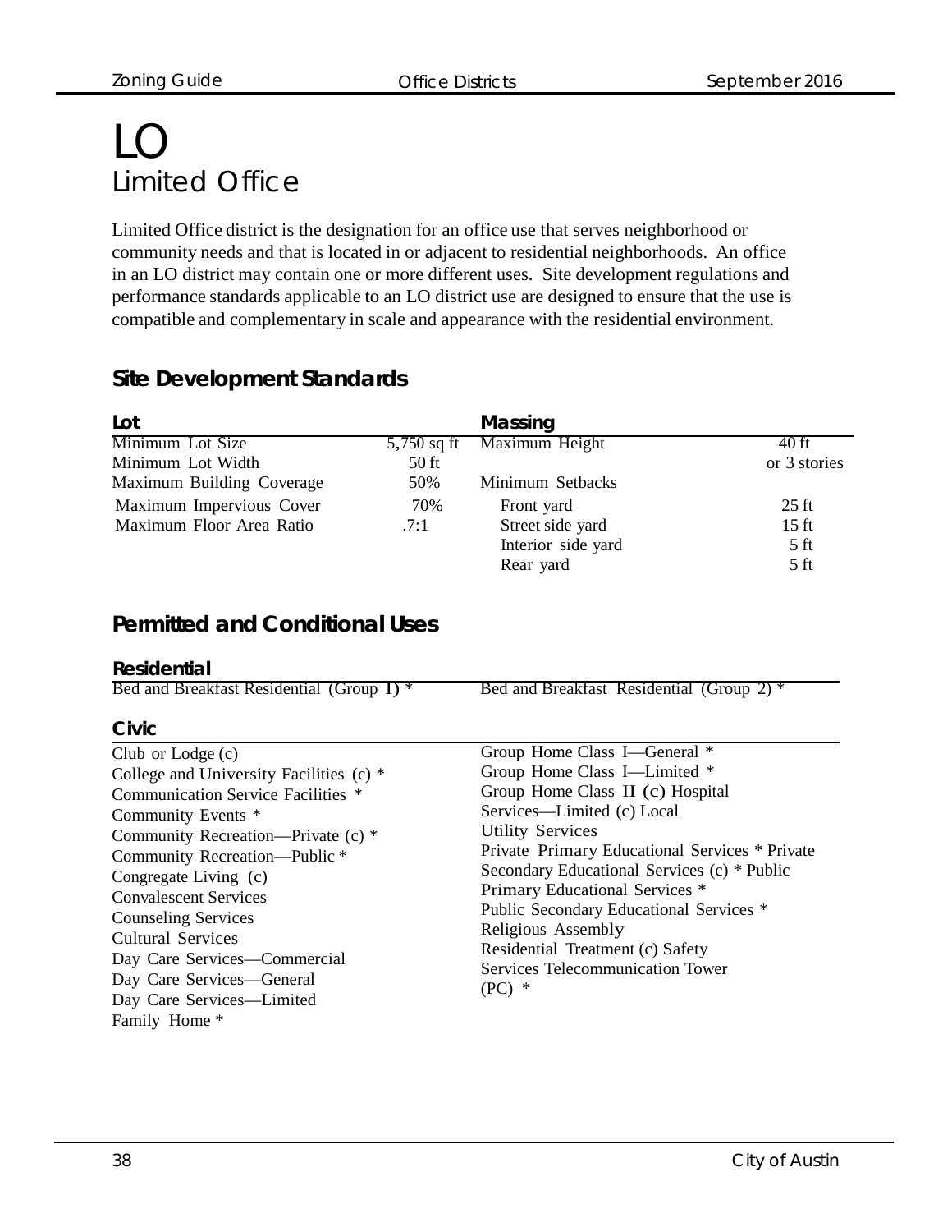# LO

## Limited Office

Limited Office district is the designation for an office use that serves neighborhood or community needs and that is located in or adjacent to residential neighborhoods. An office in an LO district may contain one or more different uses. Site development regulations and performance standards applicable to an LO district use are designed to ensure that the use is compatible and complementary in scale and appearance with the residential environment.

### Site Development Standards

| Lot | | Massing | |
|---|---|---|---|
| Minimum Lot Size | 5,750 sq ft | Maximum Height | 40 ft or 3 stories |
| Minimum Lot Width | 50 ft | | |
| Maximum Building Coverage | 50% | Minimum Setbacks | |
| Maximum Impervious Cover | 70% | Front yard | 25 ft |
| Maximum Floor Area Ratio | .7:1 | Street side yard | 15 ft |
| | | Interior side yard | 5 ft |
| | | Rear yard | 5 ft |

### Permitted and Conditional Uses

**Residential**

- Bed and Breakfast Residential (Group 1) *
- Bed and Breakfast Residential (Group 2) *

**Civic**

- Club or Lodge (c)
- College and University Facilities (c) *
- Communication Service Facilities *
- Community Events *
- Community Recreation—Private (c) *
- Community Recreation—Public *
- Congregate Living (c)
- Convalescent Services
- Counseling Services
- Cultural Services
- Day Care Services—Commercial
- Day Care Services—General
- Day Care Services—Limited
- Family Home *
- Group Home Class I—General *
- Group Home Class I—Limited *
- Group Home Class II (c)
- Hospital Services—Limited (c)
- Local Utility Services
- Private Primary Educational Services *
- Private Secondary Educational Services (c) *
- Public Primary Educational Services *
- Public Secondary Educational Services *
- Religious Assembly
- Residential Treatment (c)
- Safety Services
- Telecommunication Tower (PC) *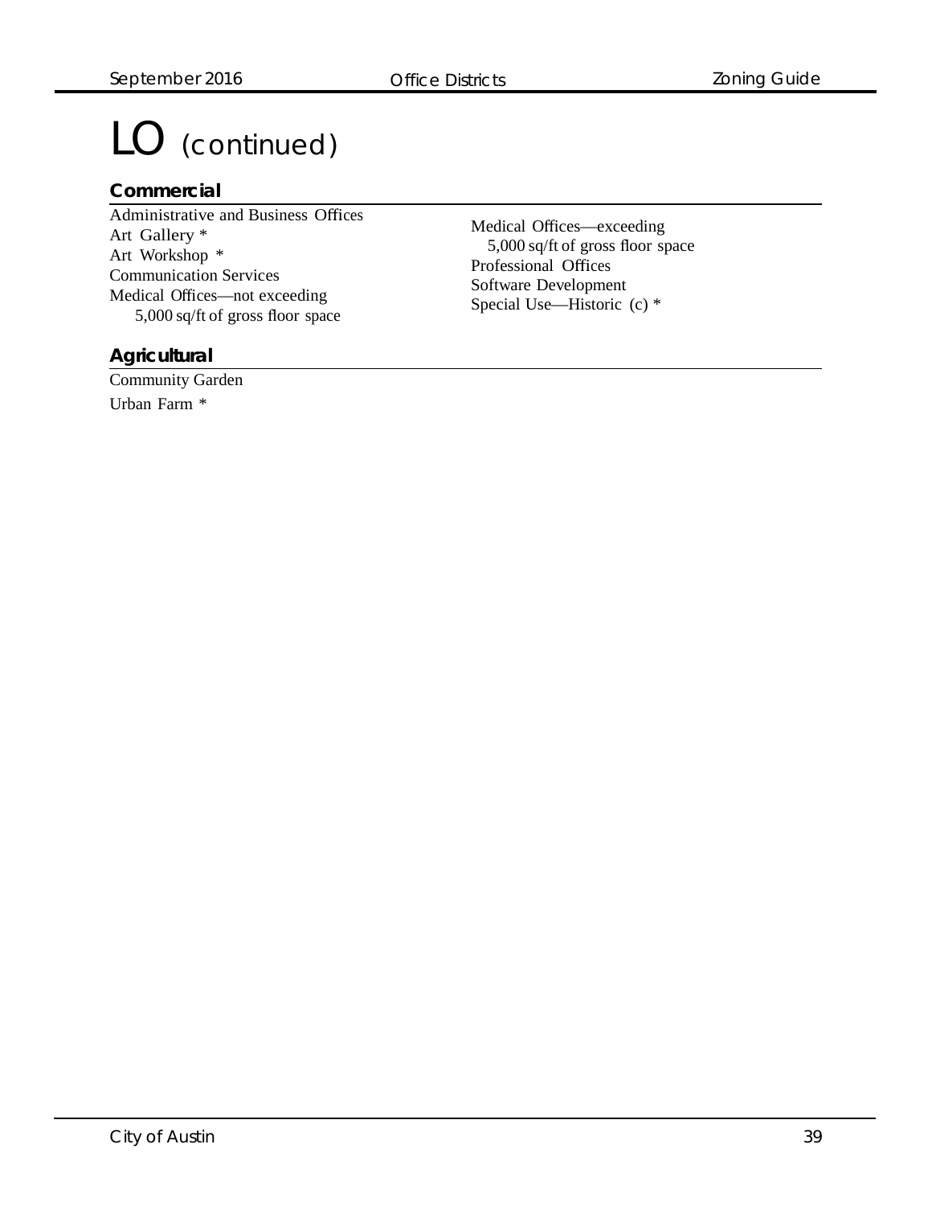# LO (continued)

## Commercial

Administrative and Business Offices
Art Gallery *
Art Workshop *
Communication Services
Medical Offices—not exceeding 5,000 sq/ft of gross floor space
Medical Offices—exceeding 5,000 sq/ft of gross floor space
Professional Offices
Software Development
Special Use—Historic (c) *

## Agricultural

Community Garden
Urban Farm *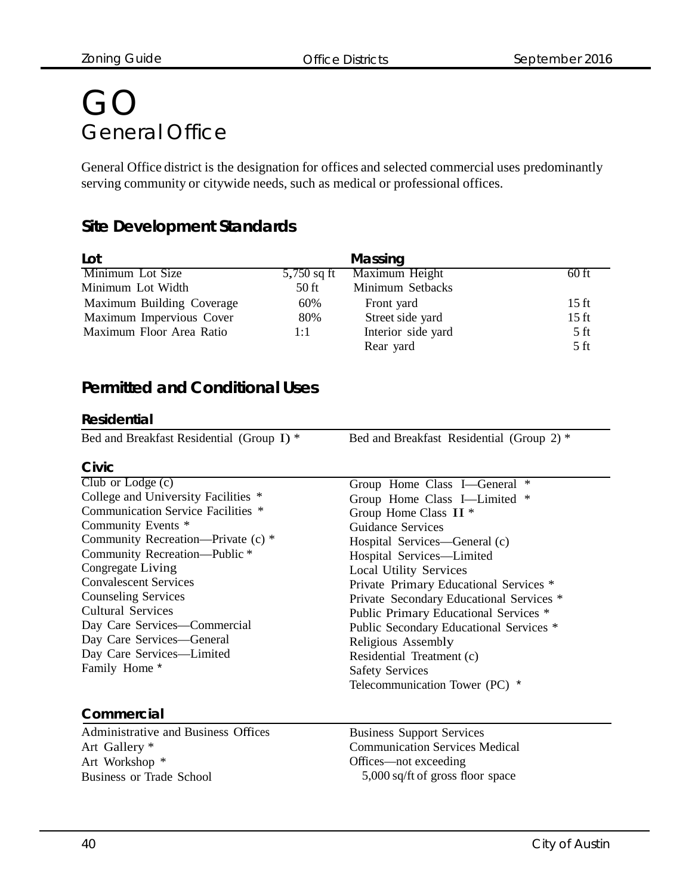# GO
## General Office

General Office district is the designation for offices and selected commercial uses predominantly serving community or citywide needs, such as medical or professional offices.

### Site Development Standards

| Lot | | Massing | |
|---|---|---|---|
| Minimum Lot Size | 5,750 sq ft | Maximum Height | 60 ft |
| Minimum Lot Width | 50 ft | Minimum Setbacks | |
| Maximum Building Coverage | 60% | Front yard | 15 ft |
| Maximum Impervious Cover | 80% | Street side yard | 15 ft |
| Maximum Floor Area Ratio | 1:1 | Interior side yard | 5 ft |
| | | Rear yard | 5 ft |

### Permitted and Conditional Uses

#### Residential

- Bed and Breakfast Residential (Group I) *
- Bed and Breakfast Residential (Group 2) *

#### Civic

- Club or Lodge (c)
- College and University Facilities *
- Communication Service Facilities *
- Community Events *
- Community Recreation—Private (c) *
- Community Recreation—Public *
- Congregate Living
- Convalescent Services
- Counseling Services
- Cultural Services
- Day Care Services—Commercial
- Day Care Services—General
- Day Care Services—Limited
- Family Home *
- Group Home Class I—General *
- Group Home Class I—Limited *
- Group Home Class II *
- Guidance Services
- Hospital Services—General (c)
- Hospital Services—Limited
- Local Utility Services
- Private Primary Educational Services *
- Private Secondary Educational Services *
- Public Primary Educational Services *
- Public Secondary Educational Services *
- Religious Assembly
- Residential Treatment (c)
- Safety Services
- Telecommunication Tower (PC) *

#### Commercial

- Administrative and Business Offices
- Art Gallery *
- Art Workshop *
- Business or Trade School
- Business Support Services
- Communication Services Medical Offices—not exceeding 5,000 sq/ft of gross floor space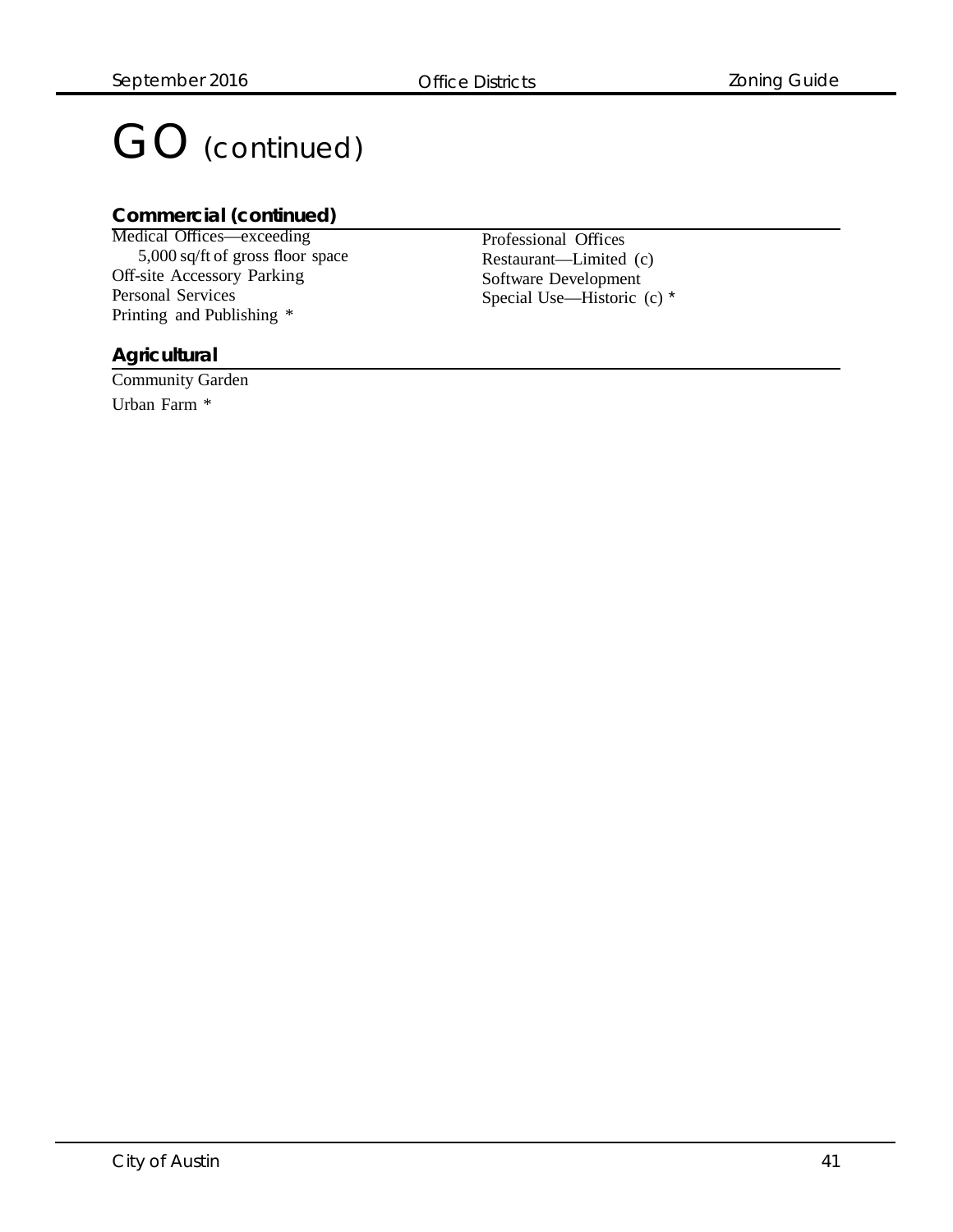# GO (continued)

### Commercial (continued)

Medical Offices—exceeding 5,000 sq/ft of gross floor space
Off-site Accessory Parking
Personal Services
Printing and Publishing *
Professional Offices
Restaurant—Limited (c)
Software Development
Special Use—Historic (c) *

### Agricultural

Community Garden
Urban Farm *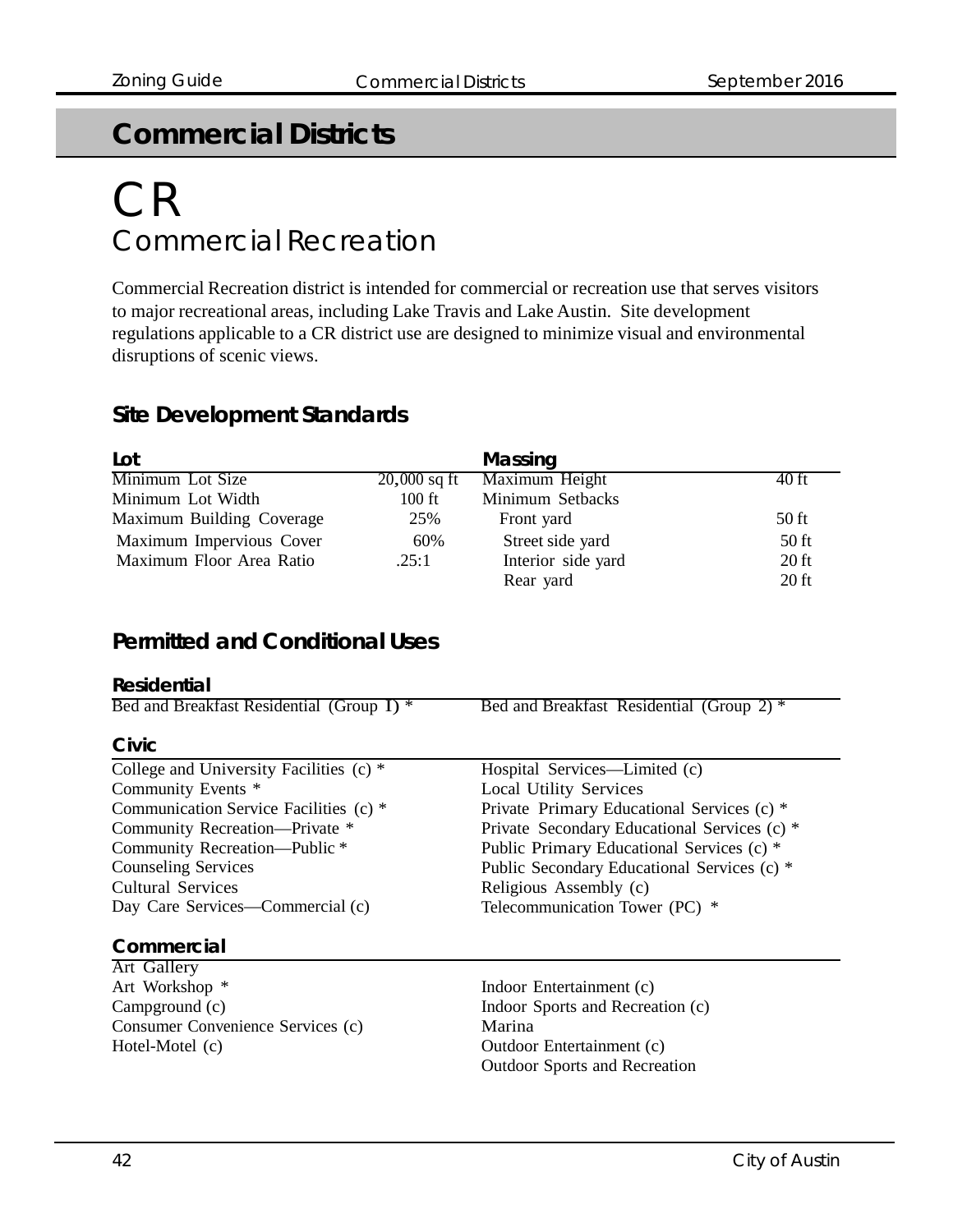# Commercial Districts

## CR

## Commercial Recreation

Commercial Recreation district is intended for commercial or recreation use that serves visitors to major recreational areas, including Lake Travis and Lake Austin. Site development regulations applicable to a CR district use are designed to minimize visual and environmental disruptions of scenic views.

### Site Development Standards

| Lot | | Massing | |
|---|---|---|---|
| Minimum Lot Size | 20,000 sq ft | Maximum Height | 40 ft |
| Minimum Lot Width | 100 ft | Minimum Setbacks | |
| Maximum Building Coverage | 25% | Front yard | 50 ft |
| Maximum Impervious Cover | 60% | Street side yard | 50 ft |
| Maximum Floor Area Ratio | .25:1 | Interior side yard | 20 ft |
| | | Rear yard | 20 ft |

### Permitted and Conditional Uses

#### Residential

Bed and Breakfast Residential (Group 1) *
Bed and Breakfast Residential (Group 2) *

#### Civic

College and University Facilities (c) *
Community Events *
Communication Service Facilities (c) *
Community Recreation—Private *
Community Recreation—Public *
Counseling Services
Cultural Services
Day Care Services—Commercial (c)
Hospital Services—Limited (c)
Local Utility Services
Private Primary Educational Services (c) *
Private Secondary Educational Services (c) *
Public Primary Educational Services (c) *
Public Secondary Educational Services (c) *
Religious Assembly (c)
Telecommunication Tower (PC) *

#### Commercial

Art Gallery
Art Workshop *
Campground (c)
Consumer Convenience Services (c)
Hotel-Motel (c)
Indoor Entertainment (c)
Indoor Sports and Recreation (c)
Marina
Outdoor Entertainment (c)
Outdoor Sports and Recreation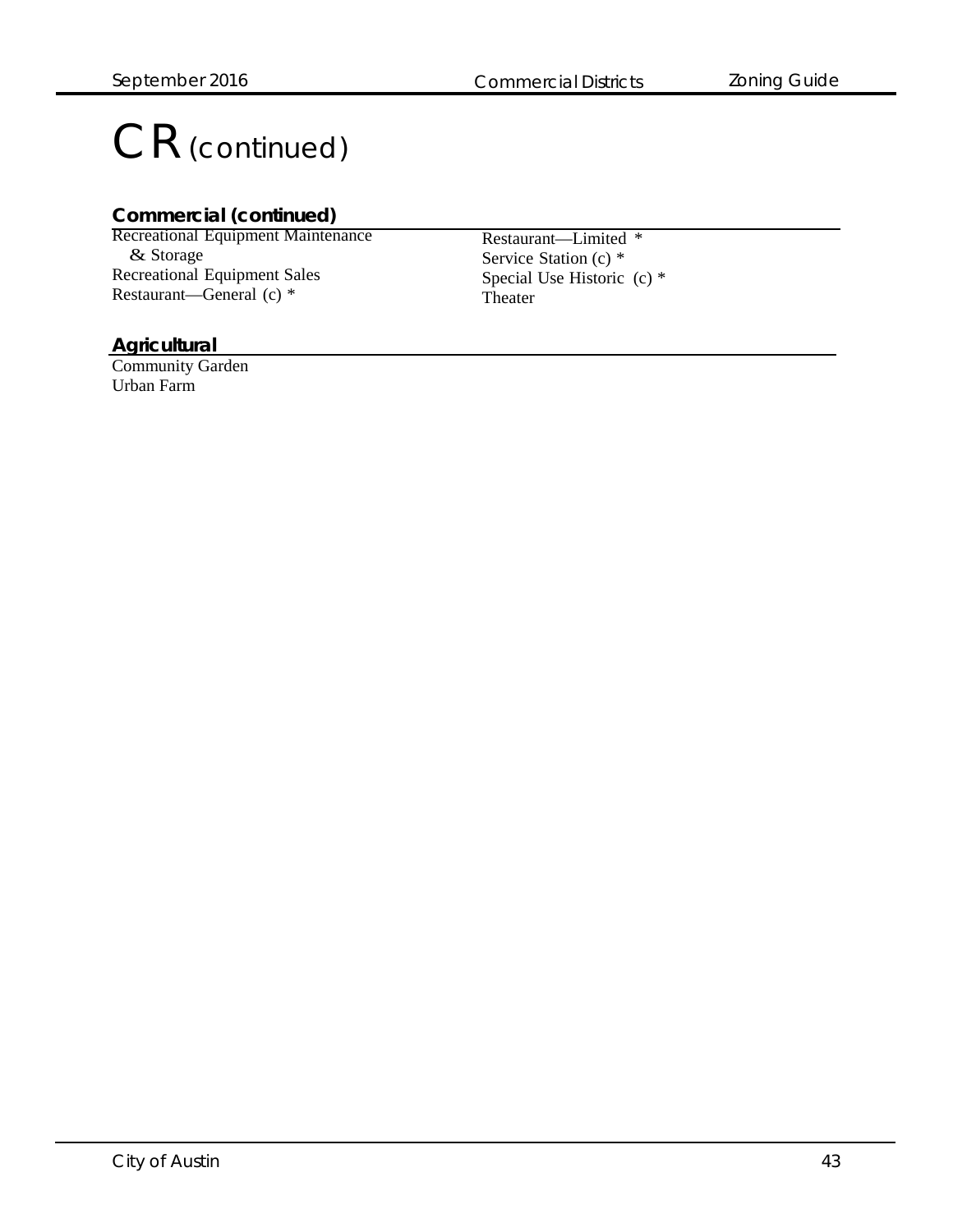# CR (continued)

## Commercial (continued)

Recreational Equipment Maintenance & Storage
Recreational Equipment Sales
Restaurant—General (c) *
Restaurant—Limited *
Service Station (c) *
Special Use Historic (c) *
Theater

## Agricultural

Community Garden
Urban Farm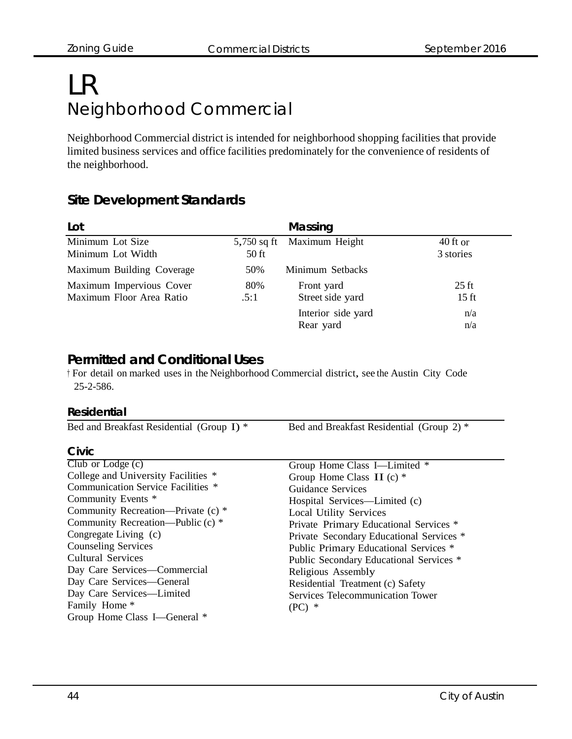# LR
## Neighborhood Commercial

Neighborhood Commercial district is intended for neighborhood shopping facilities that provide limited business services and office facilities predominately for the convenience of residents of the neighborhood.

### Site Development Standards

| Lot | | Massing | |
|---|---|---|---|
| Minimum Lot Size | 5,750 sq ft | Maximum Height | 40 ft or 3 stories |
| Minimum Lot Width | 50 ft | | |
| Maximum Building Coverage | 50% | Minimum Setbacks | |
| Maximum Impervious Cover | 80% | Front yard | 25 ft |
| Maximum Floor Area Ratio | .5:1 | Street side yard | 15 ft |
| | | Interior side yard | n/a |
| | | Rear yard | n/a |

### Permitted and Conditional Uses

† For detail on marked uses in the Neighborhood Commercial district, see the Austin City Code 25-2-586.

#### Residential

Bed and Breakfast Residential (Group I) *
Bed and Breakfast Residential (Group 2) *

#### Civic

Club or Lodge (c)
College and University Facilities *
Communication Service Facilities *
Community Events *
Community Recreation—Private (c) *
Community Recreation—Public (c) *
Congregate Living (c)
Counseling Services
Cultural Services
Day Care Services—Commercial
Day Care Services—General
Day Care Services—Limited
Family Home *
Group Home Class I—General *
Group Home Class I—Limited *
Group Home Class II (c) *
Guidance Services
Hospital Services—Limited (c)
Local Utility Services
Private Primary Educational Services *
Private Secondary Educational Services *
Public Primary Educational Services *
Public Secondary Educational Services *
Religious Assembly
Residential Treatment (c) Safety Services Telecommunication Tower (PC) *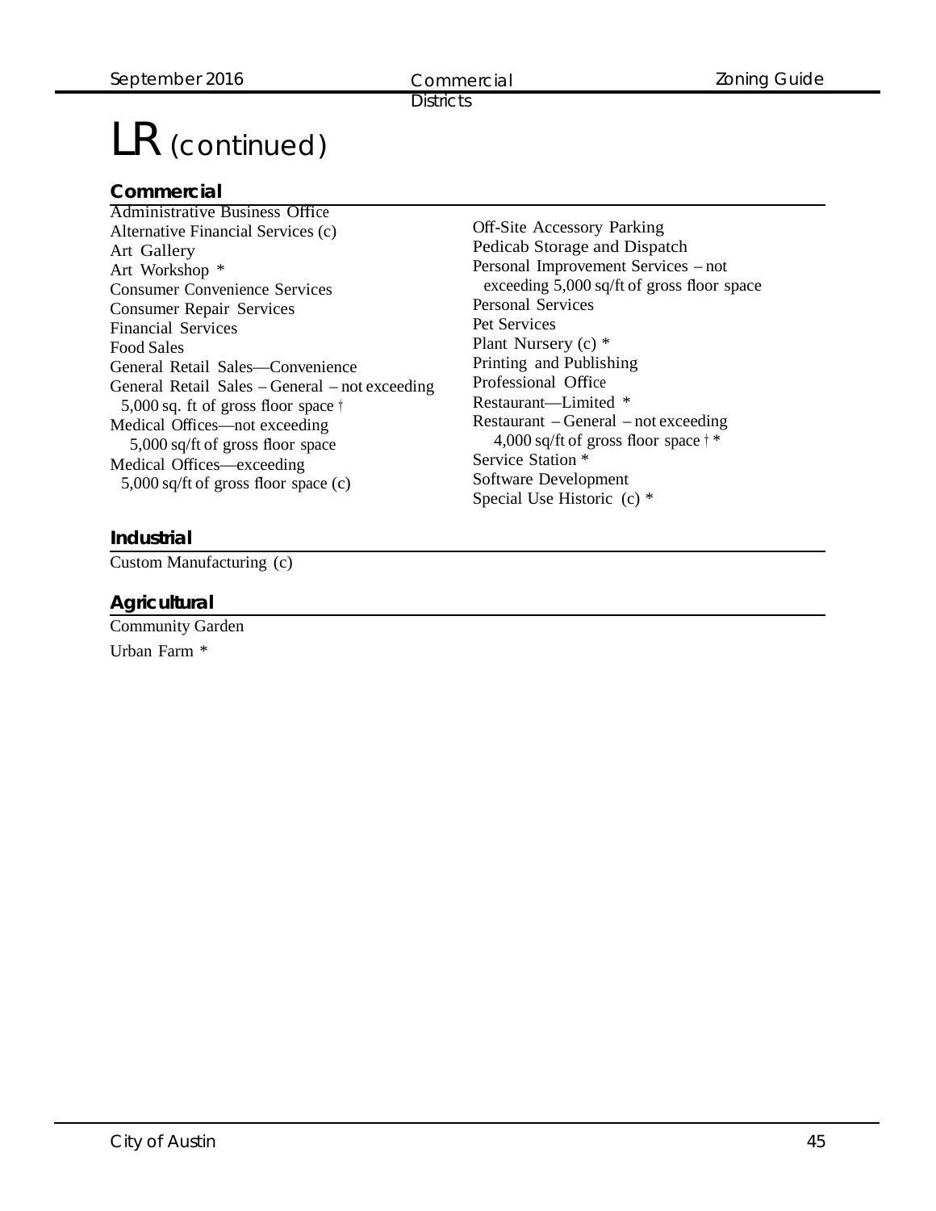# LR (continued)

### Commercial

Administrative Business Office
Alternative Financial Services (c)
Art Gallery
Art Workshop *
Consumer Convenience Services
Consumer Repair Services
Financial Services
Food Sales
General Retail Sales—Convenience
General Retail Sales – General – not exceeding 5,000 sq. ft of gross floor space †
Medical Offices—not exceeding 5,000 sq/ft of gross floor space
Medical Offices—exceeding 5,000 sq/ft of gross floor space (c)
Off-Site Accessory Parking
Pedicab Storage and Dispatch
Personal Improvement Services – not exceeding 5,000 sq/ft of gross floor space
Personal Services
Pet Services
Plant Nursery (c) *
Printing and Publishing
Professional Office
Restaurant—Limited *
Restaurant – General – not exceeding 4,000 sq/ft of gross floor space † *
Service Station *
Software Development
Special Use Historic (c) *

### Industrial

Custom Manufacturing (c)

### Agricultural

Community Garden
Urban Farm *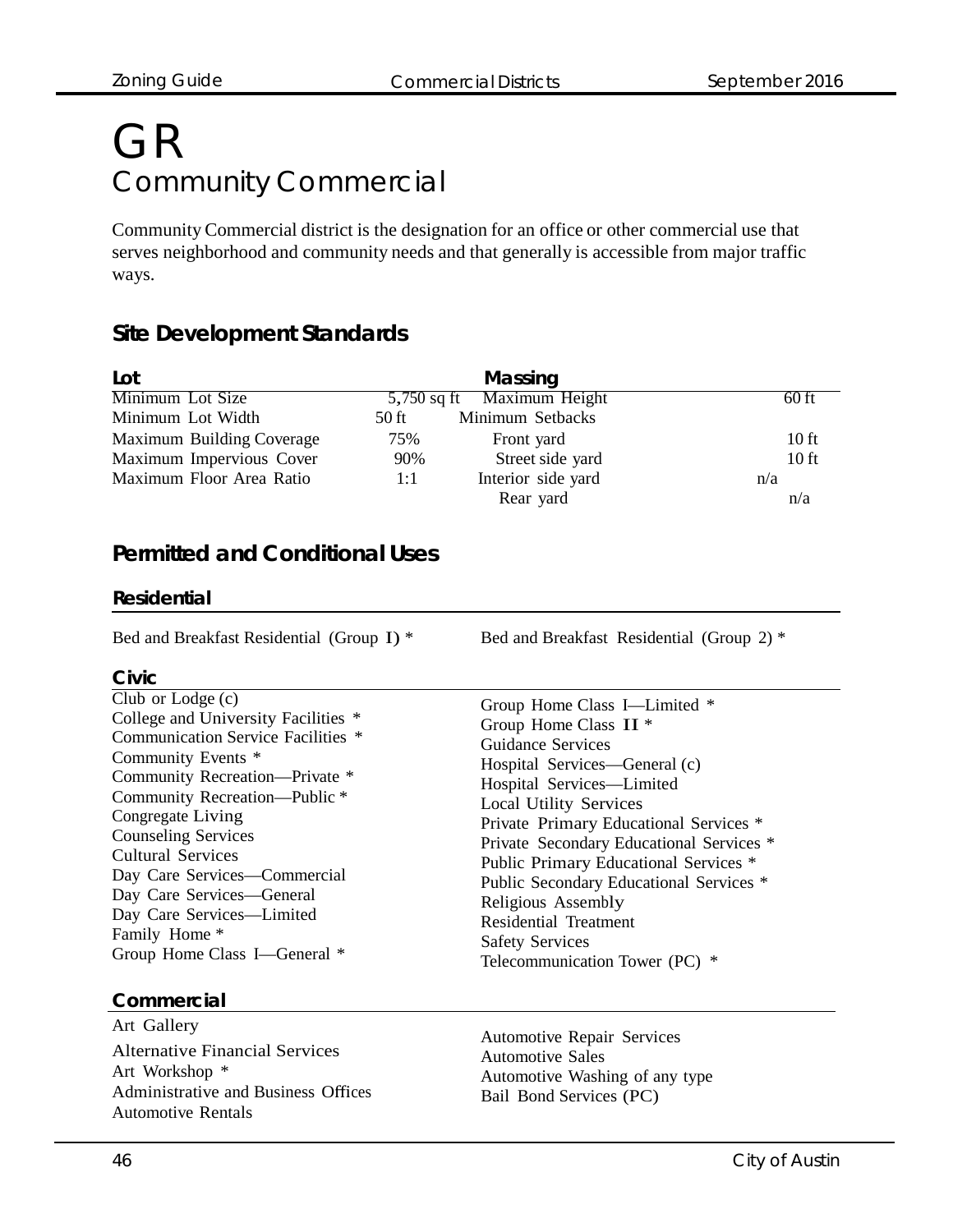# GR
## Community Commercial

Community Commercial district is the designation for an office or other commercial use that serves neighborhood and community needs and that generally is accessible from major traffic ways.

### Site Development Standards

| Lot | | Massing | |
|---|---|---|---|
| Minimum Lot Size | 5,750 sq ft | Maximum Height | 60 ft |
| Minimum Lot Width | 50 ft | Minimum Setbacks | |
| Maximum Building Coverage | 75% | Front yard | 10 ft |
| Maximum Impervious Cover | 90% | Street side yard | 10 ft |
| Maximum Floor Area Ratio | 1:1 | Interior side yard | n/a |
| | | Rear yard | n/a |

### Permitted and Conditional Uses

#### Residential

Bed and Breakfast Residential (Group I) *
Bed and Breakfast Residential (Group 2) *

#### Civic

Club or Lodge (c)
College and University Facilities *
Communication Service Facilities *
Community Events *
Community Recreation—Private *
Community Recreation—Public *
Congregate Living
Counseling Services
Cultural Services
Day Care Services—Commercial
Day Care Services—General
Day Care Services—Limited
Family Home *
Group Home Class I—General *
Group Home Class I—Limited *
Group Home Class II *
Guidance Services
Hospital Services—General (c)
Hospital Services—Limited
Local Utility Services
Private Primary Educational Services *
Private Secondary Educational Services *
Public Primary Educational Services *
Public Secondary Educational Services *
Religious Assembly
Residential Treatment
Safety Services
Telecommunication Tower (PC) *

#### Commercial

Art Gallery
Alternative Financial Services
Art Workshop *
Administrative and Business Offices
Automotive Rentals
Automotive Repair Services
Automotive Sales
Automotive Washing of any type
Bail Bond Services (PC)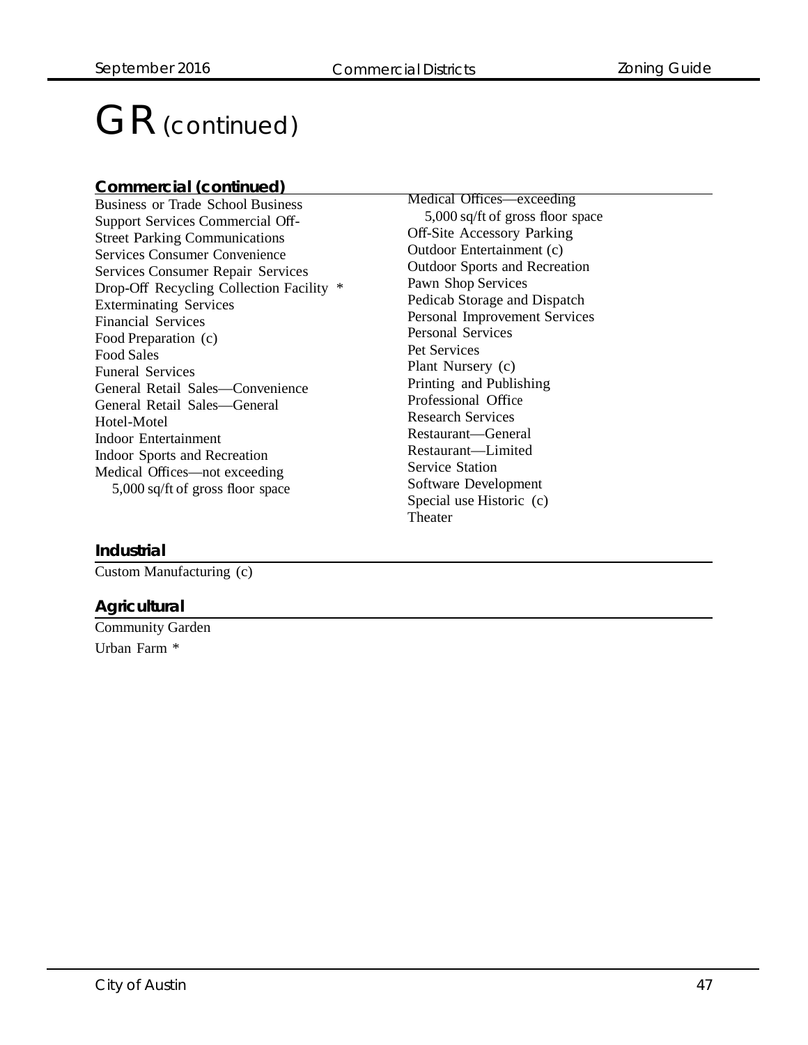# GR (continued)

### Commercial (continued)

Business or Trade School Business Support Services Commercial Off-Street Parking Communications Services Consumer Convenience Services Consumer Repair Services
Drop-Off Recycling Collection Facility *
Exterminating Services
Financial Services
Food Preparation (c)
Food Sales
Funeral Services
General Retail Sales—Convenience
General Retail Sales—General
Hotel-Motel
Indoor Entertainment
Indoor Sports and Recreation
Medical Offices—not exceeding 5,000 sq/ft of gross floor space
Medical Offices—exceeding 5,000 sq/ft of gross floor space
Off-Site Accessory Parking
Outdoor Entertainment (c)
Outdoor Sports and Recreation
Pawn Shop Services
Pedicab Storage and Dispatch
Personal Improvement Services
Personal Services
Pet Services
Plant Nursery (c)
Printing and Publishing
Professional Office
Research Services
Restaurant—General
Restaurant—Limited
Service Station
Software Development
Special use Historic (c)
Theater

### Industrial

Custom Manufacturing (c)

### Agricultural

Community Garden
Urban Farm *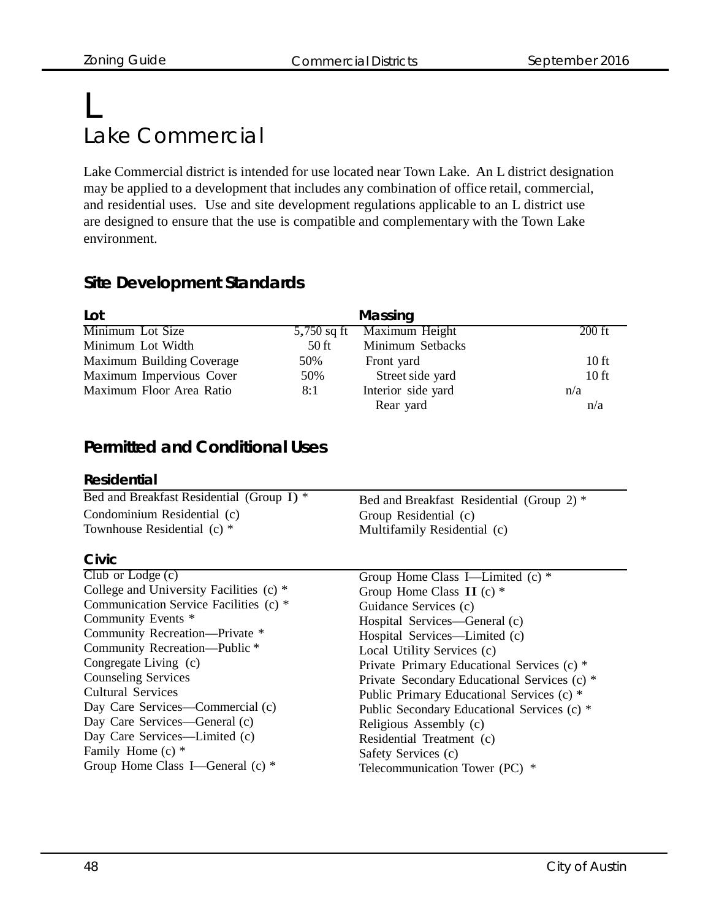# L
## Lake Commercial

Lake Commercial district is intended for use located near Town Lake. An L district designation may be applied to a development that includes any combination of office retail, commercial, and residential uses. Use and site development regulations applicable to an L district use are designed to ensure that the use is compatible and complementary with the Town Lake environment.

### Site Development Standards

| Lot | | Massing | |
|---|---|---|---|
| Minimum Lot Size | 5,750 sq ft | Maximum Height | 200 ft |
| Minimum Lot Width | 50 ft | Minimum Setbacks | |
| Maximum Building Coverage | 50% | Front yard | 10 ft |
| Maximum Impervious Cover | 50% | Street side yard | 10 ft |
| Maximum Floor Area Ratio | 8:1 | Interior side yard | n/a |
| | | Rear yard | n/a |

### Permitted and Conditional Uses

#### Residential

- Bed and Breakfast Residential (Group I) *
- Condominium Residential (c)
- Townhouse Residential (c) *
- Bed and Breakfast Residential (Group 2) *
- Group Residential (c)
- Multifamily Residential (c)

#### Civic

- Club or Lodge (c)
- College and University Facilities (c) *
- Communication Service Facilities (c) *
- Community Events *
- Community Recreation—Private *
- Community Recreation—Public *
- Congregate Living (c)
- Counseling Services
- Cultural Services
- Day Care Services—Commercial (c)
- Day Care Services—General (c)
- Day Care Services—Limited (c)
- Family Home (c) *
- Group Home Class I—General (c) *
- Group Home Class I—Limited (c) *
- Group Home Class II (c) *
- Guidance Services (c)
- Hospital Services—General (c)
- Hospital Services—Limited (c)
- Local Utility Services (c)
- Private Primary Educational Services (c) *
- Private Secondary Educational Services (c) *
- Public Primary Educational Services (c) *
- Public Secondary Educational Services (c) *
- Religious Assembly (c)
- Residential Treatment (c)
- Safety Services (c)
- Telecommunication Tower (PC) *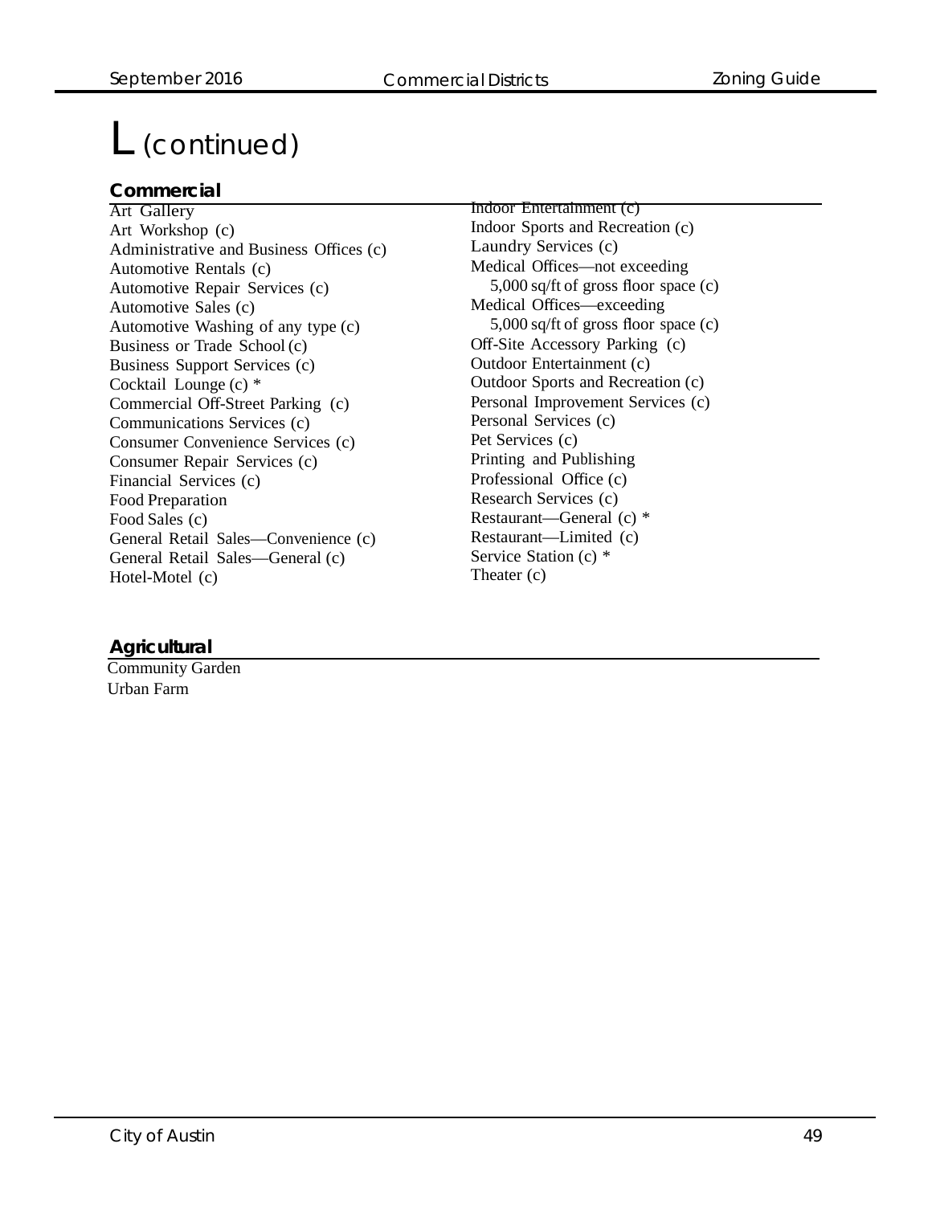# L (continued)

### Commercial

Art Gallery
Art Workshop (c)
Administrative and Business Offices (c)
Automotive Rentals (c)
Automotive Repair Services (c)
Automotive Sales (c)
Automotive Washing of any type (c)
Business or Trade School (c)
Business Support Services (c)
Cocktail Lounge (c) *
Commercial Off-Street Parking (c)
Communications Services (c)
Consumer Convenience Services (c)
Consumer Repair Services (c)
Financial Services (c)
Food Preparation
Food Sales (c)
General Retail Sales—Convenience (c)
General Retail Sales—General (c)
Hotel-Motel (c)
Indoor Entertainment (c)
Indoor Sports and Recreation (c)
Laundry Services (c)
Medical Offices—not exceeding 5,000 sq/ft of gross floor space (c)
Medical Offices—exceeding 5,000 sq/ft of gross floor space (c)
Off-Site Accessory Parking (c)
Outdoor Entertainment (c)
Outdoor Sports and Recreation (c)
Personal Improvement Services (c)
Personal Services (c)
Pet Services (c)
Printing and Publishing
Professional Office (c)
Research Services (c)
Restaurant—General (c) *
Restaurant—Limited (c)
Service Station (c) *
Theater (c)

### Agricultural

Community Garden
Urban Farm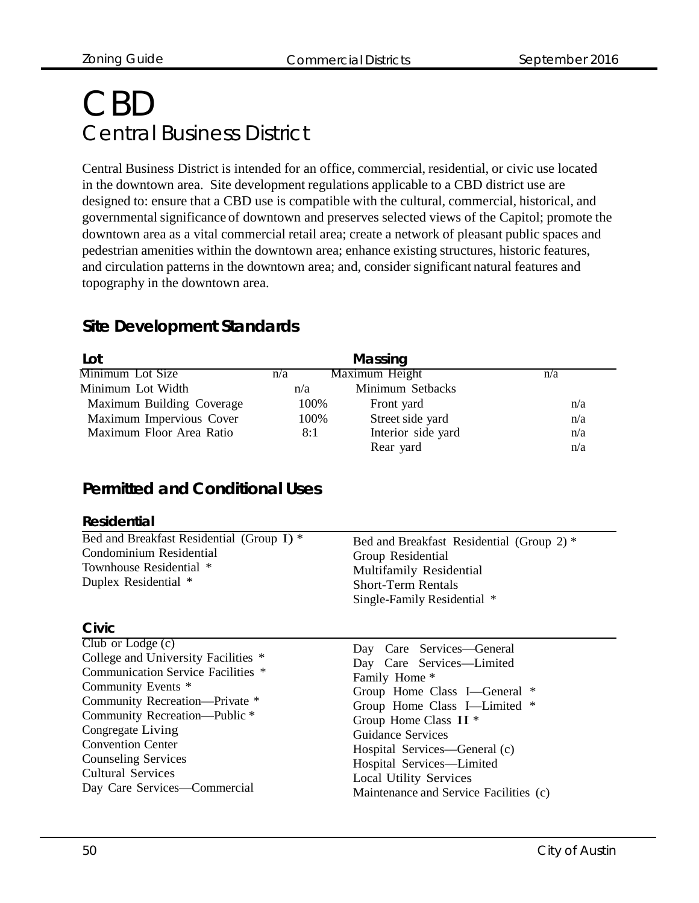# CBD
## Central Business District

Central Business District is intended for an office, commercial, residential, or civic use located in the downtown area. Site development regulations applicable to a CBD district use are designed to: ensure that a CBD use is compatible with the cultural, commercial, historical, and governmental significance of downtown and preserves selected views of the Capitol; promote the downtown area as a vital commercial retail area; create a network of pleasant public spaces and pedestrian amenities within the downtown area; enhance existing structures, historic features, and circulation patterns in the downtown area; and, consider significant natural features and topography in the downtown area.

### Site Development Standards

| Lot | | Massing | |
|---|---|---|---|
| Minimum Lot Size | n/a | Maximum Height | n/a |
| Minimum Lot Width | n/a | Minimum Setbacks | |
| Maximum Building Coverage | 100% | Front yard | n/a |
| Maximum Impervious Cover | 100% | Street side yard | n/a |
| Maximum Floor Area Ratio | 8:1 | Interior side yard | n/a |
| | | Rear yard | n/a |

### Permitted and Conditional Uses

#### Residential

- Bed and Breakfast Residential (Group I) *
- Condominium Residential
- Townhouse Residential *
- Duplex Residential *
- Bed and Breakfast Residential (Group 2) *
- Group Residential
- Multifamily Residential
- Short-Term Rentals
- Single-Family Residential *

#### Civic

- Club or Lodge (c)
- College and University Facilities *
- Communication Service Facilities *
- Community Events *
- Community Recreation—Private *
- Community Recreation—Public *
- Congregate Living
- Convention Center
- Counseling Services
- Cultural Services
- Day Care Services—Commercial
- Day Care Services—General
- Day Care Services—Limited
- Family Home *
- Group Home Class I—General *
- Group Home Class I—Limited *
- Group Home Class II *
- Guidance Services
- Hospital Services—General (c)
- Hospital Services—Limited
- Local Utility Services
- Maintenance and Service Facilities (c)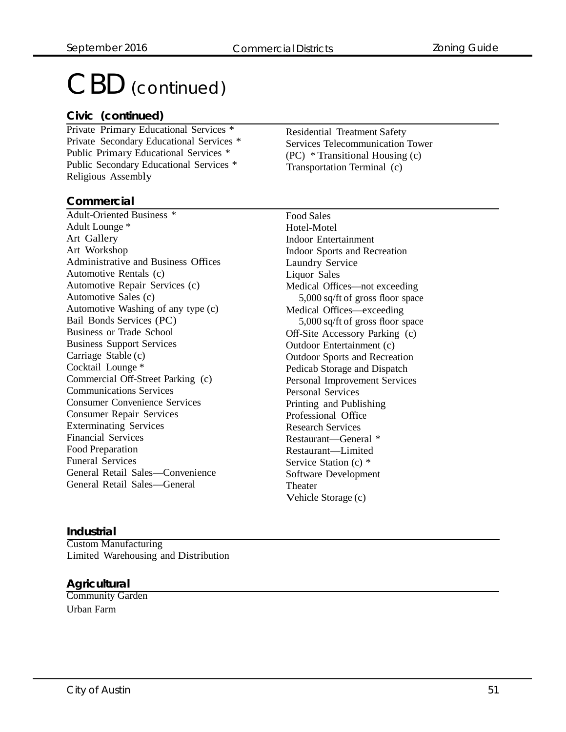# CBD (continued)

### Civic (continued)

Private Primary Educational Services *
Private Secondary Educational Services *
Public Primary Educational Services *
Public Secondary Educational Services *
Religious Assembly
Residential Treatment Safety
Services Telecommunication Tower
(PC) * Transitional Housing (c)
Transportation Terminal (c)

### Commercial

Adult-Oriented Business *
Adult Lounge *
Art Gallery
Art Workshop
Administrative and Business Offices
Automotive Rentals (c)
Automotive Repair Services (c)
Automotive Sales (c)
Automotive Washing of any type (c)
Bail Bonds Services (PC)
Business or Trade School
Business Support Services
Carriage Stable (c)
Cocktail Lounge *
Commercial Off-Street Parking (c)
Communications Services
Consumer Convenience Services
Consumer Repair Services
Exterminating Services
Financial Services
Food Preparation
Funeral Services
General Retail Sales—Convenience
General Retail Sales—General
Food Sales
Hotel-Motel
Indoor Entertainment
Indoor Sports and Recreation
Laundry Service
Liquor Sales
Medical Offices—not exceeding 5,000 sq/ft of gross floor space
Medical Offices—exceeding 5,000 sq/ft of gross floor space
Off-Site Accessory Parking (c)
Outdoor Entertainment (c)
Outdoor Sports and Recreation
Pedicab Storage and Dispatch
Personal Improvement Services
Personal Services
Printing and Publishing
Professional Office
Research Services
Restaurant—General *
Restaurant—Limited
Service Station (c) *
Software Development
Theater
Vehicle Storage (c)

### Industrial

Custom Manufacturing
Limited Warehousing and Distribution

### Agricultural

Community Garden
Urban Farm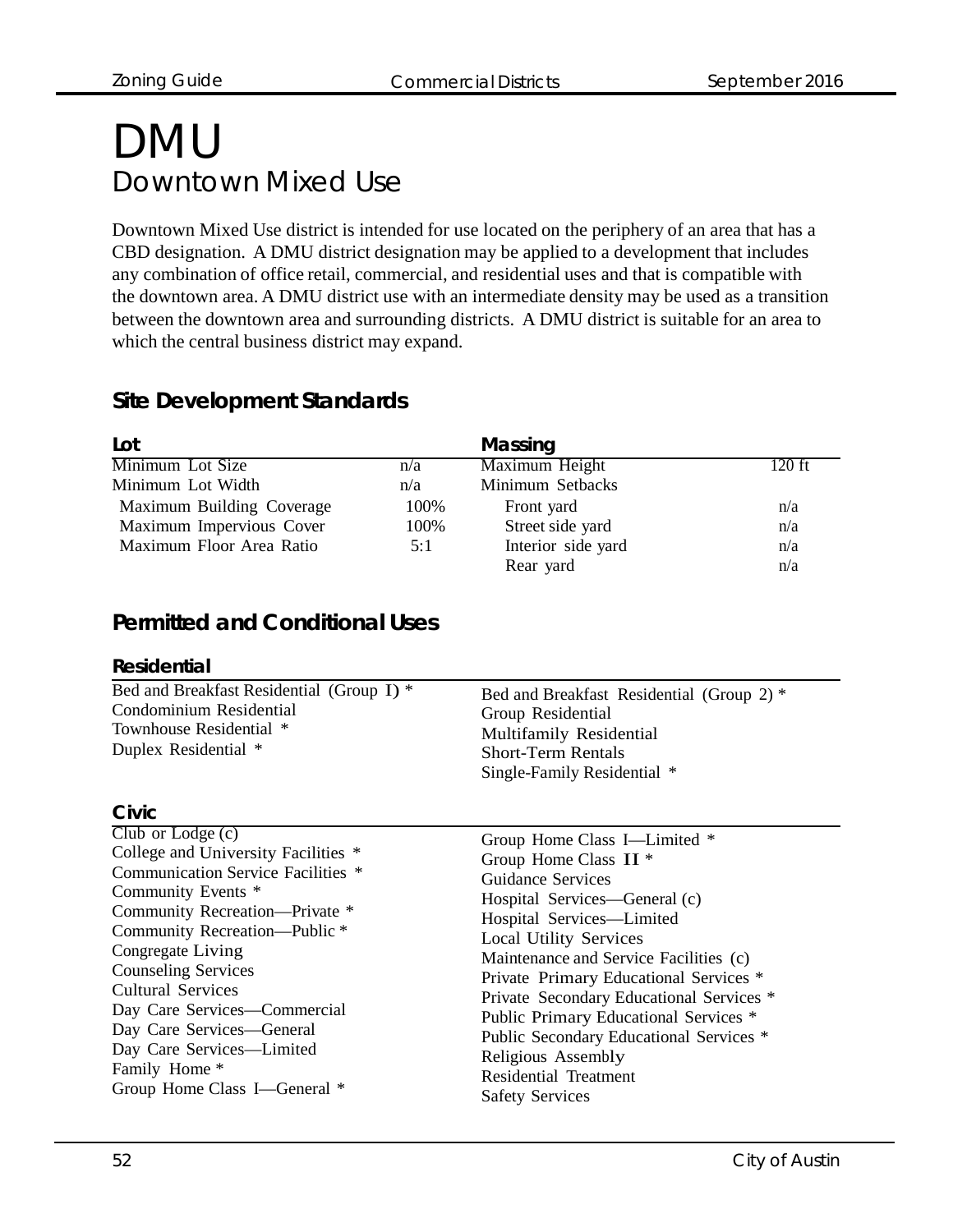# DMU

## Downtown Mixed Use

Downtown Mixed Use district is intended for use located on the periphery of an area that has a CBD designation. A DMU district designation may be applied to a development that includes any combination of office retail, commercial, and residential uses and that is compatible with the downtown area. A DMU district use with an intermediate density may be used as a transition between the downtown area and surrounding districts. A DMU district is suitable for an area to which the central business district may expand.

### Site Development Standards

| Lot | | Massing | |
|---|---|---|---|
| Minimum Lot Size | n/a | Maximum Height | 120 ft |
| Minimum Lot Width | n/a | Minimum Setbacks | |
| Maximum Building Coverage | 100% | Front yard | n/a |
| Maximum Impervious Cover | 100% | Street side yard | n/a |
| Maximum Floor Area Ratio | 5:1 | Interior side yard | n/a |
| | | Rear yard | n/a |

### Permitted and Conditional Uses

#### Residential

Bed and Breakfast Residential (Group I) *
Condominium Residential
Townhouse Residential *
Duplex Residential *
Bed and Breakfast Residential (Group 2) *
Group Residential
Multifamily Residential
Short-Term Rentals
Single-Family Residential *

#### Civic

Club or Lodge (c)
College and University Facilities *
Communication Service Facilities *
Community Events *
Community Recreation—Private *
Community Recreation—Public *
Congregate Living
Counseling Services
Cultural Services
Day Care Services—Commercial
Day Care Services—General
Day Care Services—Limited
Family Home *
Group Home Class I—General *
Group Home Class I—Limited *
Group Home Class II *
Guidance Services
Hospital Services—General (c)
Hospital Services—Limited
Local Utility Services
Maintenance and Service Facilities (c)
Private Primary Educational Services *
Private Secondary Educational Services *
Public Primary Educational Services *
Public Secondary Educational Services *
Religious Assembly
Residential Treatment
Safety Services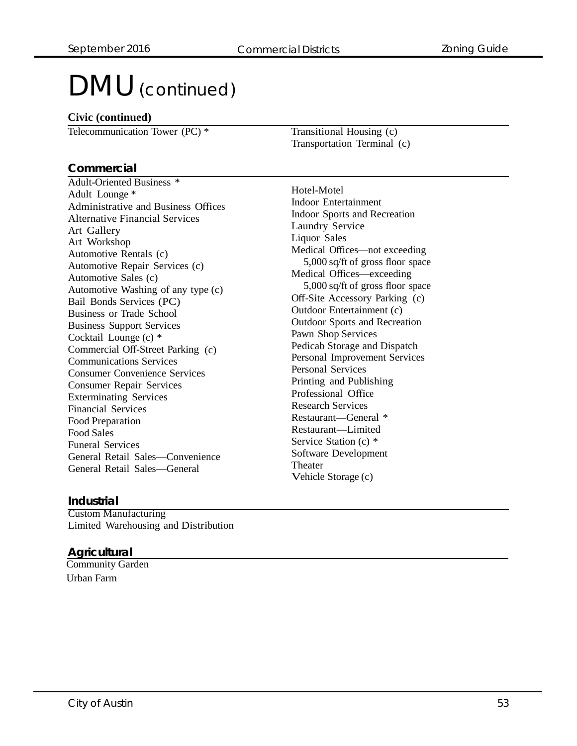# DMU *(continued)*

**Civic (continued)**

Telecommunication Tower (PC) *
Transitional Housing (c)
Transportation Terminal (c)

**Commercial**

Adult-Oriented Business *
Adult Lounge *
Administrative and Business Offices
Alternative Financial Services
Art Gallery
Art Workshop
Automotive Rentals (c)
Automotive Repair Services (c)
Automotive Sales (c)
Automotive Washing of any type (c)
Bail Bonds Services (PC)
Business or Trade School
Business Support Services
Cocktail Lounge (c) *
Commercial Off-Street Parking (c)
Communications Services
Consumer Convenience Services
Consumer Repair Services
Exterminating Services
Financial Services
Food Preparation
Food Sales
Funeral Services
General Retail Sales—Convenience
General Retail Sales—General
Hotel-Motel
Indoor Entertainment
Indoor Sports and Recreation
Laundry Service
Liquor Sales
Medical Offices—not exceeding 5,000 sq/ft of gross floor space
Medical Offices—exceeding 5,000 sq/ft of gross floor space
Off-Site Accessory Parking (c)
Outdoor Entertainment (c)
Outdoor Sports and Recreation
Pawn Shop Services
Pedicab Storage and Dispatch
Personal Improvement Services
Personal Services
Printing and Publishing
Professional Office
Research Services
Restaurant—General *
Restaurant—Limited
Service Station (c) *
Software Development
Theater
Vehicle Storage (c)

**Industrial**

Custom Manufacturing
Limited Warehousing and Distribution

**Agricultural**

Community Garden
Urban Farm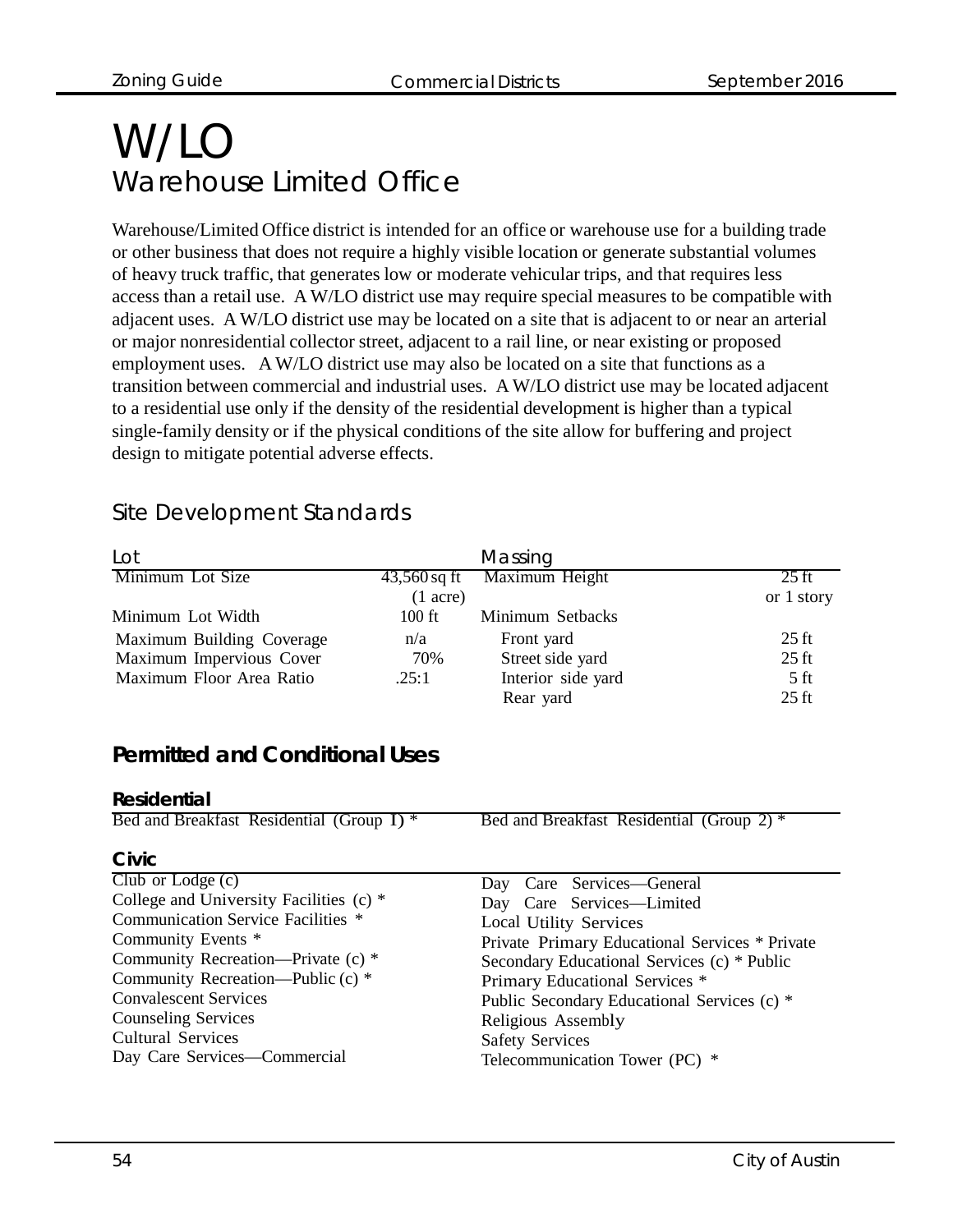# W/LO

## Warehouse Limited Office

Warehouse/Limited Office district is intended for an office or warehouse use for a building trade or other business that does not require a highly visible location or generate substantial volumes of heavy truck traffic, that generates low or moderate vehicular trips, and that requires less access than a retail use. A W/LO district use may require special measures to be compatible with adjacent uses. A W/LO district use may be located on a site that is adjacent to or near an arterial or major nonresidential collector street, adjacent to a rail line, or near existing or proposed employment uses. A W/LO district use may also be located on a site that functions as a transition between commercial and industrial uses. A W/LO district use may be located adjacent to a residential use only if the density of the residential development is higher than a typical single-family density or if the physical conditions of the site allow for buffering and project design to mitigate potential adverse effects.

## Site Development Standards

| Lot | | Massing | |
|---|---|---|---|
| Minimum Lot Size | 43,560 sq ft (1 acre) | Maximum Height | 25 ft or 1 story |
| Minimum Lot Width | 100 ft | Minimum Setbacks | |
| Maximum Building Coverage | n/a | Front yard | 25 ft |
| Maximum Impervious Cover | 70% | Street side yard | 25 ft |
| Maximum Floor Area Ratio | .25:1 | Interior side yard | 5 ft |
| | | Rear yard | 25 ft |

## Permitted and Conditional Uses

### Residential

Bed and Breakfast Residential (Group 1) *
Bed and Breakfast Residential (Group 2) *

### Civic

Club or Lodge (c)
College and University Facilities (c) *
Communication Service Facilities *
Community Events *
Community Recreation—Private (c) *
Community Recreation—Public (c) *
Convalescent Services
Counseling Services
Cultural Services
Day Care Services—Commercial
Day Care Services—General
Day Care Services—Limited
Local Utility Services
Private Primary Educational Services *
Private Secondary Educational Services (c) *
Public Primary Educational Services *
Public Secondary Educational Services (c) *
Religious Assembly
Safety Services
Telecommunication Tower (PC) *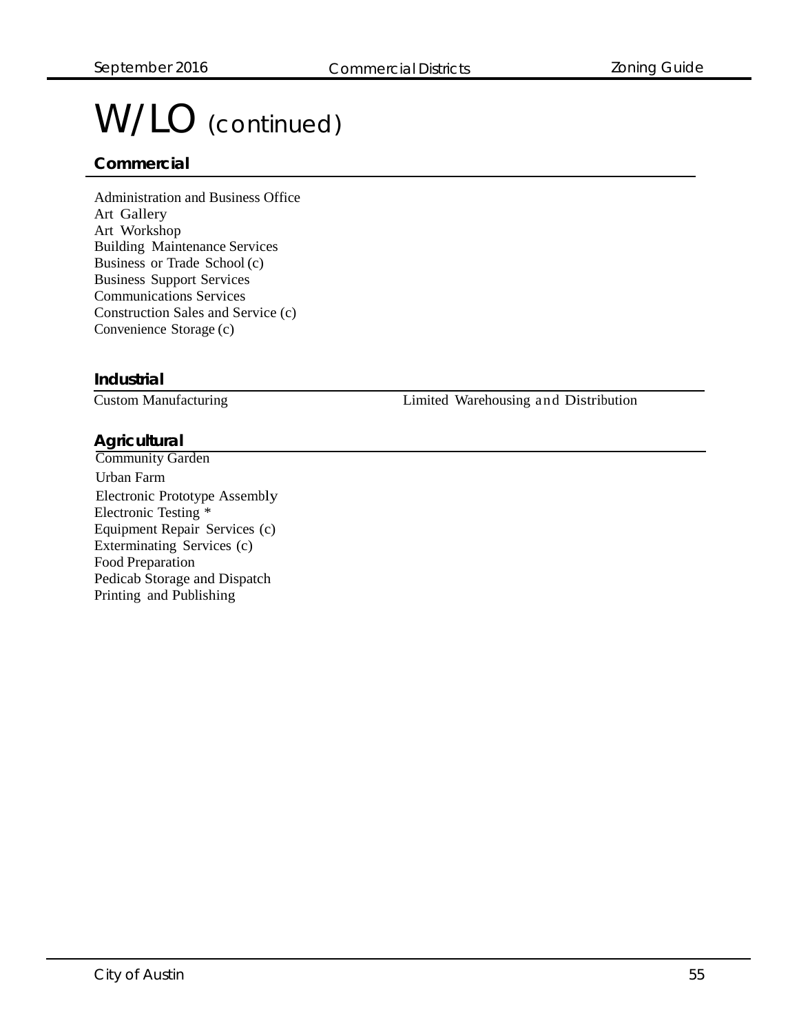# W/LO (continued)

## Commercial

Administration and Business Office
Art Gallery
Art Workshop
Building Maintenance Services
Business or Trade School (c)
Business Support Services
Communications Services
Construction Sales and Service (c)
Convenience Storage (c)

## Industrial

Custom Manufacturing
Limited Warehousing and Distribution

## Agricultural

Community Garden
Urban Farm
Electronic Prototype Assembly
Electronic Testing *
Equipment Repair Services (c)
Exterminating Services (c)
Food Preparation
Pedicab Storage and Dispatch
Printing and Publishing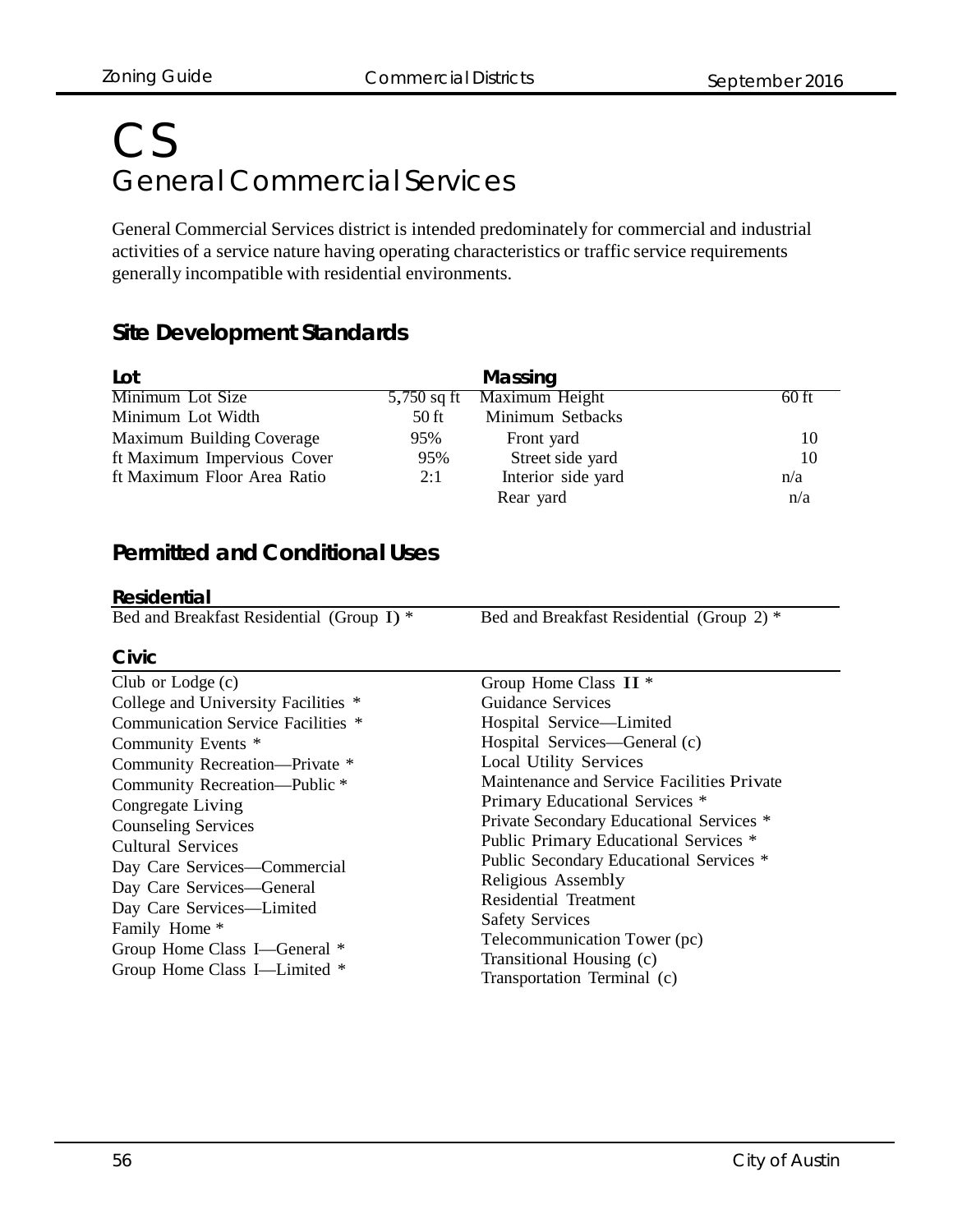# CS

## General Commercial Services

General Commercial Services district is intended predominately for commercial and industrial activities of a service nature having operating characteristics or traffic service requirements generally incompatible with residential environments.

### Site Development Standards

| Lot | | Massing | |
|---|---|---|---|
| Minimum Lot Size | 5,750 sq ft | Maximum Height | 60 ft |
| Minimum Lot Width | 50 ft | Minimum Setbacks | |
| Maximum Building Coverage | 95% | Front yard | 10 |
| ft Maximum Impervious Cover | 95% | Street side yard | 10 |
| ft Maximum Floor Area Ratio | 2:1 | Interior side yard | n/a |
| | | Rear yard | n/a |

### Permitted and Conditional Uses

#### Residential

Bed and Breakfast Residential (Group 1) *
Bed and Breakfast Residential (Group 2) *

#### Civic

Club or Lodge (c)
College and University Facilities *
Communication Service Facilities *
Community Events *
Community Recreation—Private *
Community Recreation—Public *
Congregate Living
Counseling Services
Cultural Services
Day Care Services—Commercial
Day Care Services—General
Day Care Services—Limited
Family Home *
Group Home Class I—General *
Group Home Class I—Limited *
Group Home Class II *
Guidance Services
Hospital Service—Limited
Hospital Services—General (c)
Local Utility Services
Maintenance and Service Facilities Private
Primary Educational Services *
Private Secondary Educational Services *
Public Primary Educational Services *
Public Secondary Educational Services *
Religious Assembly
Residential Treatment
Safety Services
Telecommunication Tower (pc)
Transitional Housing (c)
Transportation Terminal (c)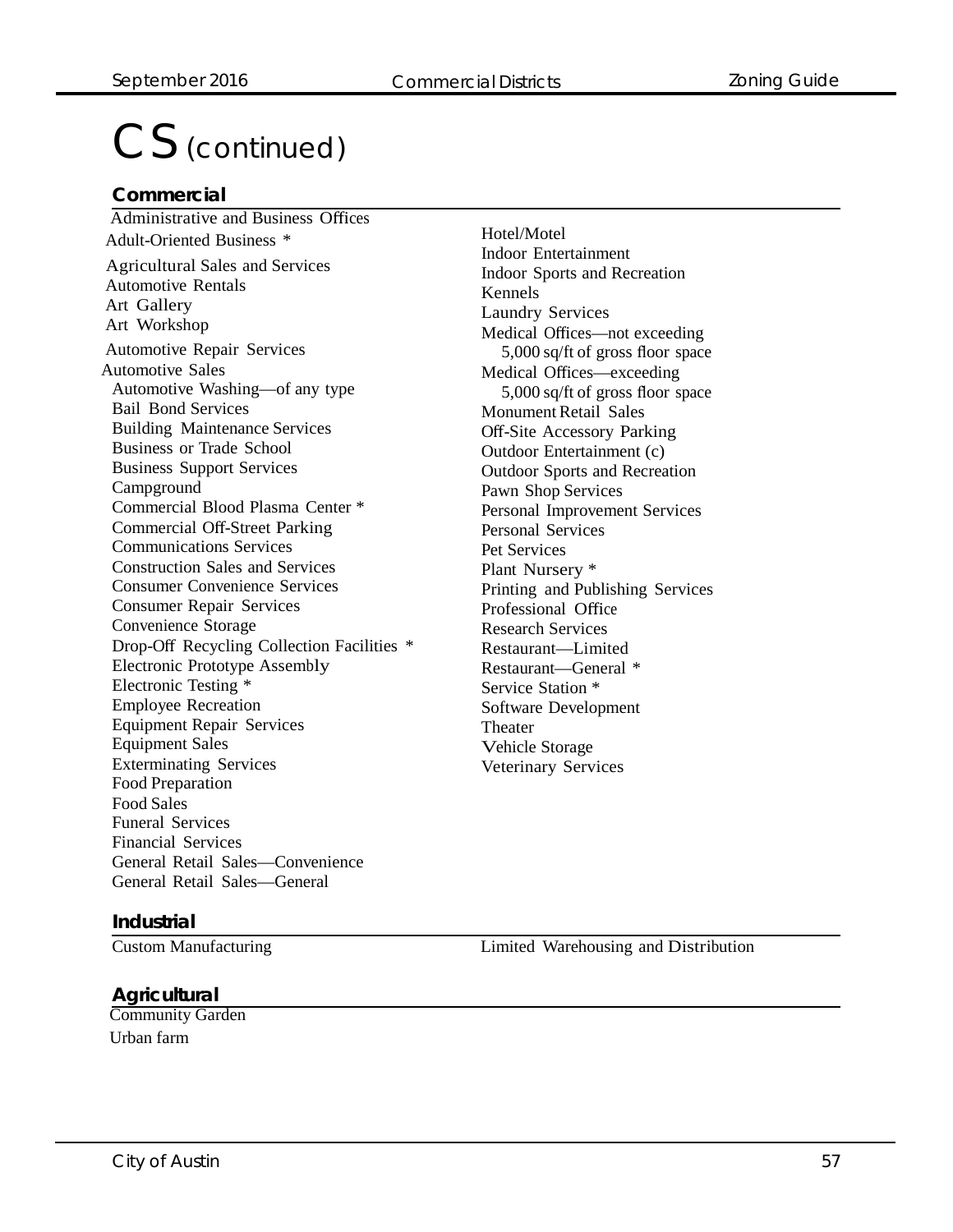# CS (continued)

## Commercial

- Administrative and Business Offices
- Adult-Oriented Business *
- Agricultural Sales and Services
- Automotive Rentals
- Art Gallery
- Art Workshop
- Automotive Repair Services
- Automotive Sales
- Automotive Washing—of any type
- Bail Bond Services
- Building Maintenance Services
- Business or Trade School
- Business Support Services
- Campground
- Commercial Blood Plasma Center *
- Commercial Off-Street Parking
- Communications Services
- Construction Sales and Services
- Consumer Convenience Services
- Consumer Repair Services
- Convenience Storage
- Drop-Off Recycling Collection Facilities *
- Electronic Prototype Assembly
- Electronic Testing *
- Employee Recreation
- Equipment Repair Services
- Equipment Sales
- Exterminating Services
- Food Preparation
- Food Sales
- Funeral Services
- Financial Services
- General Retail Sales—Convenience
- General Retail Sales—General
- Hotel/Motel
- Indoor Entertainment
- Indoor Sports and Recreation
- Kennels
- Laundry Services
- Medical Offices—not exceeding 5,000 sq/ft of gross floor space
- Medical Offices—exceeding 5,000 sq/ft of gross floor space
- Monument Retail Sales
- Off-Site Accessory Parking
- Outdoor Entertainment (c)
- Outdoor Sports and Recreation
- Pawn Shop Services
- Personal Improvement Services
- Personal Services
- Pet Services
- Plant Nursery *
- Printing and Publishing Services
- Professional Office
- Research Services
- Restaurant—Limited
- Restaurant—General *
- Service Station *
- Software Development
- Theater
- Vehicle Storage
- Veterinary Services

## Industrial

- Custom Manufacturing
- Limited Warehousing and Distribution

## Agricultural

- Community Garden
- Urban farm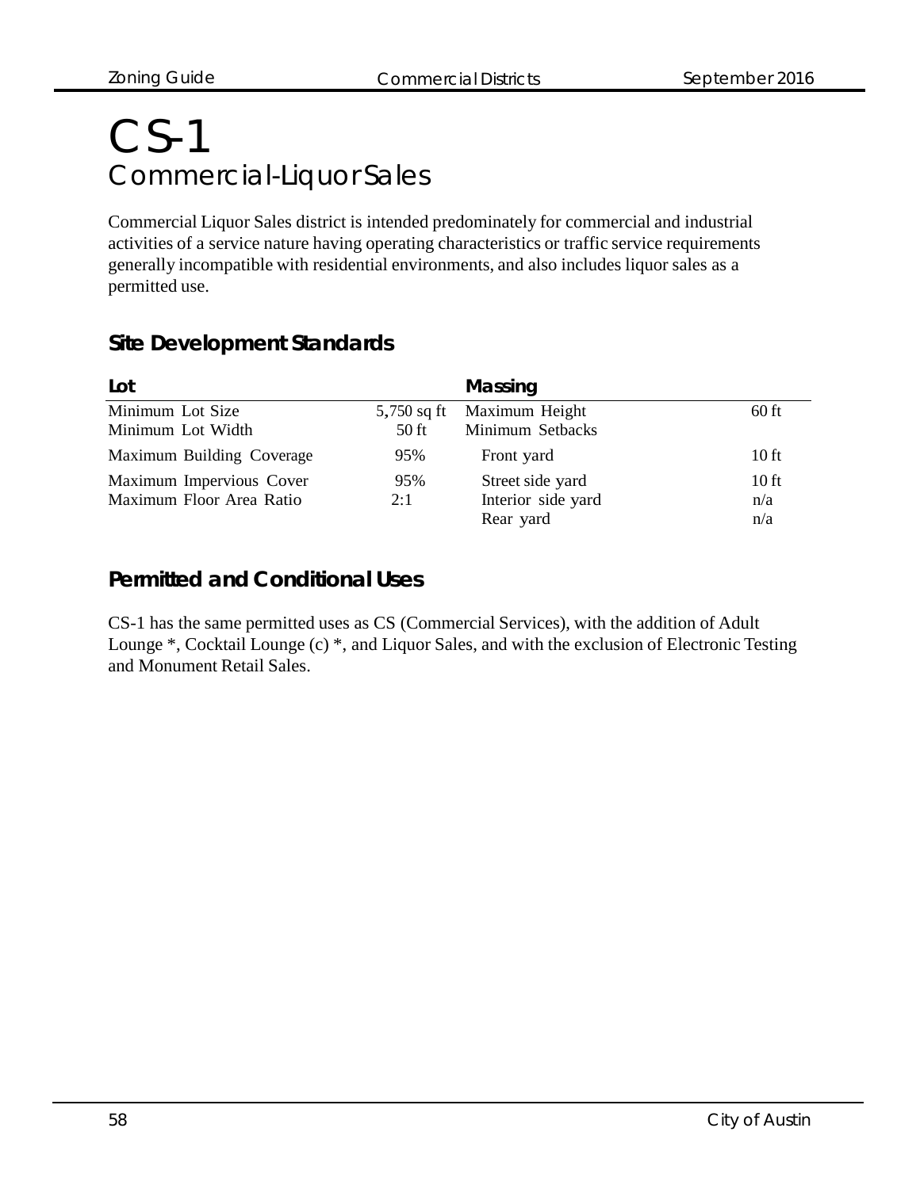# CS-1

## Commercial-Liquor Sales

Commercial Liquor Sales district is intended predominately for commercial and industrial activities of a service nature having operating characteristics or traffic service requirements generally incompatible with residential environments, and also includes liquor sales as a permitted use.

### Site Development Standards

| Lot | | Massing | |
|---|---|---|---|
| Minimum Lot Size | 5,750 sq ft | Maximum Height | 60 ft |
| Minimum Lot Width | 50 ft | Minimum Setbacks | |
| Maximum Building Coverage | 95% | Front yard | 10 ft |
| Maximum Impervious Cover | 95% | Street side yard | 10 ft |
| Maximum Floor Area Ratio | 2:1 | Interior side yard | n/a |
| | | Rear yard | n/a |

### Permitted and Conditional Uses

CS-1 has the same permitted uses as CS (Commercial Services), with the addition of Adult Lounge *, Cocktail Lounge (c) *, and Liquor Sales, and with the exclusion of Electronic Testing and Monument Retail Sales.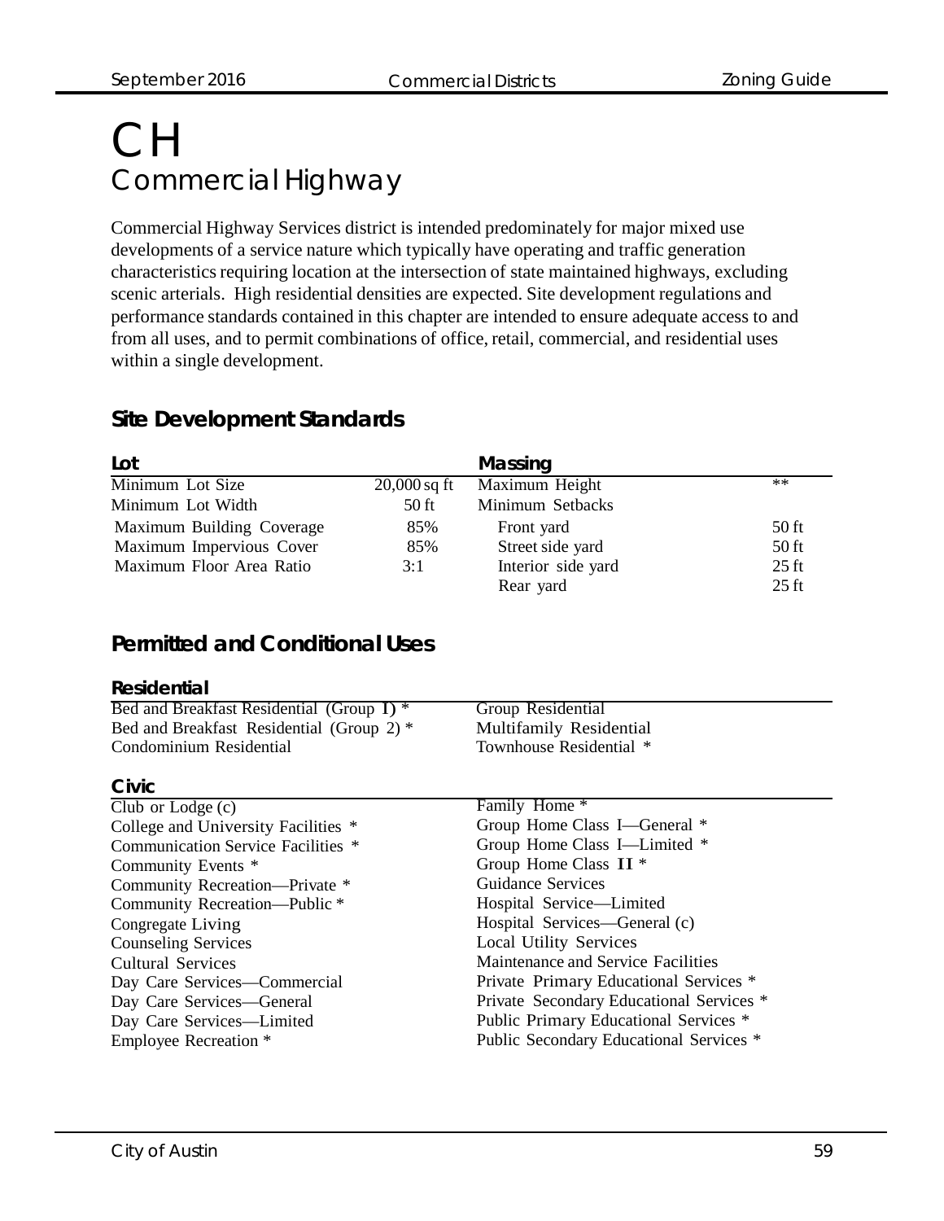# CH

## Commercial Highway

Commercial Highway Services district is intended predominately for major mixed use developments of a service nature which typically have operating and traffic generation characteristics requiring location at the intersection of state maintained highways, excluding scenic arterials. High residential densities are expected. Site development regulations and performance standards contained in this chapter are intended to ensure adequate access to and from all uses, and to permit combinations of office, retail, commercial, and residential uses within a single development.

### Site Development Standards

| Lot | | Massing | |
|---|---|---|---|
| Minimum Lot Size | 20,000 sq ft | Maximum Height | ** |
| Minimum Lot Width | 50 ft | Minimum Setbacks | |
| Maximum Building Coverage | 85% | Front yard | 50 ft |
| Maximum Impervious Cover | 85% | Street side yard | 50 ft |
| Maximum Floor Area Ratio | 3:1 | Interior side yard | 25 ft |
| | | Rear yard | 25 ft |

### Permitted and Conditional Uses

#### Residential

- Bed and Breakfast Residential (Group 1) *
- Bed and Breakfast Residential (Group 2) *
- Condominium Residential
- Group Residential
- Multifamily Residential
- Townhouse Residential *

#### Civic

- Club or Lodge (c)
- College and University Facilities *
- Communication Service Facilities *
- Community Events *
- Community Recreation—Private *
- Community Recreation—Public *
- Congregate Living
- Counseling Services
- Cultural Services
- Day Care Services—Commercial
- Day Care Services—General
- Day Care Services—Limited
- Employee Recreation *
- Family Home *
- Group Home Class I—General *
- Group Home Class I—Limited *
- Group Home Class II *
- Guidance Services
- Hospital Service—Limited
- Hospital Services—General (c)
- Local Utility Services
- Maintenance and Service Facilities
- Private Primary Educational Services *
- Private Secondary Educational Services *
- Public Primary Educational Services *
- Public Secondary Educational Services *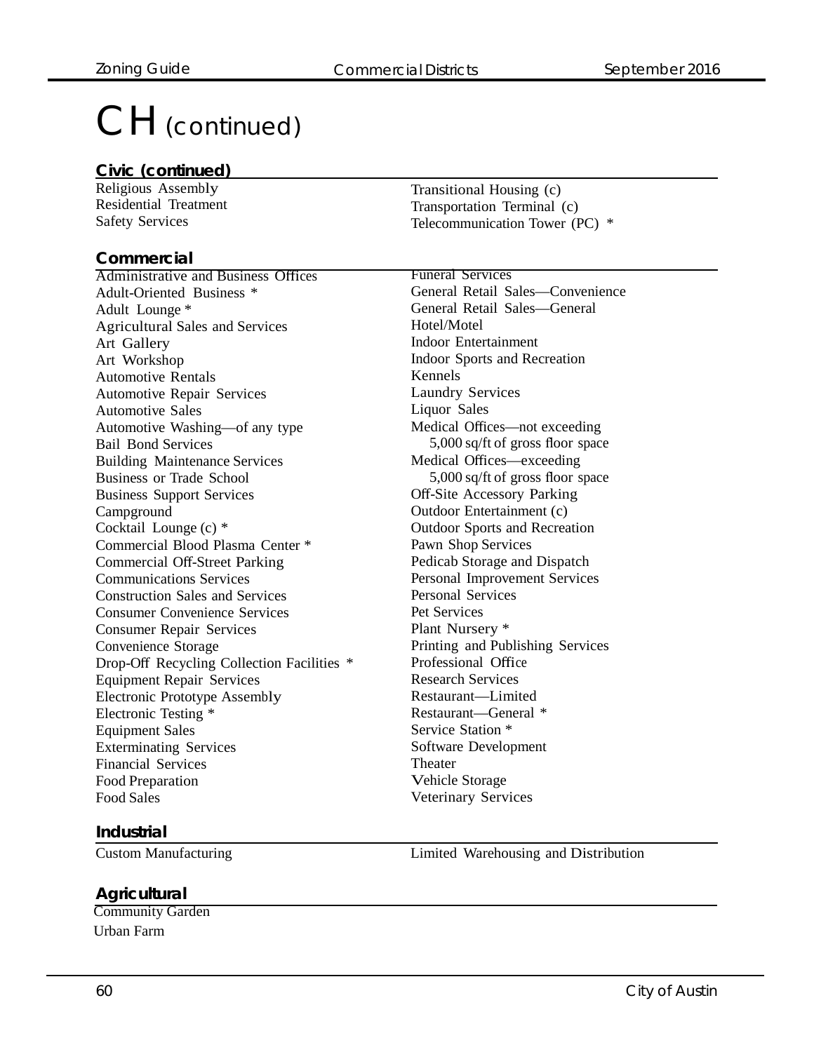# CH (continued)

## Civic (continued)

Religious Assembly
Residential Treatment
Safety Services
Transitional Housing (c)
Transportation Terminal (c)
Telecommunication Tower (PC) *

## Commercial

Administrative and Business Offices
Adult-Oriented Business *
Adult Lounge *
Agricultural Sales and Services
Art Gallery
Art Workshop
Automotive Rentals
Automotive Repair Services
Automotive Sales
Automotive Washing—of any type
Bail Bond Services
Building Maintenance Services
Business or Trade School
Business Support Services
Campground
Cocktail Lounge (c) *
Commercial Blood Plasma Center *
Commercial Off-Street Parking
Communications Services
Construction Sales and Services
Consumer Convenience Services
Consumer Repair Services
Convenience Storage
Drop-Off Recycling Collection Facilities *
Equipment Repair Services
Electronic Prototype Assembly
Electronic Testing *
Equipment Sales
Exterminating Services
Financial Services
Food Preparation
Food Sales
Funeral Services
General Retail Sales—Convenience
General Retail Sales—General
Hotel/Motel
Indoor Entertainment
Indoor Sports and Recreation
Kennels
Laundry Services
Liquor Sales
Medical Offices—not exceeding 5,000 sq/ft of gross floor space
Medical Offices—exceeding 5,000 sq/ft of gross floor space
Off-Site Accessory Parking
Outdoor Entertainment (c)
Outdoor Sports and Recreation
Pawn Shop Services
Pedicab Storage and Dispatch
Personal Improvement Services
Personal Services
Pet Services
Plant Nursery *
Printing and Publishing Services
Professional Office
Research Services
Restaurant—Limited
Restaurant—General *
Service Station *
Software Development
Theater
Vehicle Storage
Veterinary Services

## Industrial

Custom Manufacturing
Limited Warehousing and Distribution

## Agricultural

Community Garden
Urban Farm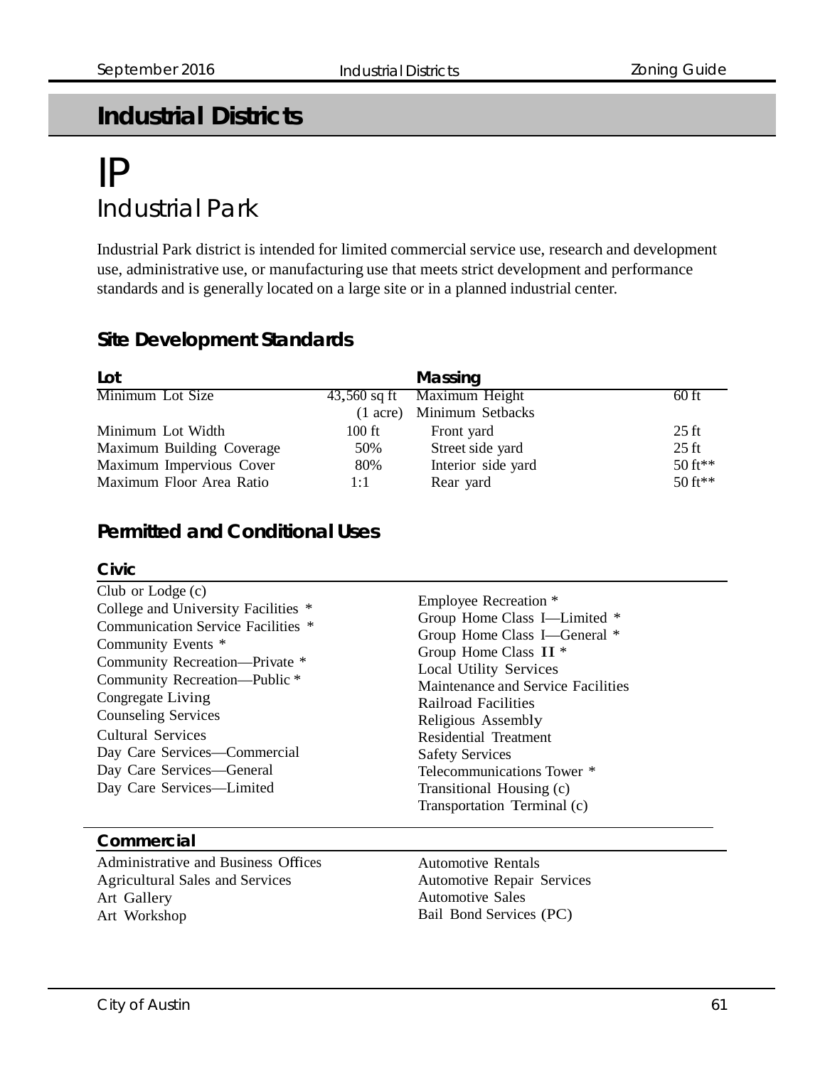## Industrial Districts

# IP
## Industrial Park

Industrial Park district is intended for limited commercial service use, research and development use, administrative use, or manufacturing use that meets strict development and performance standards and is generally located on a large site or in a planned industrial center.

### Site Development Standards

| Lot | | Massing | |
|---|---|---|---|
| Minimum Lot Size | 43,560 sq ft (1 acre) | Maximum Height | 60 ft |
| | | Minimum Setbacks | |
| Minimum Lot Width | 100 ft | Front yard | 25 ft |
| Maximum Building Coverage | 50% | Street side yard | 25 ft |
| Maximum Impervious Cover | 80% | Interior side yard | 50 ft** |
| Maximum Floor Area Ratio | 1:1 | Rear yard | 50 ft** |

### Permitted and Conditional Uses

#### Civic

Club or Lodge (c)
College and University Facilities *
Communication Service Facilities *
Community Events *
Community Recreation—Private *
Community Recreation—Public *
Congregate Living
Counseling Services
Cultural Services
Day Care Services—Commercial
Day Care Services—General
Day Care Services—Limited
Employee Recreation *
Group Home Class I—Limited *
Group Home Class I—General *
Group Home Class II *
Local Utility Services
Maintenance and Service Facilities
Railroad Facilities
Religious Assembly
Residential Treatment
Safety Services
Telecommunications Tower *
Transitional Housing (c)
Transportation Terminal (c)

#### Commercial

Administrative and Business Offices
Agricultural Sales and Services
Art Gallery
Art Workshop
Automotive Rentals
Automotive Repair Services
Automotive Sales
Bail Bond Services (PC)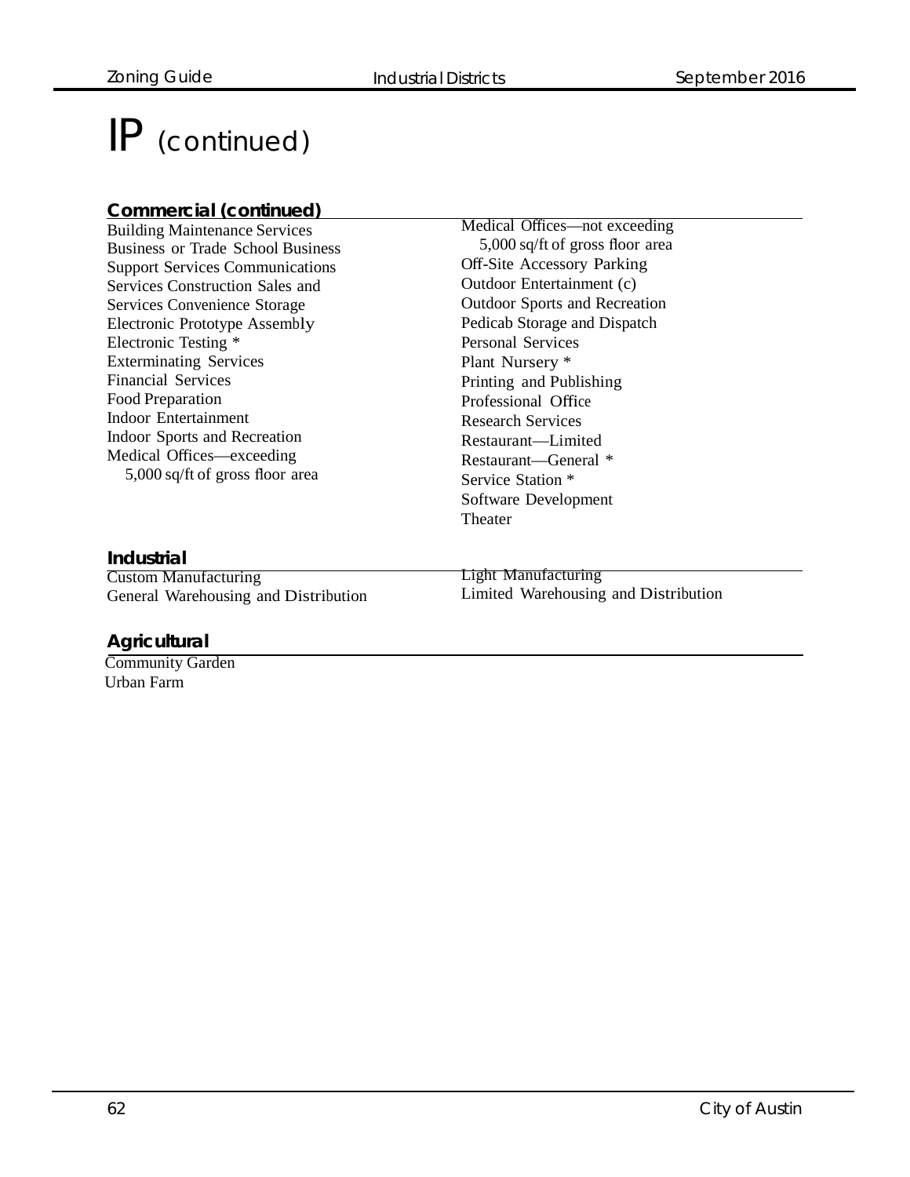# IP (continued)

### Commercial (continued)

Building Maintenance Services
Business or Trade School Business
Support Services Communications
Services Construction Sales and
Services Convenience Storage
Electronic Prototype Assembly
Electronic Testing *
Exterminating Services
Financial Services
Food Preparation
Indoor Entertainment
Indoor Sports and Recreation
Medical Offices—exceeding
5,000 sq/ft of gross floor area
Medical Offices—not exceeding
5,000 sq/ft of gross floor area
Off-Site Accessory Parking
Outdoor Entertainment (c)
Outdoor Sports and Recreation
Pedicab Storage and Dispatch
Personal Services
Plant Nursery *
Printing and Publishing
Professional Office
Research Services
Restaurant—Limited
Restaurant—General *
Service Station *
Software Development
Theater

### Industrial

Custom Manufacturing
General Warehousing and Distribution
Light Manufacturing
Limited Warehousing and Distribution

### Agricultural

Community Garden
Urban Farm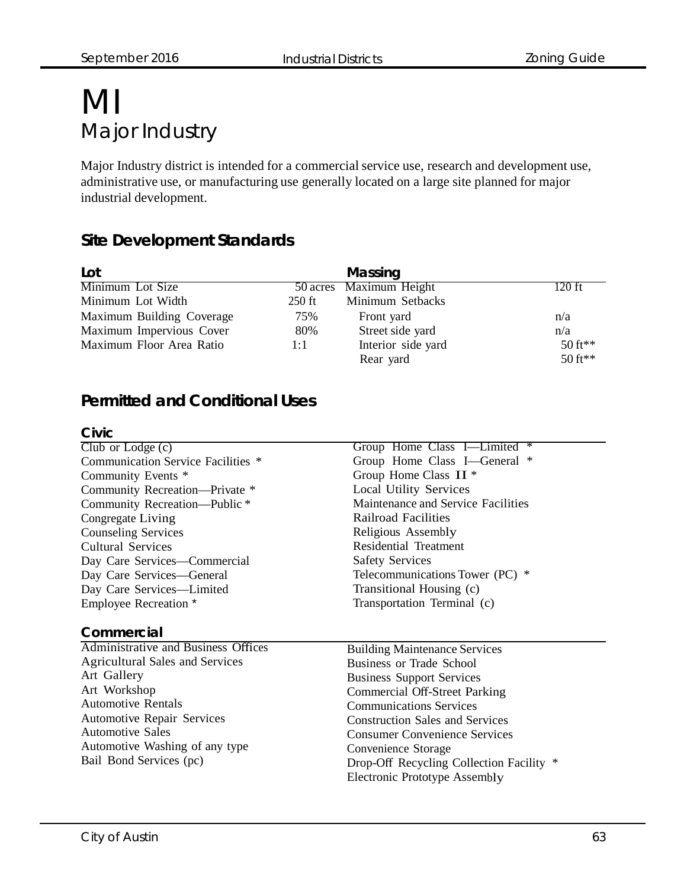# MI

## Major Industry

Major Industry district is intended for a commercial service use, research and development use, administrative use, or manufacturing use generally located on a large site planned for major industrial development.

### Site Development Standards

| Lot | | Massing | |
|---|---|---|---|
| Minimum Lot Size | 50 acres | Maximum Height | 120 ft |
| Minimum Lot Width | 250 ft | Minimum Setbacks | |
| Maximum Building Coverage | 75% | Front yard | n/a |
| Maximum Impervious Cover | 80% | Street side yard | n/a |
| Maximum Floor Area Ratio | 1:1 | Interior side yard | 50 ft** |
| | | Rear yard | 50 ft** |

### Permitted and Conditional Uses

**Civic**

- Club or Lodge (c)
- Communication Service Facilities *
- Community Events *
- Community Recreation—Private *
- Community Recreation—Public *
- Congregate Living
- Counseling Services
- Cultural Services
- Day Care Services—Commercial
- Day Care Services—General
- Day Care Services—Limited
- Employee Recreation *
- Group Home Class I—Limited *
- Group Home Class I—General *
- Group Home Class II *
- Local Utility Services
- Maintenance and Service Facilities
- Railroad Facilities
- Religious Assembly
- Residential Treatment
- Safety Services
- Telecommunications Tower (PC) *
- Transitional Housing (c)
- Transportation Terminal (c)

**Commercial**

- Administrative and Business Offices
- Agricultural Sales and Services
- Art Gallery
- Art Workshop
- Automotive Rentals
- Automotive Repair Services
- Automotive Sales
- Automotive Washing of any type
- Bail Bond Services (pc)
- Building Maintenance Services
- Business or Trade School
- Business Support Services
- Commercial Off-Street Parking
- Communications Services
- Construction Sales and Services
- Consumer Convenience Services
- Convenience Storage
- Drop-Off Recycling Collection Facility *
- Electronic Prototype Assembly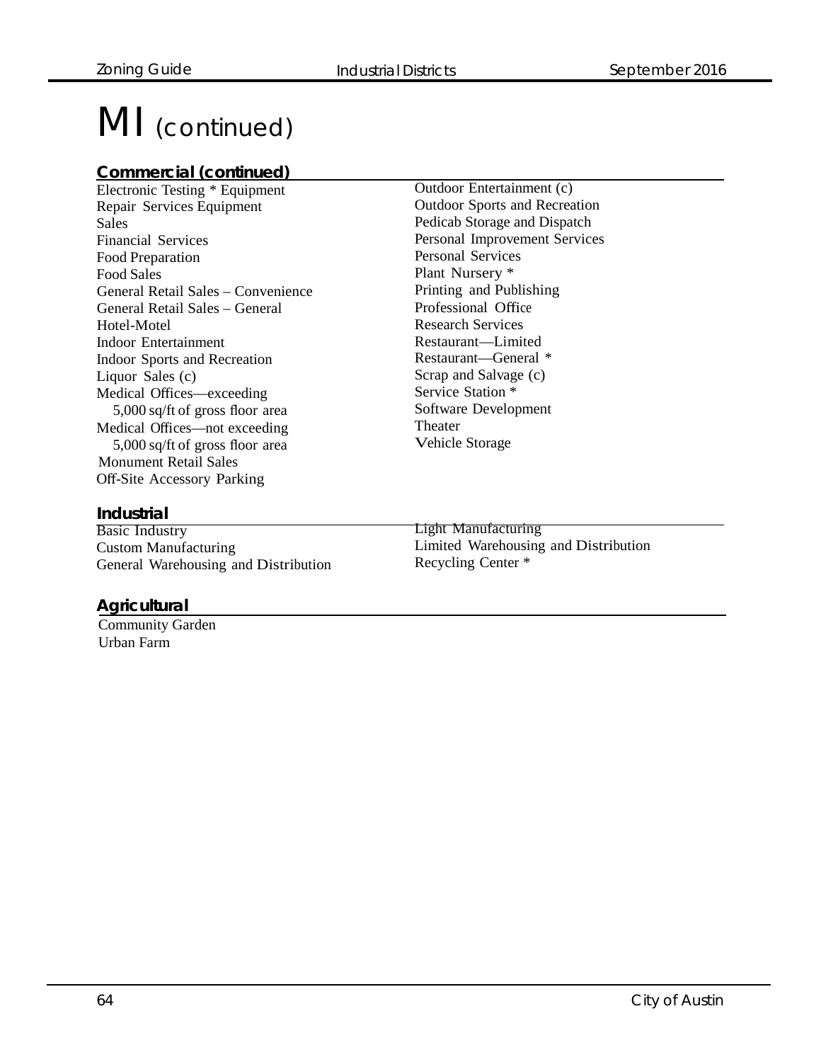# MI (continued)

## Commercial (continued)

Electronic Testing * Equipment
Repair Services Equipment
Sales
Financial Services
Food Preparation
Food Sales
General Retail Sales – Convenience
General Retail Sales – General
Hotel-Motel
Indoor Entertainment
Indoor Sports and Recreation
Liquor Sales (c)
Medical Offices—exceeding
5,000 sq/ft of gross floor area
Medical Offices—not exceeding
5,000 sq/ft of gross floor area
Monument Retail Sales
Off-Site Accessory Parking
Outdoor Entertainment (c)
Outdoor Sports and Recreation
Pedicab Storage and Dispatch
Personal Improvement Services
Personal Services
Plant Nursery *
Printing and Publishing
Professional Office
Research Services
Restaurant—Limited
Restaurant—General *
Scrap and Salvage (c)
Service Station *
Software Development
Theater
Vehicle Storage

## Industrial

Basic Industry
Custom Manufacturing
General Warehousing and Distribution
Light Manufacturing
Limited Warehousing and Distribution
Recycling Center *

## Agricultural

Community Garden
Urban Farm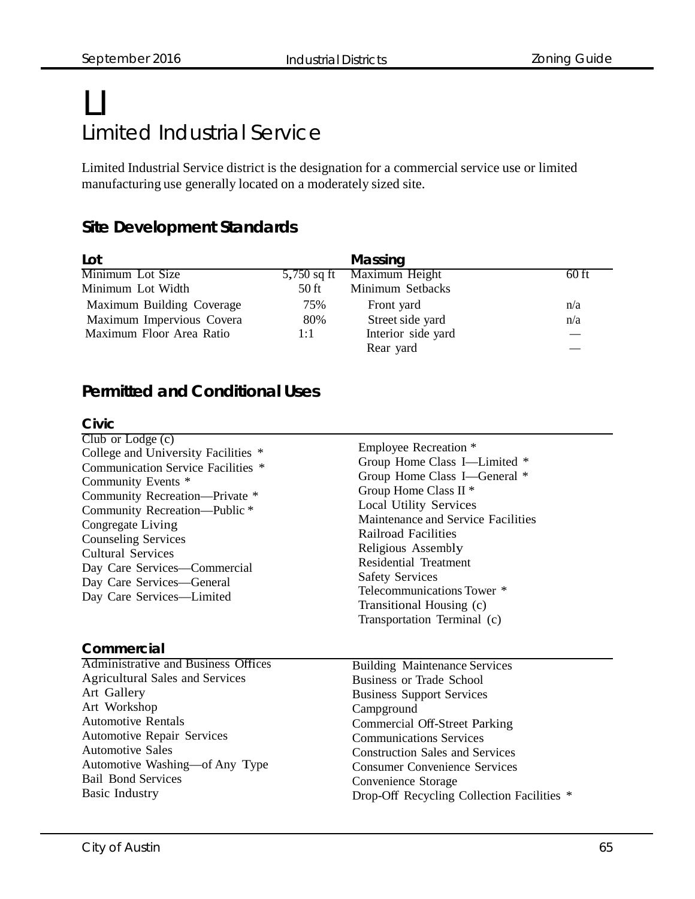// LI
## Limited Industrial Service

Limited Industrial Service district is the designation for a commercial service use or limited manufacturing use generally located on a moderately sized site.

### Site Development Standards

| Lot | | Massing | |
|---|---|---|---|
| Minimum Lot Size | 5,750 sq ft | Maximum Height | 60 ft |
| Minimum Lot Width | 50 ft | Minimum Setbacks | |
| Maximum Building Coverage | 75% | Front yard | n/a |
| Maximum Impervious Covera | 80% | Street side yard | n/a |
| Maximum Floor Area Ratio | 1:1 | Interior side yard | — |
| | | Rear yard | — |

### Permitted and Conditional Uses

#### Civic

- Club or Lodge (c)
- College and University Facilities *
- Communication Service Facilities *
- Community Events *
- Community Recreation—Private *
- Community Recreation—Public *
- Congregate Living
- Counseling Services
- Cultural Services
- Day Care Services—Commercial
- Day Care Services—General
- Day Care Services—Limited
- Employee Recreation *
- Group Home Class I—Limited *
- Group Home Class I—General *
- Group Home Class II *
- Local Utility Services
- Maintenance and Service Facilities
- Railroad Facilities
- Religious Assembly
- Residential Treatment
- Safety Services
- Telecommunications Tower *
- Transitional Housing (c)
- Transportation Terminal (c)

#### Commercial

- Administrative and Business Offices
- Agricultural Sales and Services
- Art Gallery
- Art Workshop
- Automotive Rentals
- Automotive Repair Services
- Automotive Sales
- Automotive Washing—of Any Type
- Bail Bond Services
- Basic Industry
- Building Maintenance Services
- Business or Trade School
- Business Support Services
- Campground
- Commercial Off-Street Parking
- Communications Services
- Construction Sales and Services
- Consumer Convenience Services
- Convenience Storage
- Drop-Off Recycling Collection Facilities *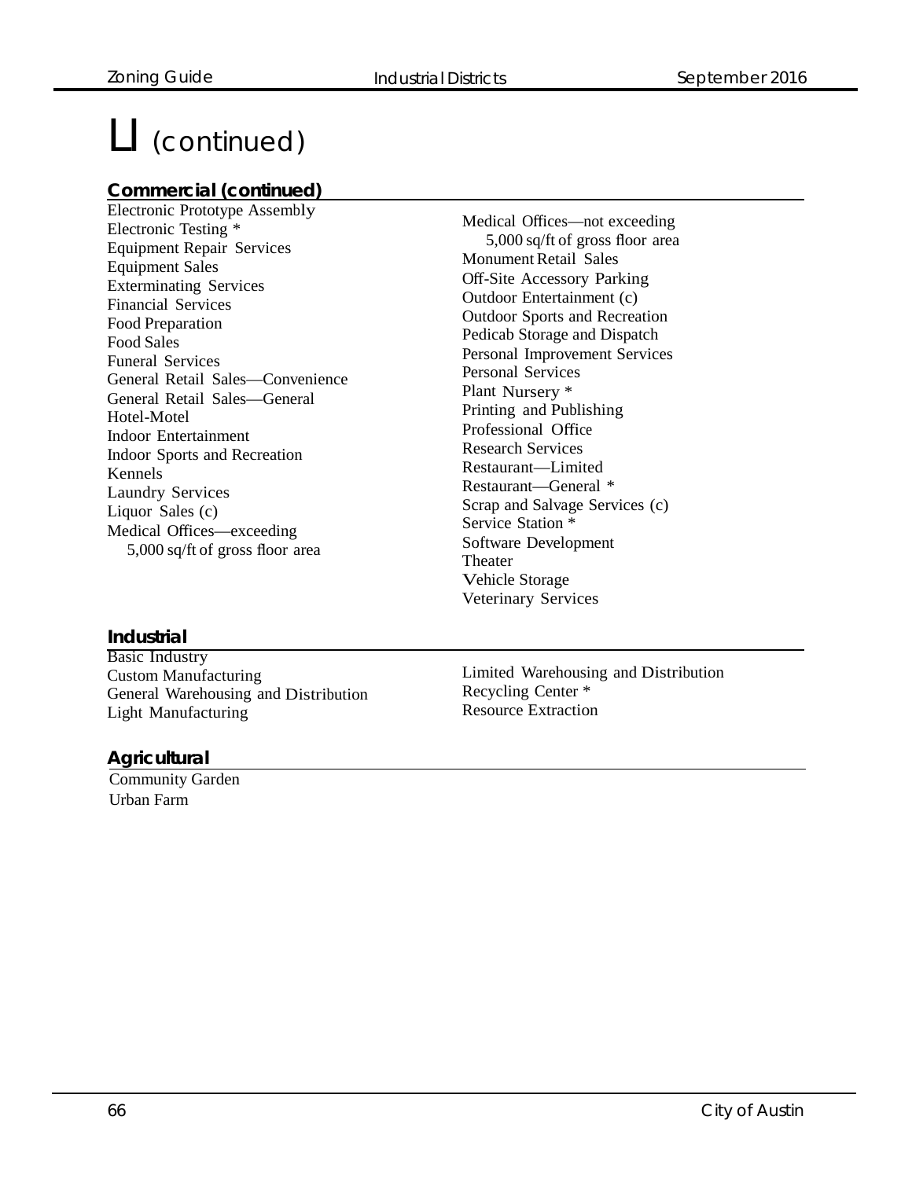# LI (continued)

## Commercial (continued)

Electronic Prototype Assembly
Electronic Testing *
Equipment Repair Services
Equipment Sales
Exterminating Services
Financial Services
Food Preparation
Food Sales
Funeral Services
General Retail Sales—Convenience
General Retail Sales—General
Hotel-Motel
Indoor Entertainment
Indoor Sports and Recreation
Kennels
Laundry Services
Liquor Sales (c)
Medical Offices—exceeding 5,000 sq/ft of gross floor area
Medical Offices—not exceeding 5,000 sq/ft of gross floor area
Monument Retail Sales
Off-Site Accessory Parking
Outdoor Entertainment (c)
Outdoor Sports and Recreation
Pedicab Storage and Dispatch
Personal Improvement Services
Personal Services
Plant Nursery *
Printing and Publishing
Professional Office
Research Services
Restaurant—Limited
Restaurant—General *
Scrap and Salvage Services (c)
Service Station *
Software Development
Theater
Vehicle Storage
Veterinary Services

## Industrial

Basic Industry
Custom Manufacturing
General Warehousing and Distribution
Light Manufacturing
Limited Warehousing and Distribution
Recycling Center *
Resource Extraction

## Agricultural

Community Garden
Urban Farm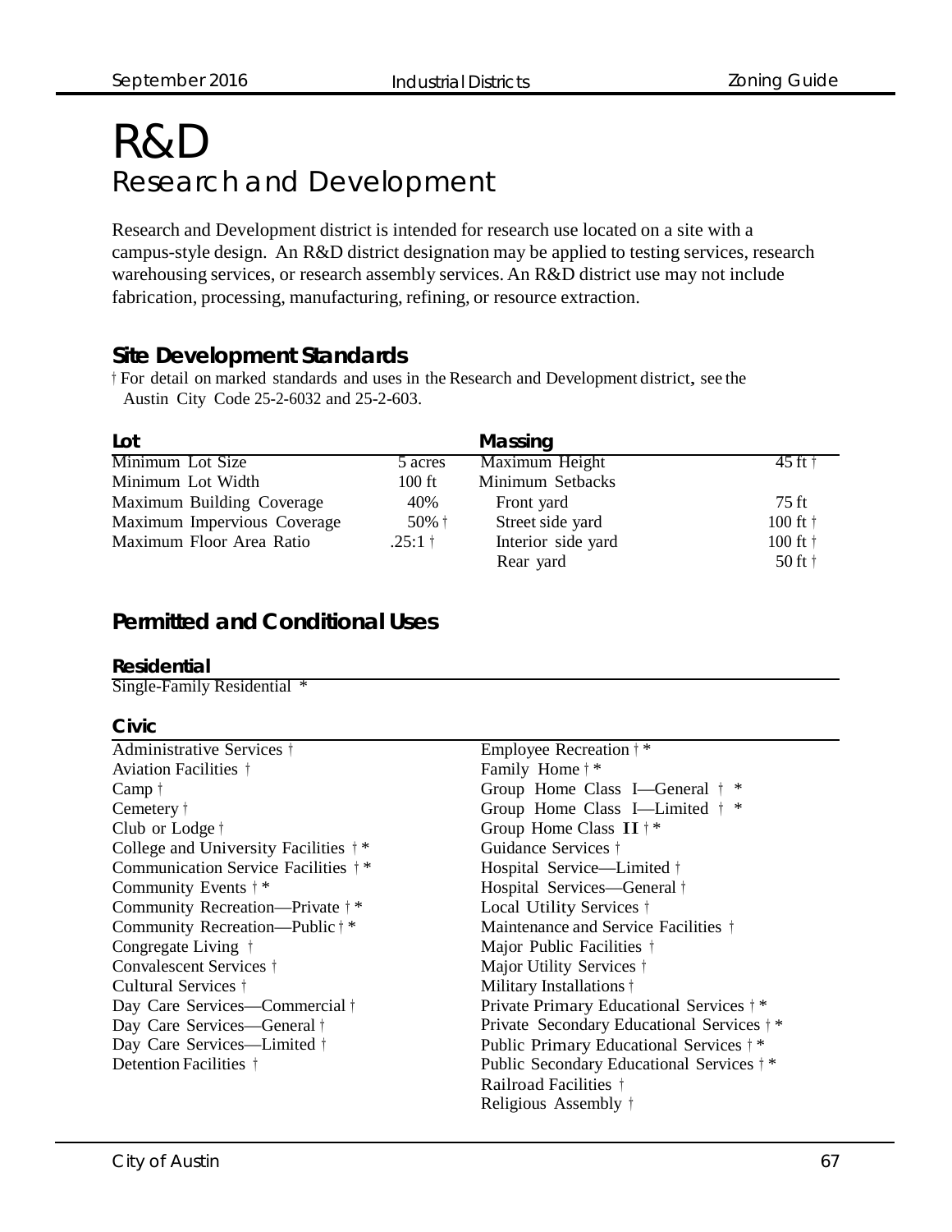# R&D

## Research and Development

Research and Development district is intended for research use located on a site with a campus-style design. An R&D district designation may be applied to testing services, research warehousing services, or research assembly services. An R&D district use may not include fabrication, processing, manufacturing, refining, or resource extraction.

### Site Development Standards

† For detail on marked standards and uses in the Research and Development district, see the Austin City Code 25-2-6032 and 25-2-603.

| Lot | | Massing | |
|---|---|---|---|
| Minimum Lot Size | 5 acres | Maximum Height | 45 ft † |
| Minimum Lot Width | 100 ft | Minimum Setbacks | |
| Maximum Building Coverage | 40% | Front yard | 75 ft |
| Maximum Impervious Coverage | 50% † | Street side yard | 100 ft † |
| Maximum Floor Area Ratio | .25:1 † | Interior side yard | 100 ft † |
| | | Rear yard | 50 ft † |

### Permitted and Conditional Uses

#### Residential

Single-Family Residential *

#### Civic

Administrative Services †
Aviation Facilities †
Camp †
Cemetery †
Club or Lodge †
College and University Facilities † *
Communication Service Facilities † *
Community Events † *
Community Recreation—Private † *
Community Recreation—Public † *
Congregate Living †
Convalescent Services †
Cultural Services †
Day Care Services—Commercial †
Day Care Services—General †
Day Care Services—Limited †
Detention Facilities †
Employee Recreation † *
Family Home † *
Group Home Class I—General † *
Group Home Class I—Limited † *
Group Home Class II † *
Guidance Services †
Hospital Service—Limited †
Hospital Services—General †
Local Utility Services †
Maintenance and Service Facilities †
Major Public Facilities †
Major Utility Services †
Military Installations †
Private Primary Educational Services † *
Private Secondary Educational Services † *
Public Primary Educational Services † *
Public Secondary Educational Services † *
Railroad Facilities †
Religious Assembly †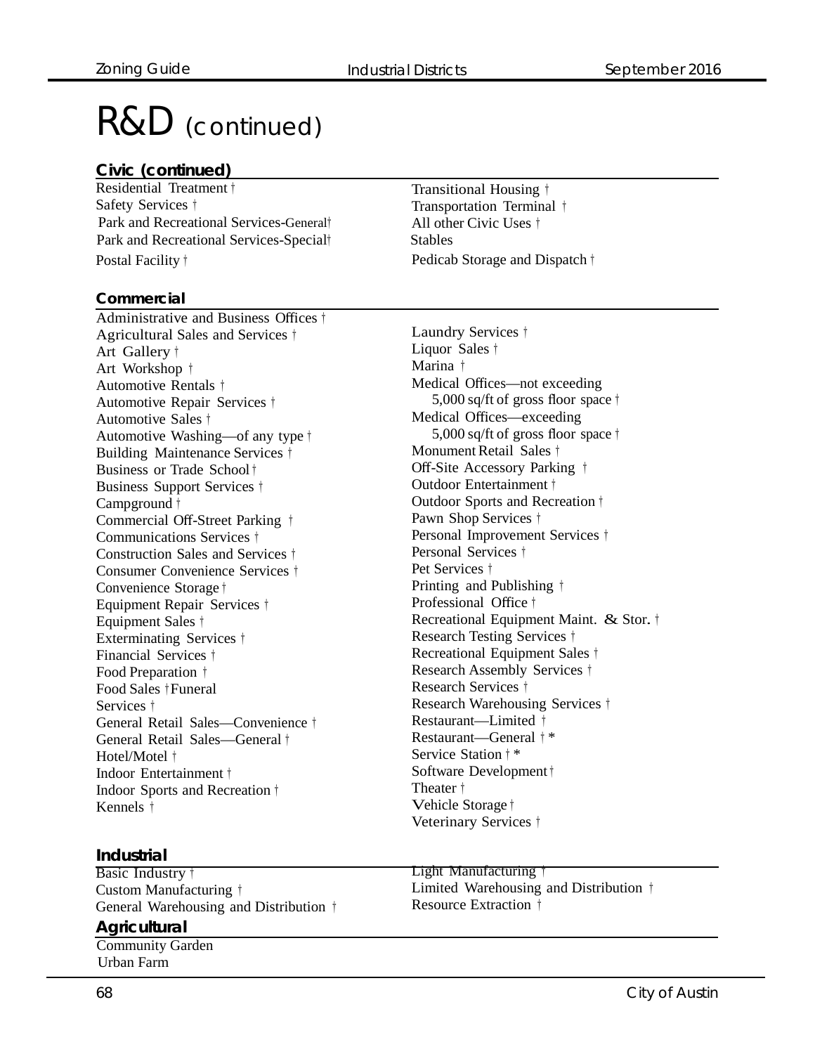# R&D (continued)

### Civic (continued)

- Residential Treatment †
- Safety Services †
- Park and Recreational Services-General†
- Park and Recreational Services-Special†
- Postal Facility †
- Transitional Housing †
- Transportation Terminal †
- All other Civic Uses †
- Stables
- Pedicab Storage and Dispatch †

### Commercial

- Administrative and Business Offices †
- Agricultural Sales and Services †
- Art Gallery †
- Art Workshop †
- Automotive Rentals †
- Automotive Repair Services †
- Automotive Sales †
- Automotive Washing—of any type †
- Building Maintenance Services †
- Business or Trade School †
- Business Support Services †
- Campground †
- Commercial Off-Street Parking †
- Communications Services †
- Construction Sales and Services †
- Consumer Convenience Services †
- Convenience Storage †
- Equipment Repair Services †
- Equipment Sales †
- Exterminating Services †
- Financial Services †
- Food Preparation †
- Food Sales †
- Funeral Services †
- General Retail Sales—Convenience †
- General Retail Sales—General †
- Hotel/Motel †
- Indoor Entertainment †
- Indoor Sports and Recreation †
- Kennels †
- Laundry Services †
- Liquor Sales †
- Marina †
- Medical Offices—not exceeding 5,000 sq/ft of gross floor space †
- Medical Offices—exceeding 5,000 sq/ft of gross floor space †
- Monument Retail Sales †
- Off-Site Accessory Parking †
- Outdoor Entertainment †
- Outdoor Sports and Recreation †
- Pawn Shop Services †
- Personal Improvement Services †
- Personal Services †
- Pet Services †
- Printing and Publishing †
- Professional Office †
- Recreational Equipment Maint. & Stor. †
- Research Testing Services †
- Recreational Equipment Sales †
- Research Assembly Services †
- Research Services †
- Research Warehousing Services †
- Restaurant—Limited †
- Restaurant—General † *
- Service Station † *
- Software Development †
- Theater †
- Vehicle Storage †
- Veterinary Services †

### Industrial

- Basic Industry †
- Custom Manufacturing †
- General Warehousing and Distribution †
- Light Manufacturing †
- Limited Warehousing and Distribution †
- Resource Extraction †

### Agricultural

- Community Garden
- Urban Farm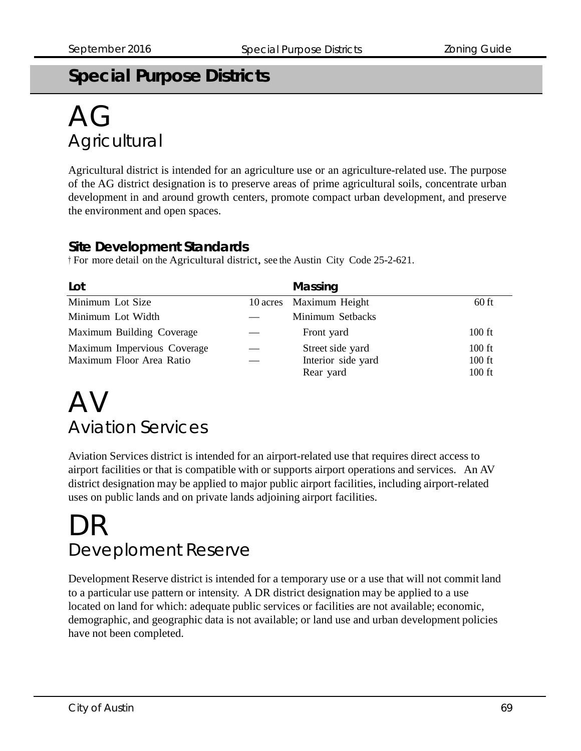# Special Purpose Districts

## AG
### Agricultural

Agricultural district is intended for an agriculture use or an agriculture-related use. The purpose of the AG district designation is to preserve areas of prime agricultural soils, concentrate urban development in and around growth centers, promote compact urban development, and preserve the environment and open spaces.

#### Site Development Standards

† For more detail on the Agricultural district, see the Austin City Code 25-2-621.

| Lot | | Massing | |
|---|---|---|---|
| Minimum Lot Size | 10 acres | Maximum Height | 60 ft |
| Minimum Lot Width | — | Minimum Setbacks | |
| Maximum Building Coverage | — | Front yard | 100 ft |
| Maximum Impervious Coverage | — | Street side yard | 100 ft |
| Maximum Floor Area Ratio | — | Interior side yard | 100 ft |
| | | Rear yard | 100 ft |

## AV
### Aviation Services

Aviation Services district is intended for an airport-related use that requires direct access to airport facilities or that is compatible with or supports airport operations and services. An AV district designation may be applied to major public airport facilities, including airport-related uses on public lands and on private lands adjoining airport facilities.

## DR
### Deveploment Reserve

Development Reserve district is intended for a temporary use or a use that will not commit land to a particular use pattern or intensity. A DR district designation may be applied to a use located on land for which: adequate public services or facilities are not available; economic, demographic, and geographic data is not available; or land use and urban development policies have not been completed.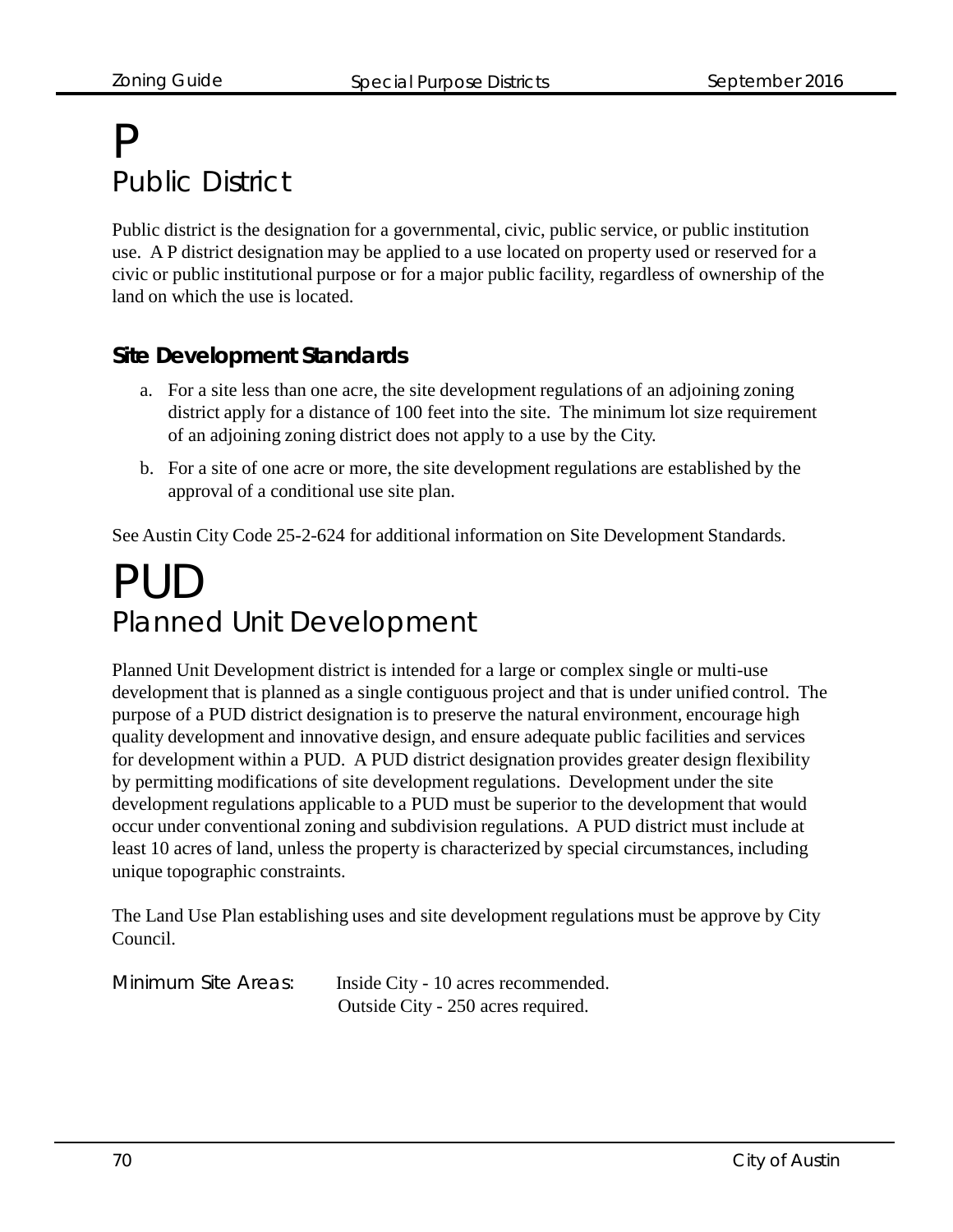# P

## Public District

Public district is the designation for a governmental, civic, public service, or public institution use. A P district designation may be applied to a use located on property used or reserved for a civic or public institutional purpose or for a major public facility, regardless of ownership of the land on which the use is located.

### Site Development Standards

a. For a site less than one acre, the site development regulations of an adjoining zoning district apply for a distance of 100 feet into the site. The minimum lot size requirement of an adjoining zoning district does not apply to a use by the City.

b. For a site of one acre or more, the site development regulations are established by the approval of a conditional use site plan.

See Austin City Code 25-2-624 for additional information on Site Development Standards.

# PUD

## Planned Unit Development

Planned Unit Development district is intended for a large or complex single or multi-use development that is planned as a single contiguous project and that is under unified control. The purpose of a PUD district designation is to preserve the natural environment, encourage high quality development and innovative design, and ensure adequate public facilities and services for development within a PUD. A PUD district designation provides greater design flexibility by permitting modifications of site development regulations. Development under the site development regulations applicable to a PUD must be superior to the development that would occur under conventional zoning and subdivision regulations. A PUD district must include at least 10 acres of land, unless the property is characterized by special circumstances, including unique topographic constraints.

The Land Use Plan establishing uses and site development regulations must be approve by City Council.

Minimum Site Areas: Inside City - 10 acres recommended.
Outside City - 250 acres required.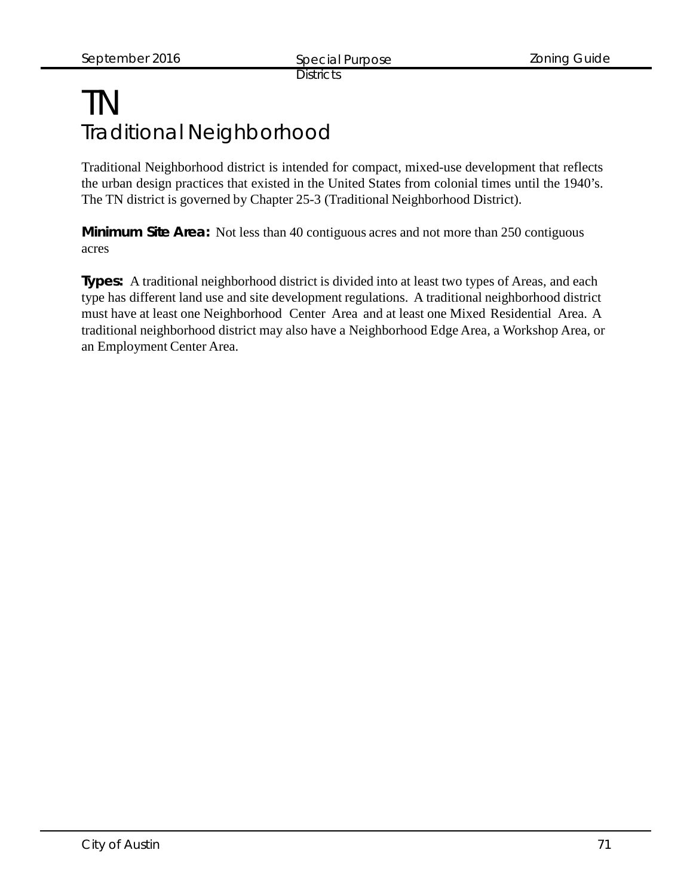# TN
## Traditional Neighborhood

Traditional Neighborhood district is intended for compact, mixed-use development that reflects the urban design practices that existed in the United States from colonial times until the 1940's. The TN district is governed by Chapter 25-3 (Traditional Neighborhood District).

**Minimum Site Area:** Not less than 40 contiguous acres and not more than 250 contiguous acres

**Types:** A traditional neighborhood district is divided into at least two types of Areas, and each type has different land use and site development regulations. A traditional neighborhood district must have at least one Neighborhood Center Area and at least one Mixed Residential Area. A traditional neighborhood district may also have a Neighborhood Edge Area, a Workshop Area, or an Employment Center Area.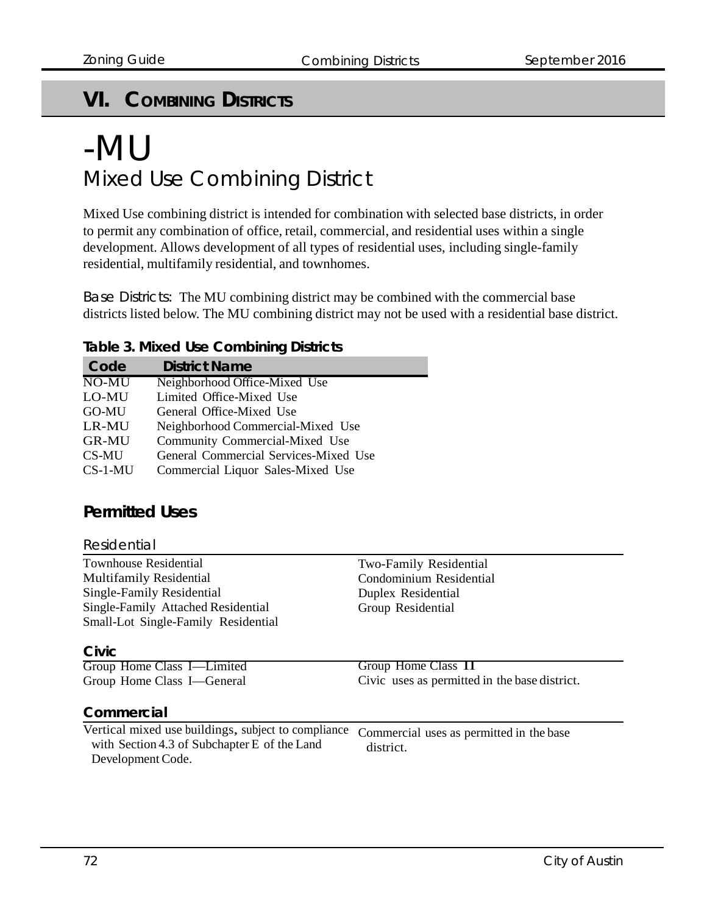# VI. COMBINING DISTRICTS

# -MU

## Mixed Use Combining District

Mixed Use combining district is intended for combination with selected base districts, in order to permit any combination of office, retail, commercial, and residential uses within a single development. Allows development of all types of residential uses, including single-family residential, multifamily residential, and townhomes.

Base Districts: The MU combining district may be combined with the commercial base districts listed below. The MU combining district may not be used with a residential base district.

**Table 3. Mixed Use Combining Districts**

| Code | District Name |
|---|---|
| NO-MU | Neighborhood Office-Mixed Use |
| LO-MU | Limited Office-Mixed Use |
| GO-MU | General Office-Mixed Use |
| LR-MU | Neighborhood Commercial-Mixed Use |
| GR-MU | Community Commercial-Mixed Use |
| CS-MU | General Commercial Services-Mixed Use |
| CS-1-MU | Commercial Liquor Sales-Mixed Use |

### Permitted Uses

#### Residential

Townhouse Residential
Multifamily Residential
Single-Family Residential
Single-Family Attached Residential
Small-Lot Single-Family Residential
Two-Family Residential
Condominium Residential
Duplex Residential
Group Residential

#### Civic

Group Home Class I—Limited
Group Home Class I—General
Group Home Class II
Civic uses as permitted in the base district.

#### Commercial

Vertical mixed use buildings, subject to compliance with Section 4.3 of Subchapter E of the Land Development Code.
Commercial uses as permitted in the base district.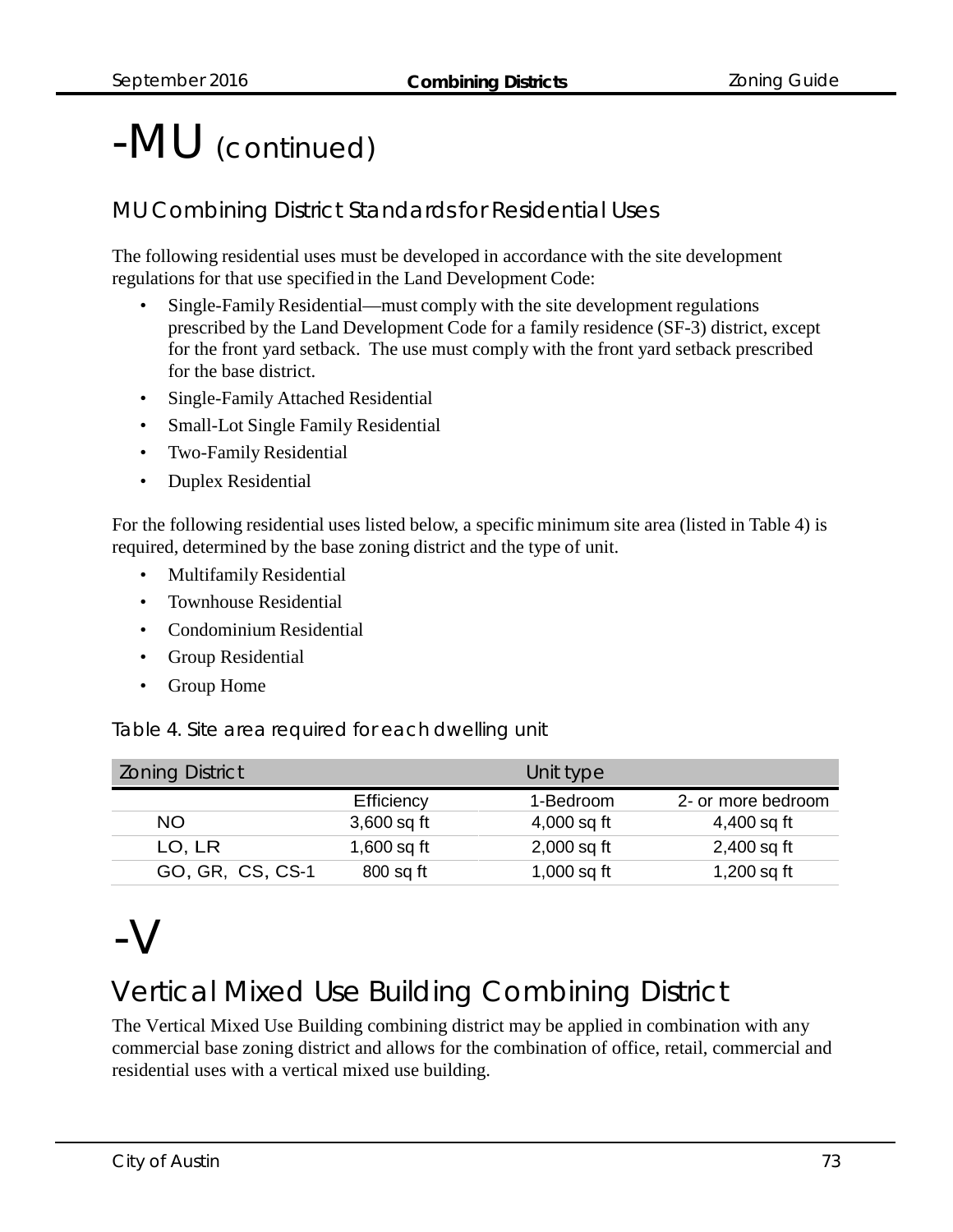# -MU (continued)

## MU Combining District Standards for Residential Uses

The following residential uses must be developed in accordance with the site development regulations for that use specified in the Land Development Code:

- Single-Family Residential—must comply with the site development regulations prescribed by the Land Development Code for a family residence (SF-3) district, except for the front yard setback. The use must comply with the front yard setback prescribed for the base district.
- Single-Family Attached Residential
- Small-Lot Single Family Residential
- Two-Family Residential
- Duplex Residential

For the following residential uses listed below, a specific minimum site area (listed in Table 4) is required, determined by the base zoning district and the type of unit.

- Multifamily Residential
- Townhouse Residential
- Condominium Residential
- Group Residential
- Group Home

Table 4. Site area required for each dwelling unit

| Zoning District | Unit type | | |
|---|---|---|---|
| | Efficiency | 1-Bedroom | 2- or more bedroom |
| NO | 3,600 sq ft | 4,000 sq ft | 4,400 sq ft |
| LO, LR | 1,600 sq ft | 2,000 sq ft | 2,400 sq ft |
| GO, GR, CS, CS-1 | 800 sq ft | 1,000 sq ft | 1,200 sq ft |

# -V

## Vertical Mixed Use Building Combining District

The Vertical Mixed Use Building combining district may be applied in combination with any commercial base zoning district and allows for the combination of office, retail, commercial and residential uses with a vertical mixed use building.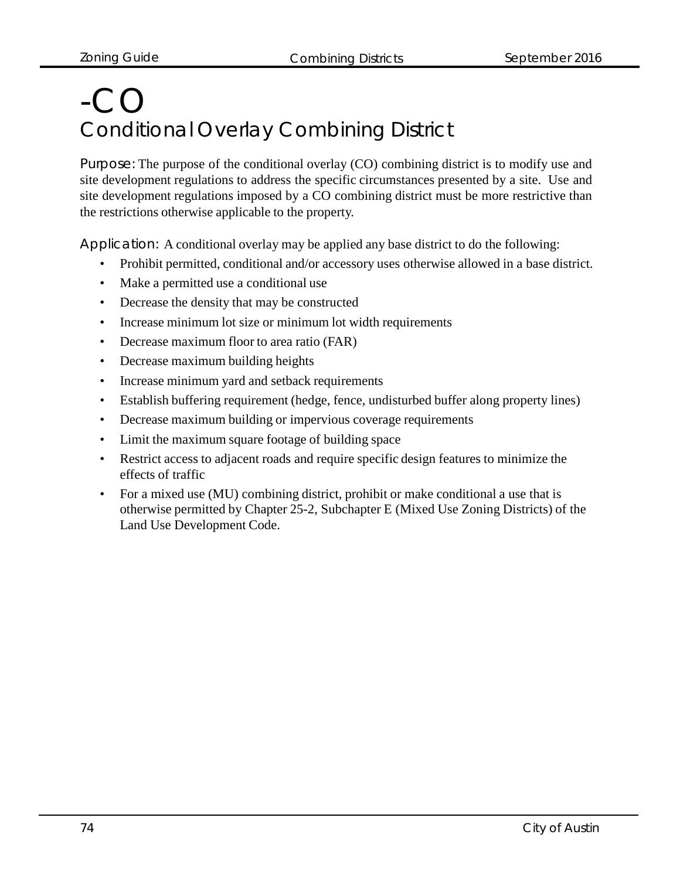# -CO

## Conditional Overlay Combining District

**Purpose:** The purpose of the conditional overlay (CO) combining district is to modify use and site development regulations to address the specific circumstances presented by a site. Use and site development regulations imposed by a CO combining district must be more restrictive than the restrictions otherwise applicable to the property.

**Application:** A conditional overlay may be applied any base district to do the following:

- Prohibit permitted, conditional and/or accessory uses otherwise allowed in a base district.
- Make a permitted use a conditional use
- Decrease the density that may be constructed
- Increase minimum lot size or minimum lot width requirements
- Decrease maximum floor to area ratio (FAR)
- Decrease maximum building heights
- Increase minimum yard and setback requirements
- Establish buffering requirement (hedge, fence, undisturbed buffer along property lines)
- Decrease maximum building or impervious coverage requirements
- Limit the maximum square footage of building space
- Restrict access to adjacent roads and require specific design features to minimize the effects of traffic
- For a mixed use (MU) combining district, prohibit or make conditional a use that is otherwise permitted by Chapter 25-2, Subchapter E (Mixed Use Zoning Districts) of the Land Use Development Code.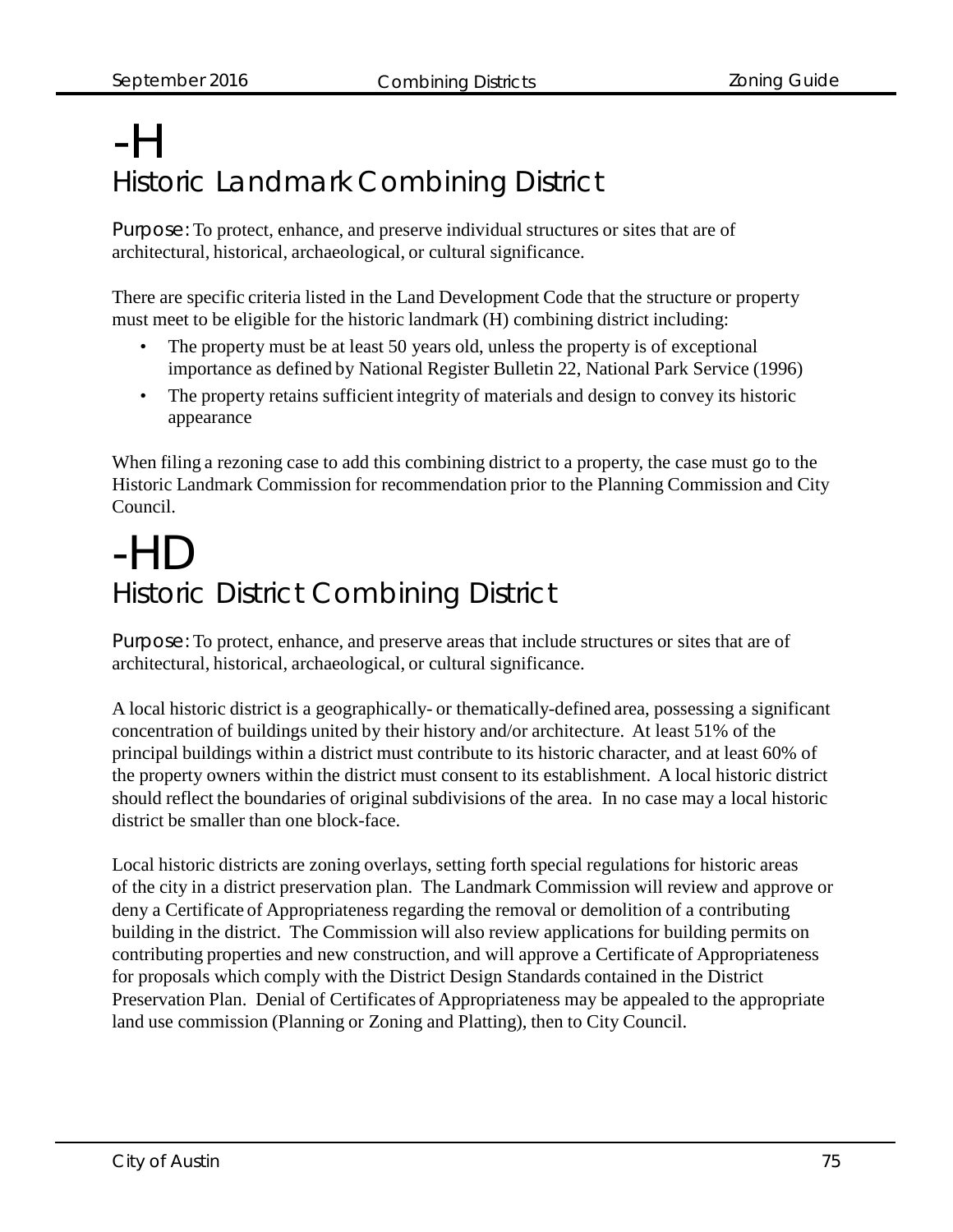# -H

## Historic Landmark Combining District

Purpose: To protect, enhance, and preserve individual structures or sites that are of architectural, historical, archaeological, or cultural significance.

There are specific criteria listed in the Land Development Code that the structure or property must meet to be eligible for the historic landmark (H) combining district including:

- The property must be at least 50 years old, unless the property is of exceptional importance as defined by National Register Bulletin 22, National Park Service (1996)
- The property retains sufficient integrity of materials and design to convey its historic appearance

When filing a rezoning case to add this combining district to a property, the case must go to the Historic Landmark Commission for recommendation prior to the Planning Commission and City Council.

# -HD

## Historic District Combining District

Purpose: To protect, enhance, and preserve areas that include structures or sites that are of architectural, historical, archaeological, or cultural significance.

A local historic district is a geographically- or thematically-defined area, possessing a significant concentration of buildings united by their history and/or architecture. At least 51% of the principal buildings within a district must contribute to its historic character, and at least 60% of the property owners within the district must consent to its establishment. A local historic district should reflect the boundaries of original subdivisions of the area. In no case may a local historic district be smaller than one block-face.

Local historic districts are zoning overlays, setting forth special regulations for historic areas of the city in a district preservation plan. The Landmark Commission will review and approve or deny a Certificate of Appropriateness regarding the removal or demolition of a contributing building in the district. The Commission will also review applications for building permits on contributing properties and new construction, and will approve a Certificate of Appropriateness for proposals which comply with the District Design Standards contained in the District Preservation Plan. Denial of Certificates of Appropriateness may be appealed to the appropriate land use commission (Planning or Zoning and Platting), then to City Council.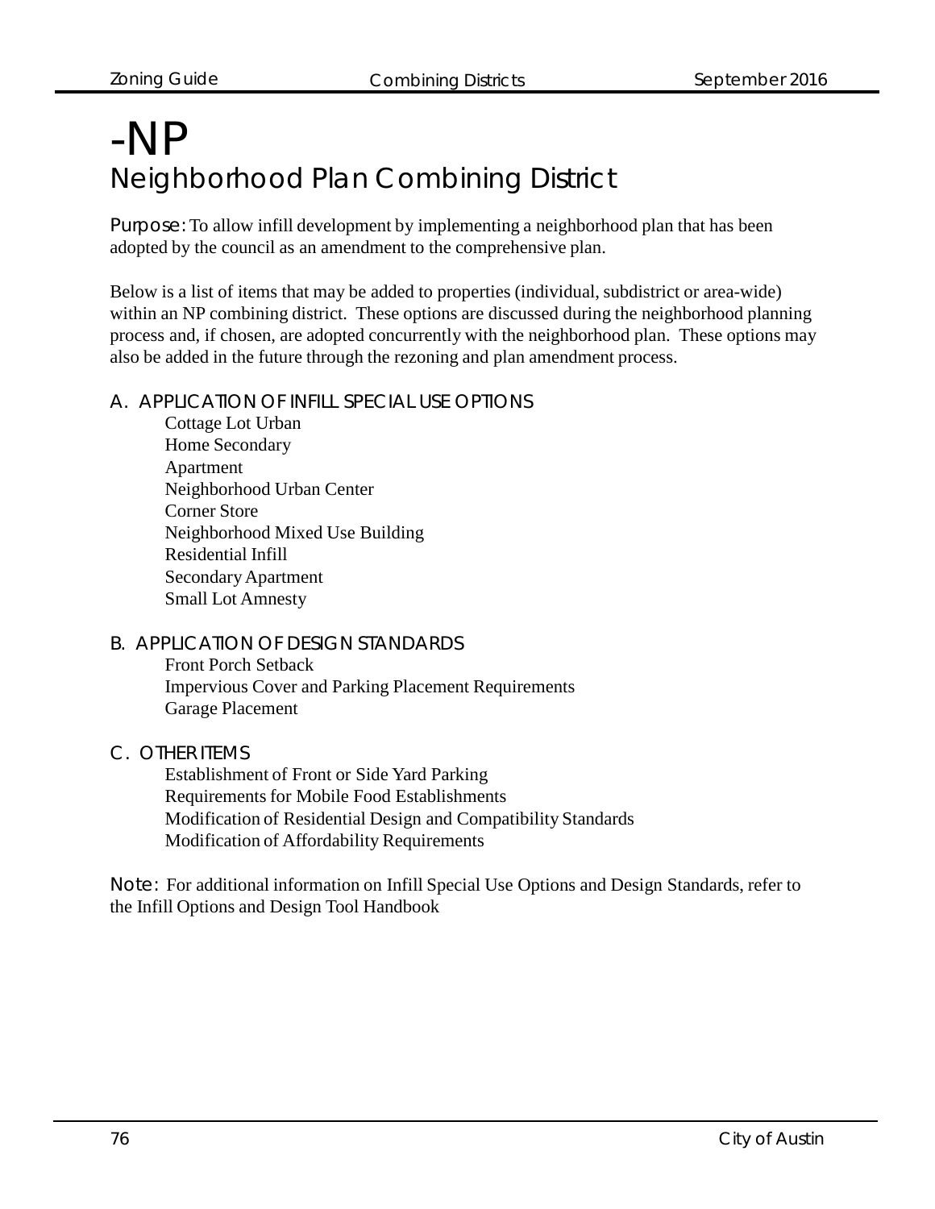# -NP

## Neighborhood Plan Combining District

**Purpose:** To allow infill development by implementing a neighborhood plan that has been adopted by the council as an amendment to the comprehensive plan.

Below is a list of items that may be added to properties (individual, subdistrict or area-wide) within an NP combining district. These options are discussed during the neighborhood planning process and, if chosen, are adopted concurrently with the neighborhood plan. These options may also be added in the future through the rezoning and plan amendment process.

### A. APPLICATION OF INFILL SPECIAL USE OPTIONS

- Cottage Lot Urban
- Home Secondary
- Apartment
- Neighborhood Urban Center
- Corner Store
- Neighborhood Mixed Use Building
- Residential Infill
- Secondary Apartment
- Small Lot Amnesty

### B. APPLICATION OF DESIGN STANDARDS

- Front Porch Setback
- Impervious Cover and Parking Placement Requirements
- Garage Placement

### C. OTHER ITEMS

- Establishment of Front or Side Yard Parking
- Requirements for Mobile Food Establishments
- Modification of Residential Design and Compatibility Standards
- Modification of Affordability Requirements

**Note:** For additional information on Infill Special Use Options and Design Standards, refer to the Infill Options and Design Tool Handbook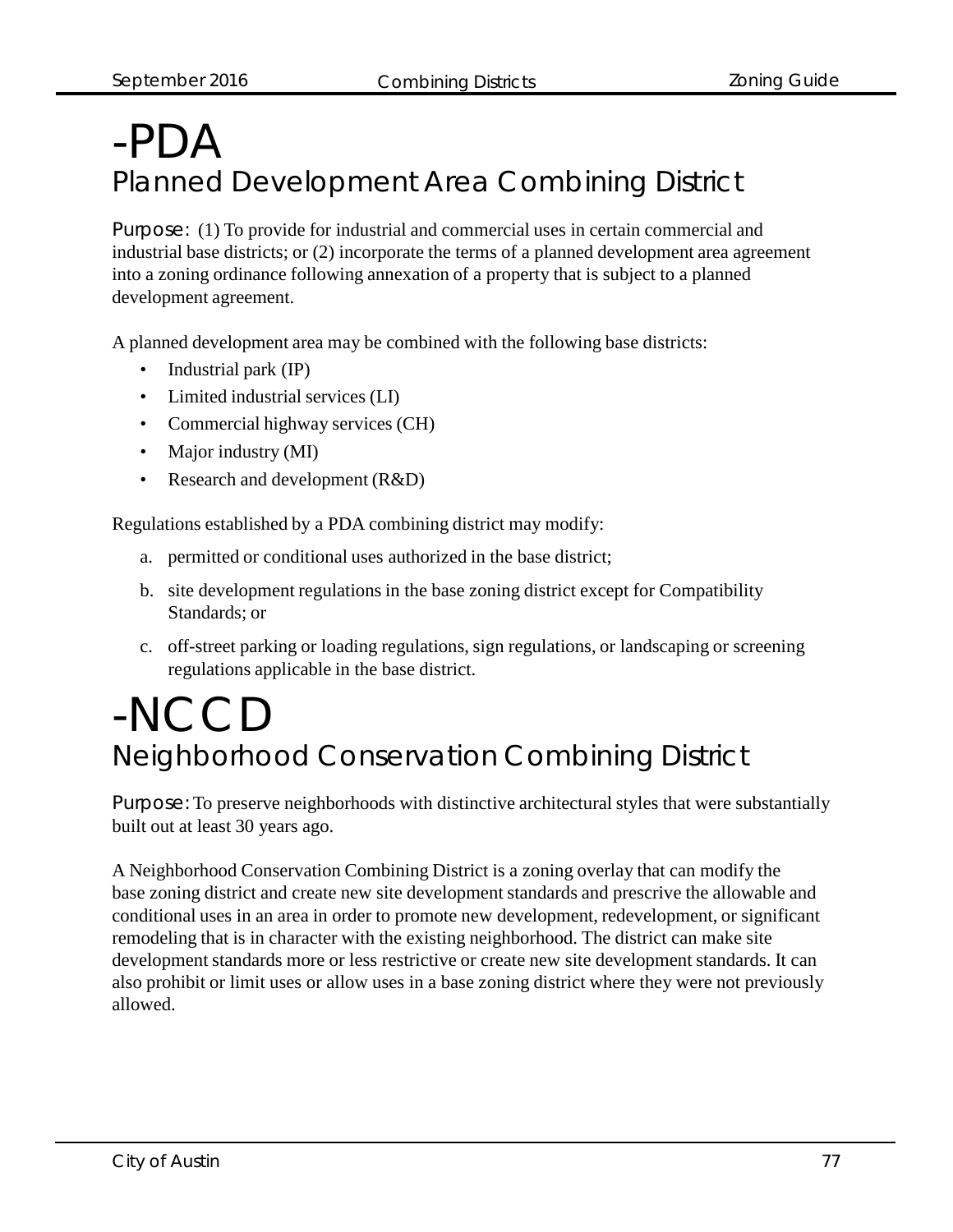# -PDA

## Planned Development Area Combining District

Purpose: (1) To provide for industrial and commercial uses in certain commercial and industrial base districts; or (2) incorporate the terms of a planned development area agreement into a zoning ordinance following annexation of a property that is subject to a planned development agreement.

A planned development area may be combined with the following base districts:

- Industrial park (IP)
- Limited industrial services (LI)
- Commercial highway services (CH)
- Major industry (MI)
- Research and development (R&D)

Regulations established by a PDA combining district may modify:

a. permitted or conditional uses authorized in the base district;

b. site development regulations in the base zoning district except for Compatibility Standards; or

c. off-street parking or loading regulations, sign regulations, or landscaping or screening regulations applicable in the base district.

# -NCCD

## Neighborhood Conservation Combining District

Purpose: To preserve neighborhoods with distinctive architectural styles that were substantially built out at least 30 years ago.

A Neighborhood Conservation Combining District is a zoning overlay that can modify the base zoning district and create new site development standards and prescrive the allowable and conditional uses in an area in order to promote new development, redevelopment, or significant remodeling that is in character with the existing neighborhood. The district can make site development standards more or less restrictive or create new site development standards. It can also prohibit or limit uses or allow uses in a base zoning district where they were not previously allowed.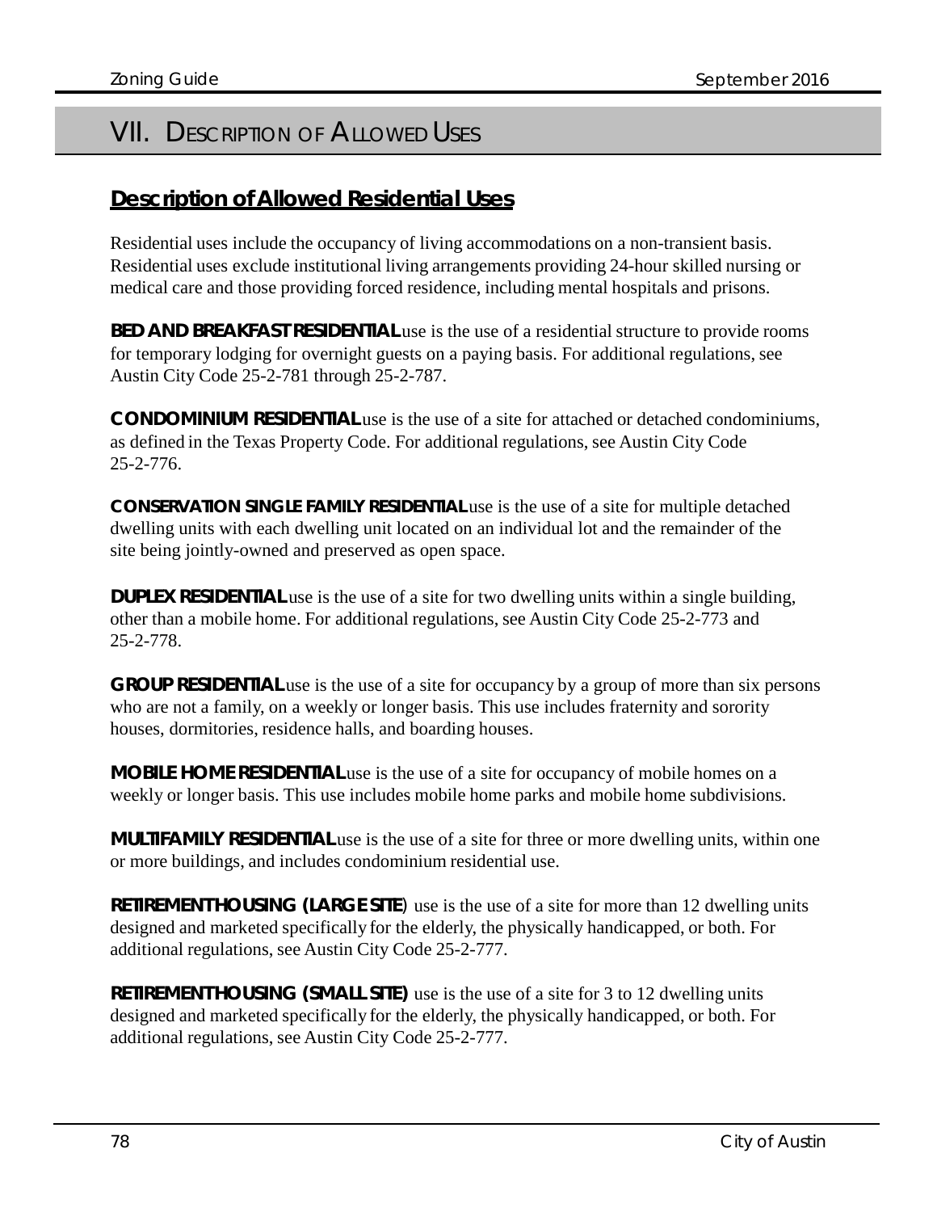# VII. Description of Allowed Uses

## Description of Allowed Residential Uses

Residential uses include the occupancy of living accommodations on a non-transient basis. Residential uses exclude institutional living arrangements providing 24-hour skilled nursing or medical care and those providing forced residence, including mental hospitals and prisons.

**BED AND BREAKFAST RESIDENTIAL** use is the use of a residential structure to provide rooms for temporary lodging for overnight guests on a paying basis. For additional regulations, see Austin City Code 25-2-781 through 25-2-787.

**CONDOMINIUM RESIDENTIAL** use is the use of a site for attached or detached condominiums, as defined in the Texas Property Code. For additional regulations, see Austin City Code 25-2-776.

**CONSERVATION SINGLE FAMILY RESIDENTIAL** use is the use of a site for multiple detached dwelling units with each dwelling unit located on an individual lot and the remainder of the site being jointly-owned and preserved as open space.

**DUPLEX RESIDENTIAL** use is the use of a site for two dwelling units within a single building, other than a mobile home. For additional regulations, see Austin City Code 25-2-773 and 25-2-778.

**GROUP RESIDENTIAL** use is the use of a site for occupancy by a group of more than six persons who are not a family, on a weekly or longer basis. This use includes fraternity and sorority houses, dormitories, residence halls, and boarding houses.

**MOBILE HOME RESIDENTIAL** use is the use of a site for occupancy of mobile homes on a weekly or longer basis. This use includes mobile home parks and mobile home subdivisions.

**MULTIFAMILY RESIDENTIAL** use is the use of a site for three or more dwelling units, within one or more buildings, and includes condominium residential use.

**RETIREMENT HOUSING (LARGE SITE)** use is the use of a site for more than 12 dwelling units designed and marketed specifically for the elderly, the physically handicapped, or both. For additional regulations, see Austin City Code 25-2-777.

**RETIREMENT HOUSING (SMALL SITE)** use is the use of a site for 3 to 12 dwelling units designed and marketed specifically for the elderly, the physically handicapped, or both. For additional regulations, see Austin City Code 25-2-777.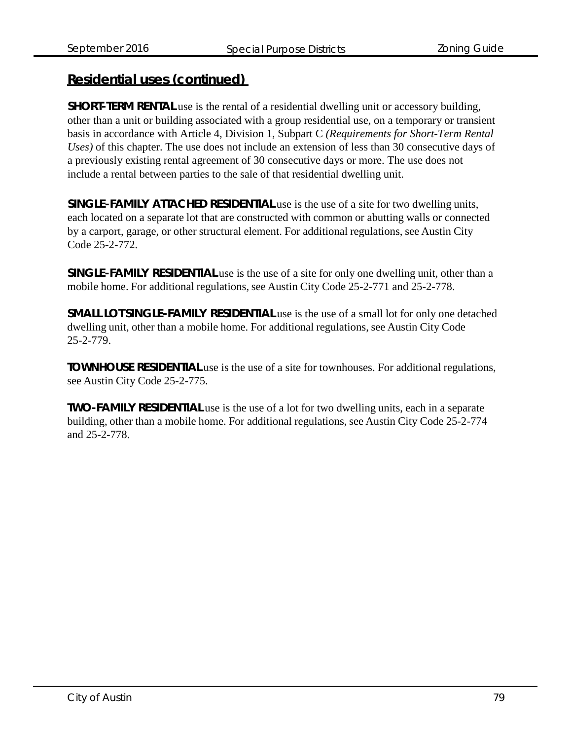## Residential uses (continued)

**SHORT-TERM RENTAL** use is the rental of a residential dwelling unit or accessory building, other than a unit or building associated with a group residential use, on a temporary or transient basis in accordance with Article 4, Division 1, Subpart C *(Requirements for Short-Term Rental Uses)* of this chapter. The use does not include an extension of less than 30 consecutive days of a previously existing rental agreement of 30 consecutive days or more. The use does not include a rental between parties to the sale of that residential dwelling unit.

**SINGLE-FAMILY ATTACHED RESIDENTIAL** use is the use of a site for two dwelling units, each located on a separate lot that are constructed with common or abutting walls or connected by a carport, garage, or other structural element. For additional regulations, see Austin City Code 25-2-772.

**SINGLE-FAMILY RESIDENTIAL** use is the use of a site for only one dwelling unit, other than a mobile home. For additional regulations, see Austin City Code 25-2-771 and 25-2-778.

**SMALL LOT SINGLE-FAMILY RESIDENTIAL** use is the use of a small lot for only one detached dwelling unit, other than a mobile home. For additional regulations, see Austin City Code 25-2-779.

**TOWNHOUSE RESIDENTIAL** use is the use of a site for townhouses. For additional regulations, see Austin City Code 25-2-775.

**TWO-FAMILY RESIDENTIAL** use is the use of a lot for two dwelling units, each in a separate building, other than a mobile home. For additional regulations, see Austin City Code 25-2-774 and 25-2-778.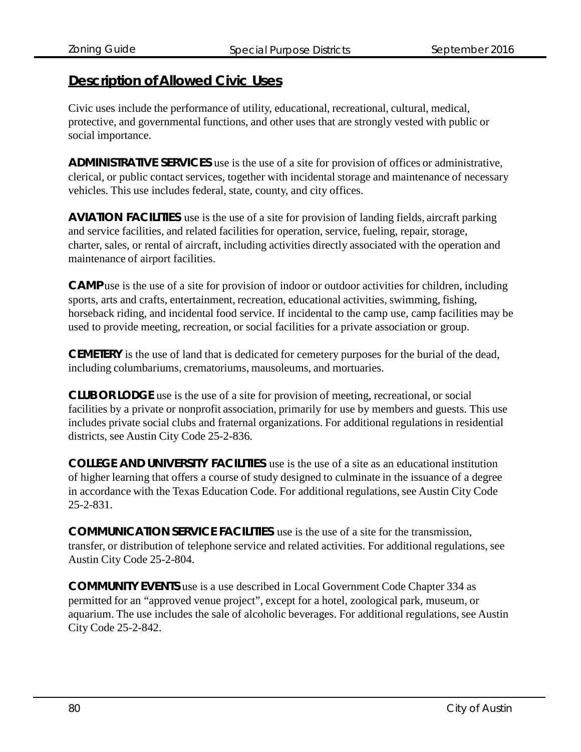## Description of Allowed Civic Uses

Civic uses include the performance of utility, educational, recreational, cultural, medical, protective, and governmental functions, and other uses that are strongly vested with public or social importance.

**ADMINISTRATIVE SERVICES** use is the use of a site for provision of offices or administrative, clerical, or public contact services, together with incidental storage and maintenance of necessary vehicles. This use includes federal, state, county, and city offices.

**AVIATION FACILITIES** use is the use of a site for provision of landing fields, aircraft parking and service facilities, and related facilities for operation, service, fueling, repair, storage, charter, sales, or rental of aircraft, including activities directly associated with the operation and maintenance of airport facilities.

**CAMP** use is the use of a site for provision of indoor or outdoor activities for children, including sports, arts and crafts, entertainment, recreation, educational activities, swimming, fishing, horseback riding, and incidental food service. If incidental to the camp use, camp facilities may be used to provide meeting, recreation, or social facilities for a private association or group.

**CEMETERY** is the use of land that is dedicated for cemetery purposes for the burial of the dead, including columbariums, crematoriums, mausoleums, and mortuaries.

**CLUB OR LODGE** use is the use of a site for provision of meeting, recreational, or social facilities by a private or nonprofit association, primarily for use by members and guests. This use includes private social clubs and fraternal organizations. For additional regulations in residential districts, see Austin City Code 25-2-836.

**COLLEGE AND UNIVERSITY FACILITIES** use is the use of a site as an educational institution of higher learning that offers a course of study designed to culminate in the issuance of a degree in accordance with the Texas Education Code. For additional regulations, see Austin City Code 25-2-831.

**COMMUNICATION SERVICE FACILITIES** use is the use of a site for the transmission, transfer, or distribution of telephone service and related activities. For additional regulations, see Austin City Code 25-2-804.

**COMMUNITY EVENTS** use is a use described in Local Government Code Chapter 334 as permitted for an "approved venue project", except for a hotel, zoological park, museum, or aquarium. The use includes the sale of alcoholic beverages. For additional regulations, see Austin City Code 25-2-842.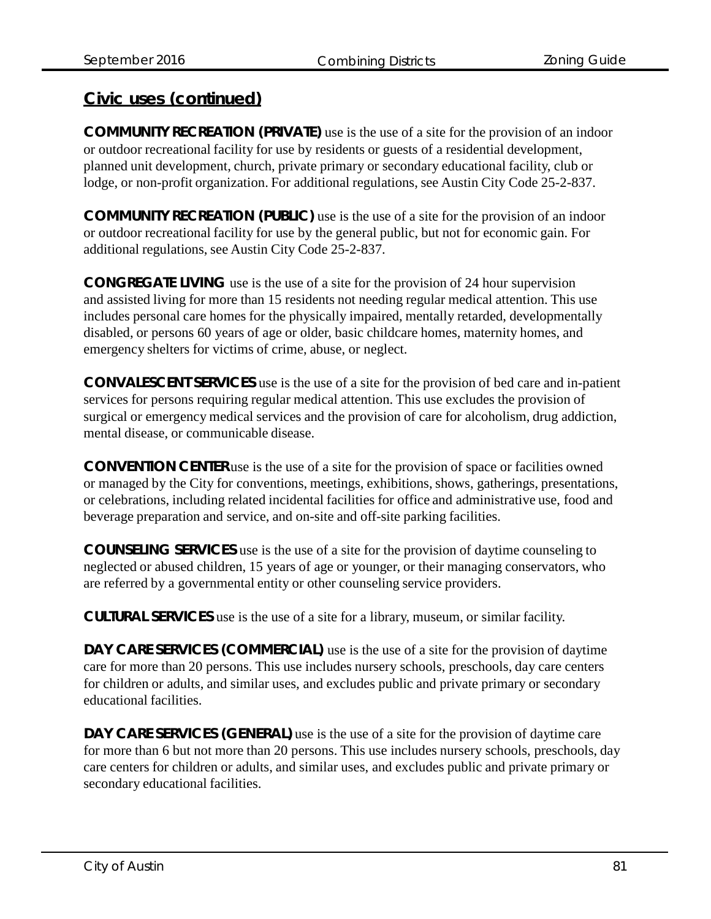## Civic uses (continued)

**COMMUNITY RECREATION (PRIVATE)** use is the use of a site for the provision of an indoor or outdoor recreational facility for use by residents or guests of a residential development, planned unit development, church, private primary or secondary educational facility, club or lodge, or non-profit organization. For additional regulations, see Austin City Code 25-2-837.

**COMMUNITY RECREATION (PUBLIC)** use is the use of a site for the provision of an indoor or outdoor recreational facility for use by the general public, but not for economic gain. For additional regulations, see Austin City Code 25-2-837.

**CONGREGATE LIVING** use is the use of a site for the provision of 24 hour supervision and assisted living for more than 15 residents not needing regular medical attention. This use includes personal care homes for the physically impaired, mentally retarded, developmentally disabled, or persons 60 years of age or older, basic childcare homes, maternity homes, and emergency shelters for victims of crime, abuse, or neglect.

**CONVALESCENT SERVICES** use is the use of a site for the provision of bed care and in-patient services for persons requiring regular medical attention. This use excludes the provision of surgical or emergency medical services and the provision of care for alcoholism, drug addiction, mental disease, or communicable disease.

**CONVENTION CENTER** use is the use of a site for the provision of space or facilities owned or managed by the City for conventions, meetings, exhibitions, shows, gatherings, presentations, or celebrations, including related incidental facilities for office and administrative use, food and beverage preparation and service, and on-site and off-site parking facilities.

**COUNSELING SERVICES** use is the use of a site for the provision of daytime counseling to neglected or abused children, 15 years of age or younger, or their managing conservators, who are referred by a governmental entity or other counseling service providers.

**CULTURAL SERVICES** use is the use of a site for a library, museum, or similar facility.

**DAY CARE SERVICES (COMMERCIAL)** use is the use of a site for the provision of daytime care for more than 20 persons. This use includes nursery schools, preschools, day care centers for children or adults, and similar uses, and excludes public and private primary or secondary educational facilities.

**DAY CARE SERVICES (GENERAL)** use is the use of a site for the provision of daytime care for more than 6 but not more than 20 persons. This use includes nursery schools, preschools, day care centers for children or adults, and similar uses, and excludes public and private primary or secondary educational facilities.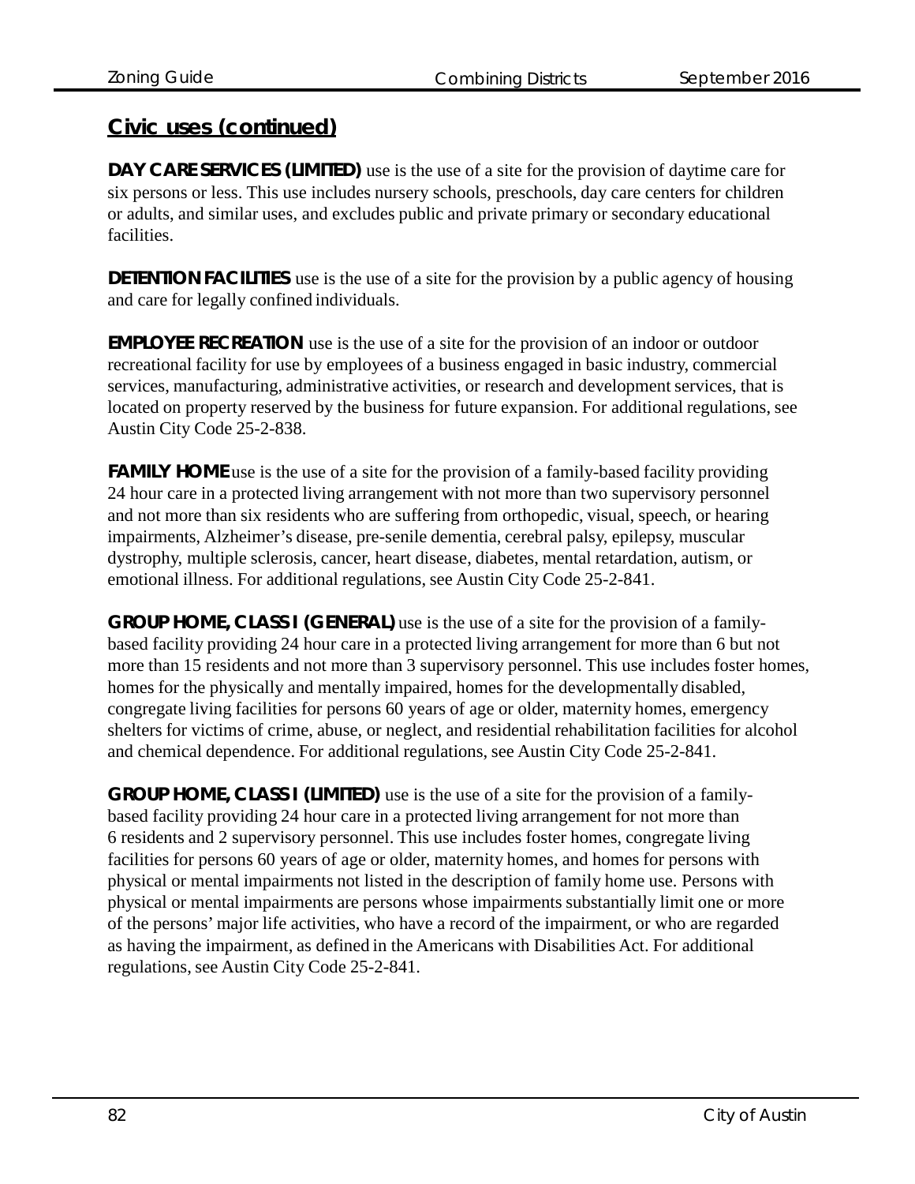## Civic uses (continued)

**DAY CARE SERVICES (LIMITED)** use is the use of a site for the provision of daytime care for six persons or less. This use includes nursery schools, preschools, day care centers for children or adults, and similar uses, and excludes public and private primary or secondary educational facilities.

**DETENTION FACILITIES** use is the use of a site for the provision by a public agency of housing and care for legally confined individuals.

**EMPLOYEE RECREATION** use is the use of a site for the provision of an indoor or outdoor recreational facility for use by employees of a business engaged in basic industry, commercial services, manufacturing, administrative activities, or research and development services, that is located on property reserved by the business for future expansion. For additional regulations, see Austin City Code 25-2-838.

**FAMILY HOME** use is the use of a site for the provision of a family-based facility providing 24 hour care in a protected living arrangement with not more than two supervisory personnel and not more than six residents who are suffering from orthopedic, visual, speech, or hearing impairments, Alzheimer's disease, pre-senile dementia, cerebral palsy, epilepsy, muscular dystrophy, multiple sclerosis, cancer, heart disease, diabetes, mental retardation, autism, or emotional illness. For additional regulations, see Austin City Code 25-2-841.

**GROUP HOME, CLASS I (GENERAL)** use is the use of a site for the provision of a family-based facility providing 24 hour care in a protected living arrangement for more than 6 but not more than 15 residents and not more than 3 supervisory personnel. This use includes foster homes, homes for the physically and mentally impaired, homes for the developmentally disabled, congregate living facilities for persons 60 years of age or older, maternity homes, emergency shelters for victims of crime, abuse, or neglect, and residential rehabilitation facilities for alcohol and chemical dependence. For additional regulations, see Austin City Code 25-2-841.

**GROUP HOME, CLASS I (LIMITED)** use is the use of a site for the provision of a family-based facility providing 24 hour care in a protected living arrangement for not more than 6 residents and 2 supervisory personnel. This use includes foster homes, congregate living facilities for persons 60 years of age or older, maternity homes, and homes for persons with physical or mental impairments not listed in the description of family home use. Persons with physical or mental impairments are persons whose impairments substantially limit one or more of the persons' major life activities, who have a record of the impairment, or who are regarded as having the impairment, as defined in the Americans with Disabilities Act. For additional regulations, see Austin City Code 25-2-841.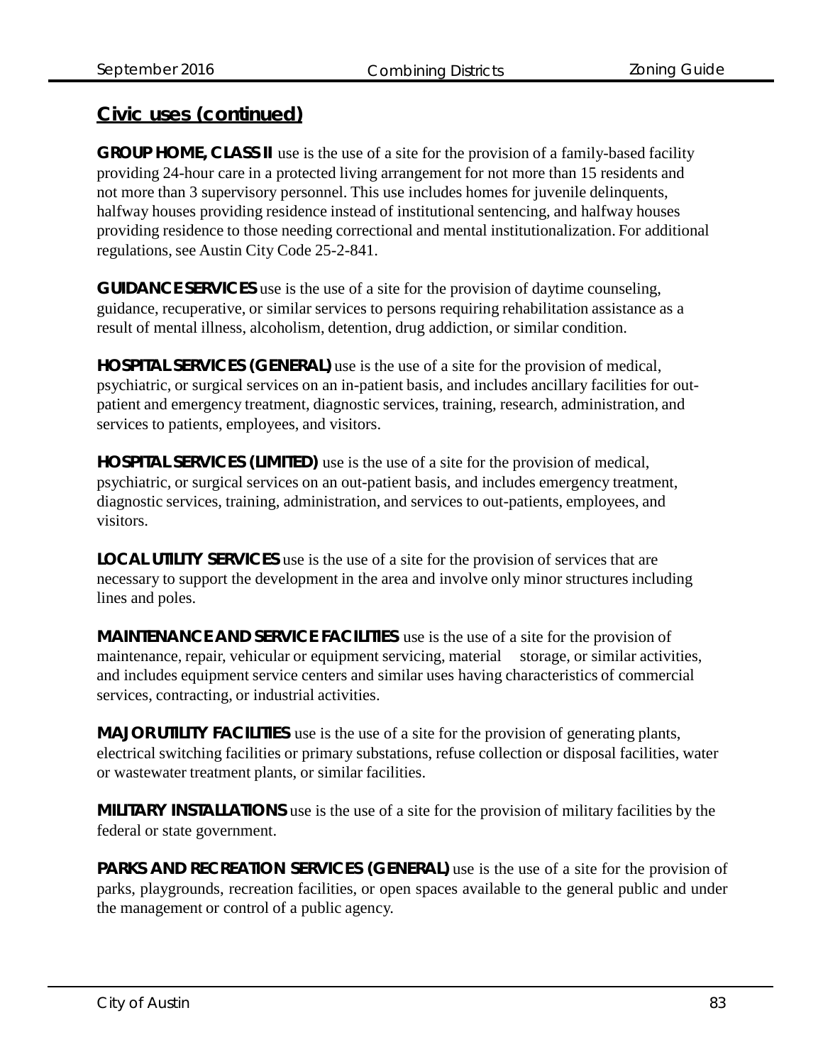## Civic uses (continued)

**GROUP HOME, CLASS II** use is the use of a site for the provision of a family-based facility providing 24-hour care in a protected living arrangement for not more than 15 residents and not more than 3 supervisory personnel. This use includes homes for juvenile delinquents, halfway houses providing residence instead of institutional sentencing, and halfway houses providing residence to those needing correctional and mental institutionalization. For additional regulations, see Austin City Code 25-2-841.

**GUIDANCE SERVICES** use is the use of a site for the provision of daytime counseling, guidance, recuperative, or similar services to persons requiring rehabilitation assistance as a result of mental illness, alcoholism, detention, drug addiction, or similar condition.

**HOSPITAL SERVICES (GENERAL)** use is the use of a site for the provision of medical, psychiatric, or surgical services on an in-patient basis, and includes ancillary facilities for out-patient and emergency treatment, diagnostic services, training, research, administration, and services to patients, employees, and visitors.

**HOSPITAL SERVICES (LIMITED)** use is the use of a site for the provision of medical, psychiatric, or surgical services on an out-patient basis, and includes emergency treatment, diagnostic services, training, administration, and services to out-patients, employees, and visitors.

**LOCAL UTILITY SERVICES** use is the use of a site for the provision of services that are necessary to support the development in the area and involve only minor structures including lines and poles.

**MAINTENANCE AND SERVICE FACILITIES** use is the use of a site for the provision of maintenance, repair, vehicular or equipment servicing, material storage, or similar activities, and includes equipment service centers and similar uses having characteristics of commercial services, contracting, or industrial activities.

**MAJOR UTILITY FACILITIES** use is the use of a site for the provision of generating plants, electrical switching facilities or primary substations, refuse collection or disposal facilities, water or wastewater treatment plants, or similar facilities.

**MILITARY INSTALLATIONS** use is the use of a site for the provision of military facilities by the federal or state government.

**PARKS AND RECREATION SERVICES (GENERAL)** use is the use of a site for the provision of parks, playgrounds, recreation facilities, or open spaces available to the general public and under the management or control of a public agency.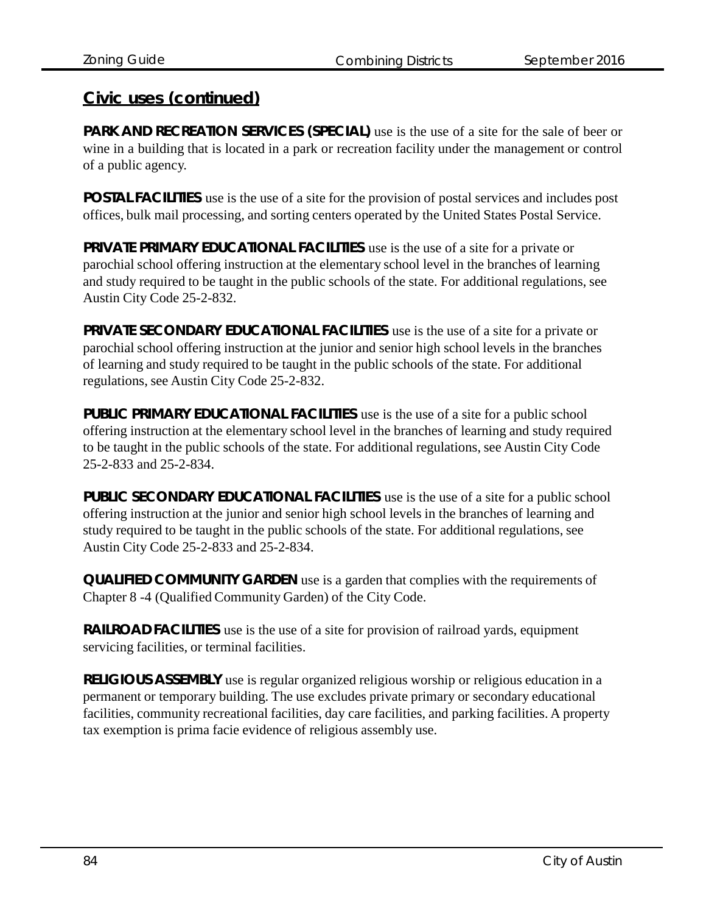## Civic uses (continued)

**PARK AND RECREATION SERVICES (SPECIAL)** use is the use of a site for the sale of beer or wine in a building that is located in a park or recreation facility under the management or control of a public agency.

**POSTAL FACILITIES** use is the use of a site for the provision of postal services and includes post offices, bulk mail processing, and sorting centers operated by the United States Postal Service.

**PRIVATE PRIMARY EDUCATIONAL FACILITIES** use is the use of a site for a private or parochial school offering instruction at the elementary school level in the branches of learning and study required to be taught in the public schools of the state. For additional regulations, see Austin City Code 25-2-832.

**PRIVATE SECONDARY EDUCATIONAL FACILITIES** use is the use of a site for a private or parochial school offering instruction at the junior and senior high school levels in the branches of learning and study required to be taught in the public schools of the state. For additional regulations, see Austin City Code 25-2-832.

**PUBLIC PRIMARY EDUCATIONAL FACILITIES** use is the use of a site for a public school offering instruction at the elementary school level in the branches of learning and study required to be taught in the public schools of the state. For additional regulations, see Austin City Code 25-2-833 and 25-2-834.

**PUBLIC SECONDARY EDUCATIONAL FACILITIES** use is the use of a site for a public school offering instruction at the junior and senior high school levels in the branches of learning and study required to be taught in the public schools of the state. For additional regulations, see Austin City Code 25-2-833 and 25-2-834.

**QUALIFIED COMMUNITY GARDEN** use is a garden that complies with the requirements of Chapter 8 -4 (Qualified Community Garden) of the City Code.

**RAILROAD FACILITIES** use is the use of a site for provision of railroad yards, equipment servicing facilities, or terminal facilities.

**RELIGIOUS ASSEMBLY** use is regular organized religious worship or religious education in a permanent or temporary building. The use excludes private primary or secondary educational facilities, community recreational facilities, day care facilities, and parking facilities. A property tax exemption is prima facie evidence of religious assembly use.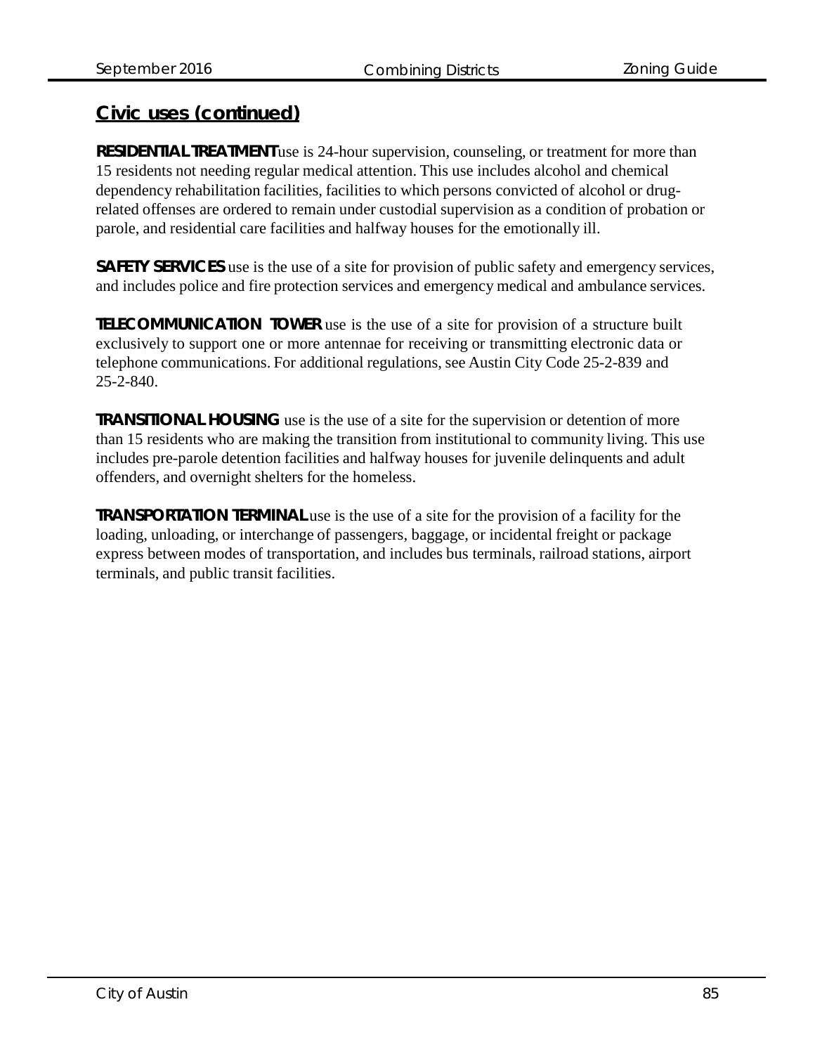## Civic uses (continued)

**RESIDENTIAL TREATMENT** use is 24-hour supervision, counseling, or treatment for more than 15 residents not needing regular medical attention. This use includes alcohol and chemical dependency rehabilitation facilities, facilities to which persons convicted of alcohol or drug-related offenses are ordered to remain under custodial supervision as a condition of probation or parole, and residential care facilities and halfway houses for the emotionally ill.

**SAFETY SERVICES** use is the use of a site for provision of public safety and emergency services, and includes police and fire protection services and emergency medical and ambulance services.

**TELECOMMUNICATION TOWER** use is the use of a site for provision of a structure built exclusively to support one or more antennae for receiving or transmitting electronic data or telephone communications. For additional regulations, see Austin City Code 25-2-839 and 25-2-840.

**TRANSITIONAL HOUSING** use is the use of a site for the supervision or detention of more than 15 residents who are making the transition from institutional to community living. This use includes pre-parole detention facilities and halfway houses for juvenile delinquents and adult offenders, and overnight shelters for the homeless.

**TRANSPORTATION TERMINAL** use is the use of a site for the provision of a facility for the loading, unloading, or interchange of passengers, baggage, or incidental freight or package express between modes of transportation, and includes bus terminals, railroad stations, airport terminals, and public transit facilities.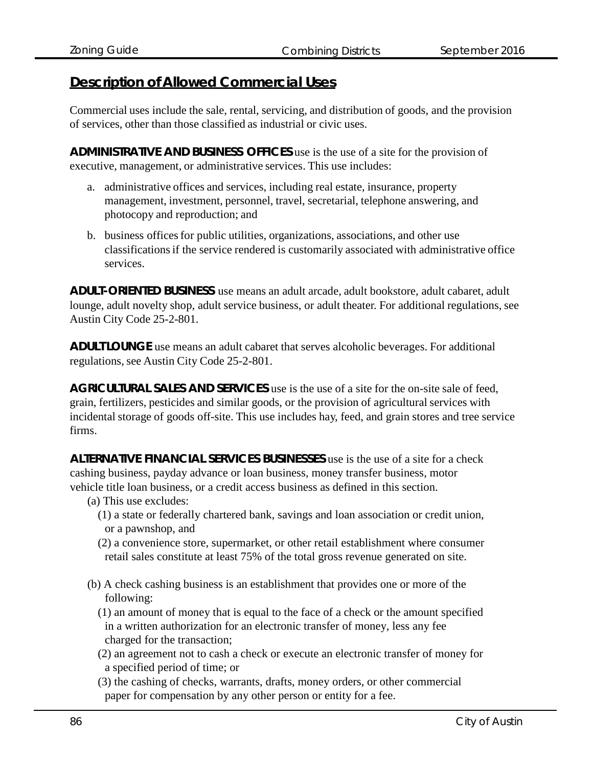## Description of Allowed Commercial Uses

Commercial uses include the sale, rental, servicing, and distribution of goods, and the provision of services, other than those classified as industrial or civic uses.

**ADMINISTRATIVE AND BUSINESS OFFICES** use is the use of a site for the provision of executive, management, or administrative services. This use includes:

a. administrative offices and services, including real estate, insurance, property management, investment, personnel, travel, secretarial, telephone answering, and photocopy and reproduction; and

b. business offices for public utilities, organizations, associations, and other use classifications if the service rendered is customarily associated with administrative office services.

**ADULT-ORIENTED BUSINESS** use means an adult arcade, adult bookstore, adult cabaret, adult lounge, adult novelty shop, adult service business, or adult theater. For additional regulations, see Austin City Code 25-2-801.

**ADULT LOUNGE** use means an adult cabaret that serves alcoholic beverages. For additional regulations, see Austin City Code 25-2-801.

**AGRICULTURAL SALES AND SERVICES** use is the use of a site for the on-site sale of feed, grain, fertilizers, pesticides and similar goods, or the provision of agricultural services with incidental storage of goods off-site. This use includes hay, feed, and grain stores and tree service firms.

**ALTERNATIVE FINANCIAL SERVICES BUSINESSES** use is the use of a site for a check cashing business, payday advance or loan business, money transfer business, motor vehicle title loan business, or a credit access business as defined in this section.

(a) This use excludes:

(1) a state or federally chartered bank, savings and loan association or credit union, or a pawnshop, and

(2) a convenience store, supermarket, or other retail establishment where consumer retail sales constitute at least 75% of the total gross revenue generated on site.

(b) A check cashing business is an establishment that provides one or more of the following:

(1) an amount of money that is equal to the face of a check or the amount specified in a written authorization for an electronic transfer of money, less any fee charged for the transaction;

(2) an agreement not to cash a check or execute an electronic transfer of money for a specified period of time; or

(3) the cashing of checks, warrants, drafts, money orders, or other commercial paper for compensation by any other person or entity for a fee.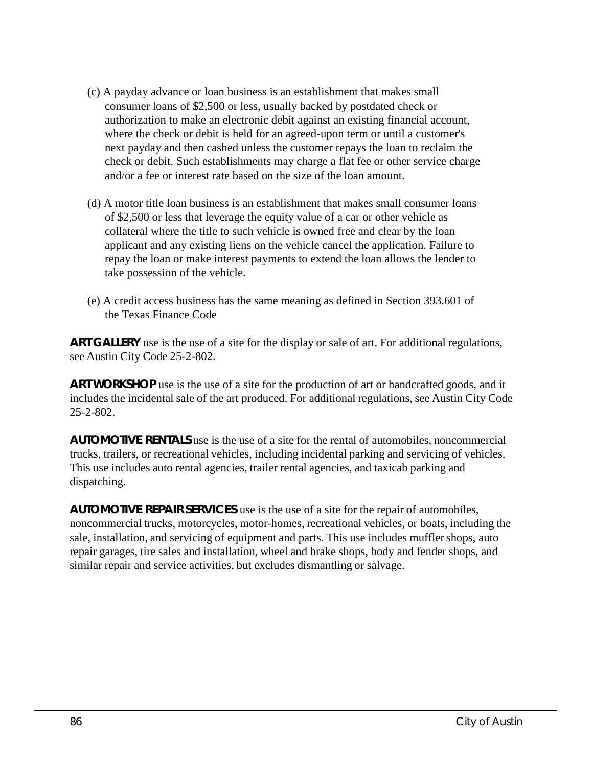(c) A payday advance or loan business is an establishment that makes small consumer loans of $2,500 or less, usually backed by postdated check or authorization to make an electronic debit against an existing financial account, where the check or debit is held for an agreed-upon term or until a customer's next payday and then cashed unless the customer repays the loan to reclaim the check or debit. Such establishments may charge a flat fee or other service charge and/or a fee or interest rate based on the size of the loan amount.

(d) A motor title loan business is an establishment that makes small consumer loans of $2,500 or less that leverage the equity value of a car or other vehicle as collateral where the title to such vehicle is owned free and clear by the loan applicant and any existing liens on the vehicle cancel the application. Failure to repay the loan or make interest payments to extend the loan allows the lender to take possession of the vehicle.

(e) A credit access business has the same meaning as defined in Section 393.601 of the Texas Finance Code

**ART GALLERY** use is the use of a site for the display or sale of art. For additional regulations, see Austin City Code 25-2-802.

**ART WORKSHOP** use is the use of a site for the production of art or handcrafted goods, and it includes the incidental sale of the art produced. For additional regulations, see Austin City Code 25-2-802.

**AUTOMOTIVE RENTALS** use is the use of a site for the rental of automobiles, noncommercial trucks, trailers, or recreational vehicles, including incidental parking and servicing of vehicles. This use includes auto rental agencies, trailer rental agencies, and taxicab parking and dispatching.

**AUTOMOTIVE REPAIR SERVICES** use is the use of a site for the repair of automobiles, noncommercial trucks, motorcycles, motor-homes, recreational vehicles, or boats, including the sale, installation, and servicing of equipment and parts. This use includes muffler shops, auto repair garages, tire sales and installation, wheel and brake shops, body and fender shops, and similar repair and service activities, but excludes dismantling or salvage.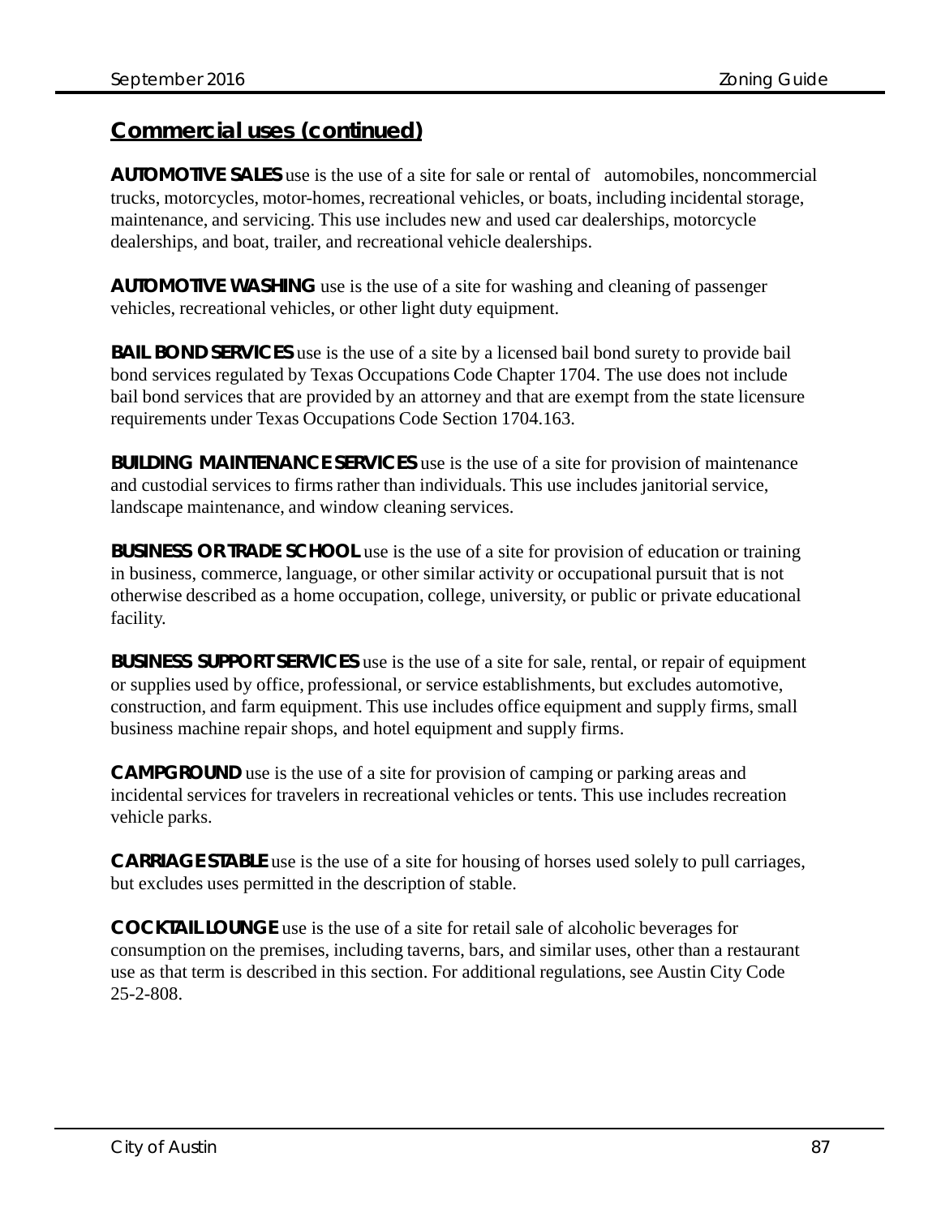## Commercial uses (continued)

**AUTOMOTIVE SALES** use is the use of a site for sale or rental of automobiles, noncommercial trucks, motorcycles, motor-homes, recreational vehicles, or boats, including incidental storage, maintenance, and servicing. This use includes new and used car dealerships, motorcycle dealerships, and boat, trailer, and recreational vehicle dealerships.

**AUTOMOTIVE WASHING** use is the use of a site for washing and cleaning of passenger vehicles, recreational vehicles, or other light duty equipment.

**BAIL BOND SERVICES** use is the use of a site by a licensed bail bond surety to provide bail bond services regulated by Texas Occupations Code Chapter 1704. The use does not include bail bond services that are provided by an attorney and that are exempt from the state licensure requirements under Texas Occupations Code Section 1704.163.

**BUILDING MAINTENANCE SERVICES** use is the use of a site for provision of maintenance and custodial services to firms rather than individuals. This use includes janitorial service, landscape maintenance, and window cleaning services.

**BUSINESS OR TRADE SCHOOL** use is the use of a site for provision of education or training in business, commerce, language, or other similar activity or occupational pursuit that is not otherwise described as a home occupation, college, university, or public or private educational facility.

**BUSINESS SUPPORT SERVICES** use is the use of a site for sale, rental, or repair of equipment or supplies used by office, professional, or service establishments, but excludes automotive, construction, and farm equipment. This use includes office equipment and supply firms, small business machine repair shops, and hotel equipment and supply firms.

**CAMPGROUND** use is the use of a site for provision of camping or parking areas and incidental services for travelers in recreational vehicles or tents. This use includes recreation vehicle parks.

**CARRIAGE STABLE** use is the use of a site for housing of horses used solely to pull carriages, but excludes uses permitted in the description of stable.

**COCKTAIL LOUNGE** use is the use of a site for retail sale of alcoholic beverages for consumption on the premises, including taverns, bars, and similar uses, other than a restaurant use as that term is described in this section. For additional regulations, see Austin City Code 25-2-808.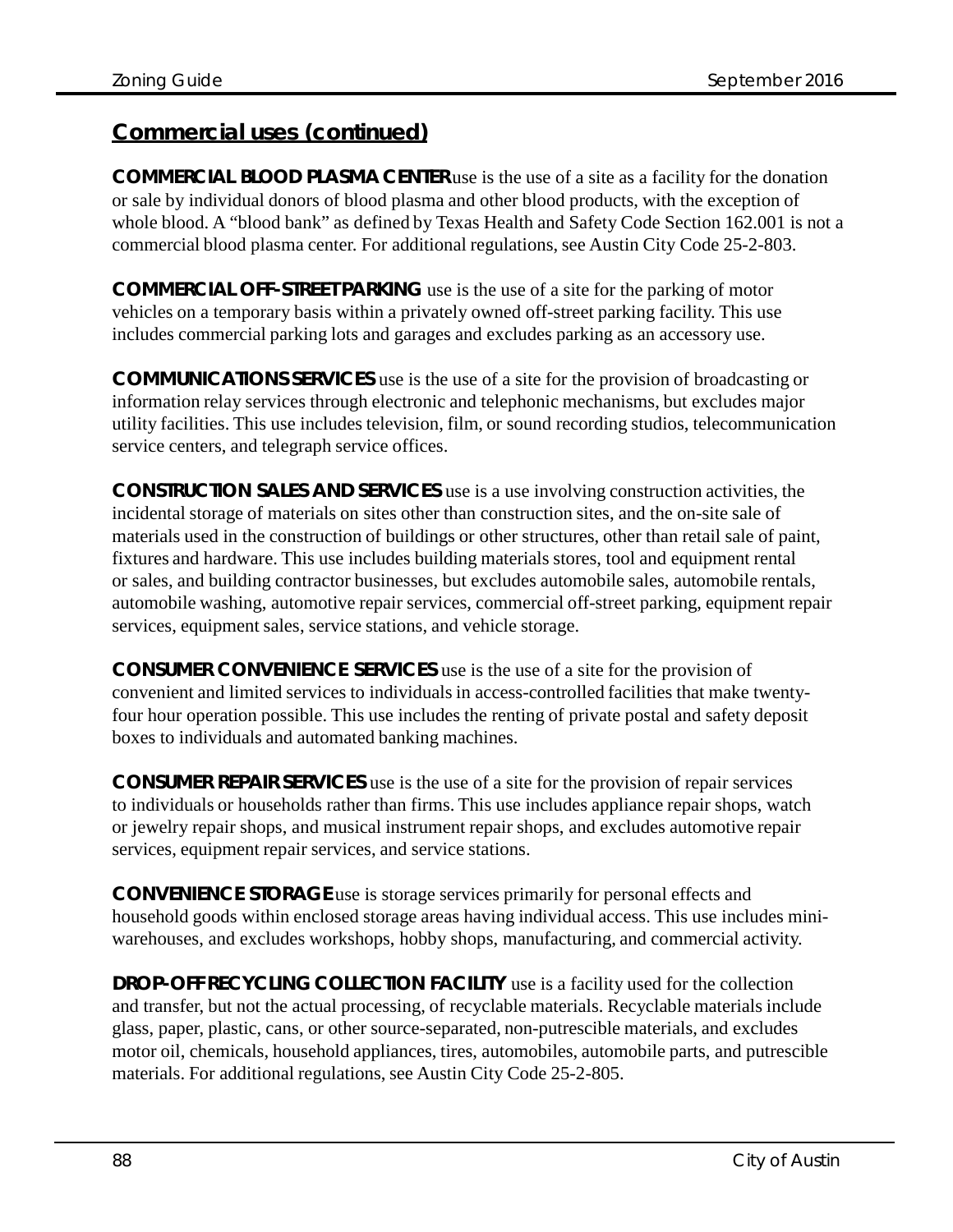## Commercial uses (continued)

**COMMERCIAL BLOOD PLASMA CENTER** use is the use of a site as a facility for the donation or sale by individual donors of blood plasma and other blood products, with the exception of whole blood. A "blood bank" as defined by Texas Health and Safety Code Section 162.001 is not a commercial blood plasma center. For additional regulations, see Austin City Code 25-2-803.

**COMMERCIAL OFF-STREET PARKING** use is the use of a site for the parking of motor vehicles on a temporary basis within a privately owned off-street parking facility. This use includes commercial parking lots and garages and excludes parking as an accessory use.

**COMMUNICATIONS SERVICES** use is the use of a site for the provision of broadcasting or information relay services through electronic and telephonic mechanisms, but excludes major utility facilities. This use includes television, film, or sound recording studios, telecommunication service centers, and telegraph service offices.

**CONSTRUCTION SALES AND SERVICES** use is a use involving construction activities, the incidental storage of materials on sites other than construction sites, and the on-site sale of materials used in the construction of buildings or other structures, other than retail sale of paint, fixtures and hardware. This use includes building materials stores, tool and equipment rental or sales, and building contractor businesses, but excludes automobile sales, automobile rentals, automobile washing, automotive repair services, commercial off-street parking, equipment repair services, equipment sales, service stations, and vehicle storage.

**CONSUMER CONVENIENCE SERVICES** use is the use of a site for the provision of convenient and limited services to individuals in access-controlled facilities that make twenty-four hour operation possible. This use includes the renting of private postal and safety deposit boxes to individuals and automated banking machines.

**CONSUMER REPAIR SERVICES** use is the use of a site for the provision of repair services to individuals or households rather than firms. This use includes appliance repair shops, watch or jewelry repair shops, and musical instrument repair shops, and excludes automotive repair services, equipment repair services, and service stations.

**CONVENIENCE STORAGE** use is storage services primarily for personal effects and household goods within enclosed storage areas having individual access. This use includes mini-warehouses, and excludes workshops, hobby shops, manufacturing, and commercial activity.

**DROP-OFF RECYCLING COLLECTION FACILITY** use is a facility used for the collection and transfer, but not the actual processing, of recyclable materials. Recyclable materials include glass, paper, plastic, cans, or other source-separated, non-putrescible materials, and excludes motor oil, chemicals, household appliances, tires, automobiles, automobile parts, and putrescible materials. For additional regulations, see Austin City Code 25-2-805.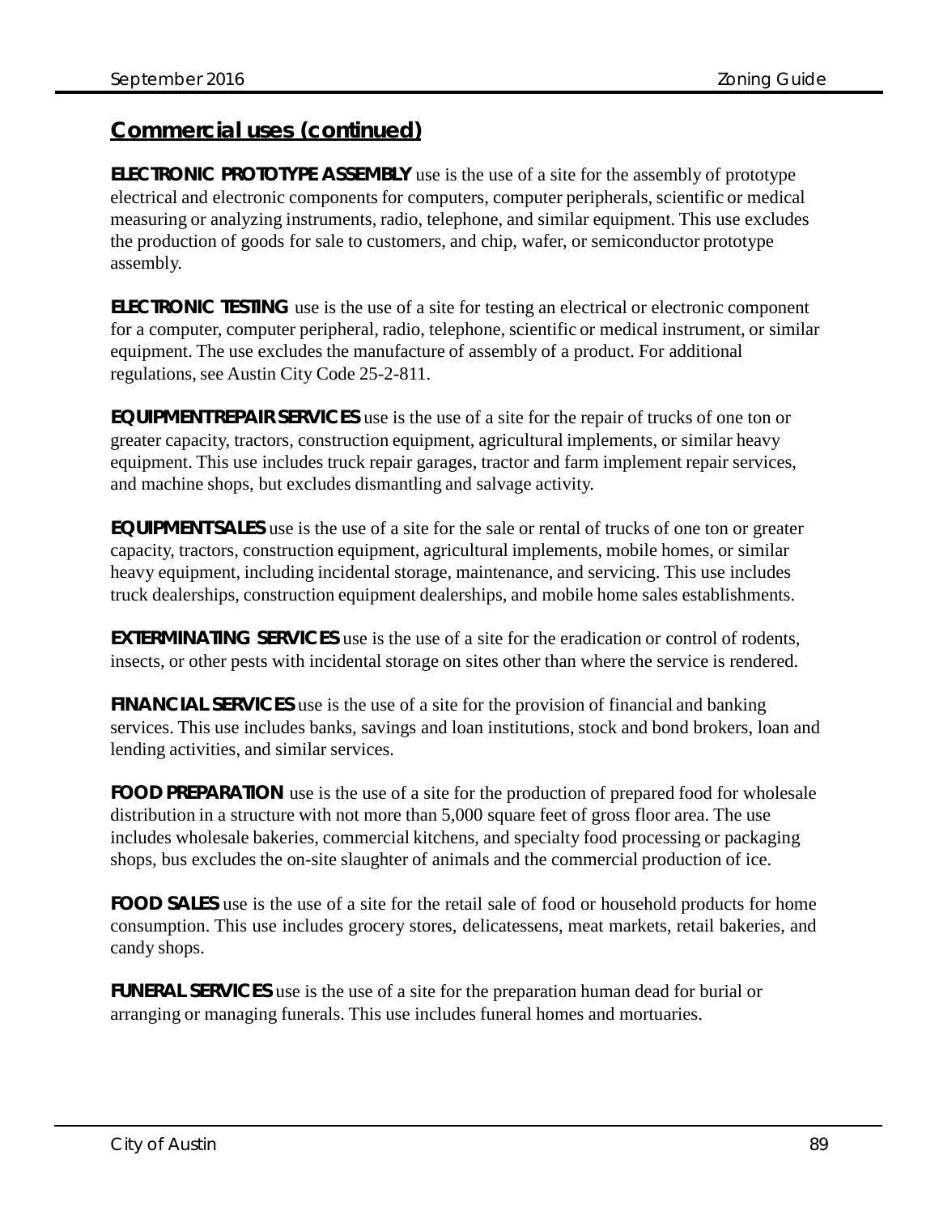## Commercial uses (continued)

**ELECTRONIC PROTOTYPE ASSEMBLY** use is the use of a site for the assembly of prototype electrical and electronic components for computers, computer peripherals, scientific or medical measuring or analyzing instruments, radio, telephone, and similar equipment. This use excludes the production of goods for sale to customers, and chip, wafer, or semiconductor prototype assembly.

**ELECTRONIC TESTING** use is the use of a site for testing an electrical or electronic component for a computer, computer peripheral, radio, telephone, scientific or medical instrument, or similar equipment. The use excludes the manufacture of assembly of a product. For additional regulations, see Austin City Code 25-2-811.

**EQUIPMENTREPAIR SERVICES** use is the use of a site for the repair of trucks of one ton or greater capacity, tractors, construction equipment, agricultural implements, or similar heavy equipment. This use includes truck repair garages, tractor and farm implement repair services, and machine shops, but excludes dismantling and salvage activity.

**EQUIPMENTSALES** use is the use of a site for the sale or rental of trucks of one ton or greater capacity, tractors, construction equipment, agricultural implements, mobile homes, or similar heavy equipment, including incidental storage, maintenance, and servicing. This use includes truck dealerships, construction equipment dealerships, and mobile home sales establishments.

**EXTERMINATING SERVICES** use is the use of a site for the eradication or control of rodents, insects, or other pests with incidental storage on sites other than where the service is rendered.

**FINANCIAL SERVICES** use is the use of a site for the provision of financial and banking services. This use includes banks, savings and loan institutions, stock and bond brokers, loan and lending activities, and similar services.

**FOOD PREPARATION** use is the use of a site for the production of prepared food for wholesale distribution in a structure with not more than 5,000 square feet of gross floor area. The use includes wholesale bakeries, commercial kitchens, and specialty food processing or packaging shops, bus excludes the on-site slaughter of animals and the commercial production of ice.

**FOOD SALES** use is the use of a site for the retail sale of food or household products for home consumption. This use includes grocery stores, delicatessens, meat markets, retail bakeries, and candy shops.

**FUNERAL SERVICES** use is the use of a site for the preparation human dead for burial or arranging or managing funerals. This use includes funeral homes and mortuaries.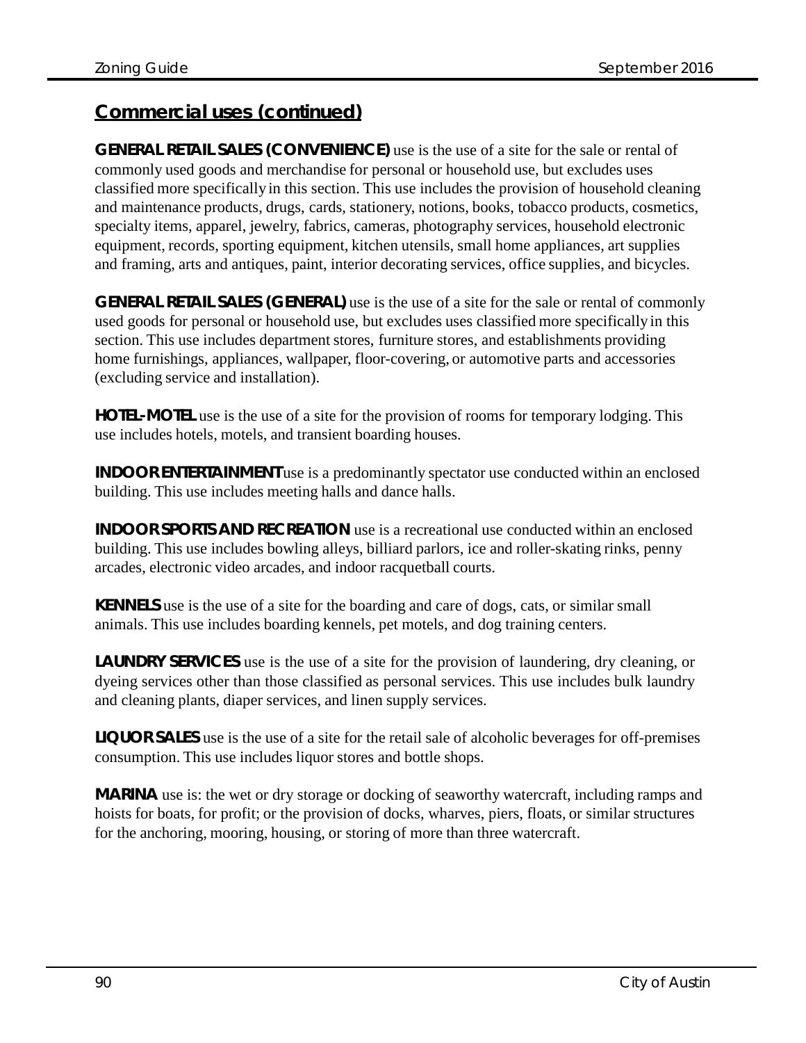## Commercial uses (continued)

**GENERAL RETAIL SALES (CONVENIENCE)** use is the use of a site for the sale or rental of commonly used goods and merchandise for personal or household use, but excludes uses classified more specifically in this section. This use includes the provision of household cleaning and maintenance products, drugs, cards, stationery, notions, books, tobacco products, cosmetics, specialty items, apparel, jewelry, fabrics, cameras, photography services, household electronic equipment, records, sporting equipment, kitchen utensils, small home appliances, art supplies and framing, arts and antiques, paint, interior decorating services, office supplies, and bicycles.

**GENERAL RETAIL SALES (GENERAL)** use is the use of a site for the sale or rental of commonly used goods for personal or household use, but excludes uses classified more specifically in this section. This use includes department stores, furniture stores, and establishments providing home furnishings, appliances, wallpaper, floor-covering, or automotive parts and accessories (excluding service and installation).

**HOTEL-MOTEL** use is the use of a site for the provision of rooms for temporary lodging. This use includes hotels, motels, and transient boarding houses.

**INDOOR ENTERTAINMENT** use is a predominantly spectator use conducted within an enclosed building. This use includes meeting halls and dance halls.

**INDOOR SPORTS AND RECREATION** use is a recreational use conducted within an enclosed building. This use includes bowling alleys, billiard parlors, ice and roller-skating rinks, penny arcades, electronic video arcades, and indoor racquetball courts.

**KENNELS** use is the use of a site for the boarding and care of dogs, cats, or similar small animals. This use includes boarding kennels, pet motels, and dog training centers.

**LAUNDRY SERVICES** use is the use of a site for the provision of laundering, dry cleaning, or dyeing services other than those classified as personal services. This use includes bulk laundry and cleaning plants, diaper services, and linen supply services.

**LIQUOR SALES** use is the use of a site for the retail sale of alcoholic beverages for off-premises consumption. This use includes liquor stores and bottle shops.

**MARINA** use is: the wet or dry storage or docking of seaworthy watercraft, including ramps and hoists for boats, for profit; or the provision of docks, wharves, piers, floats, or similar structures for the anchoring, mooring, housing, or storing of more than three watercraft.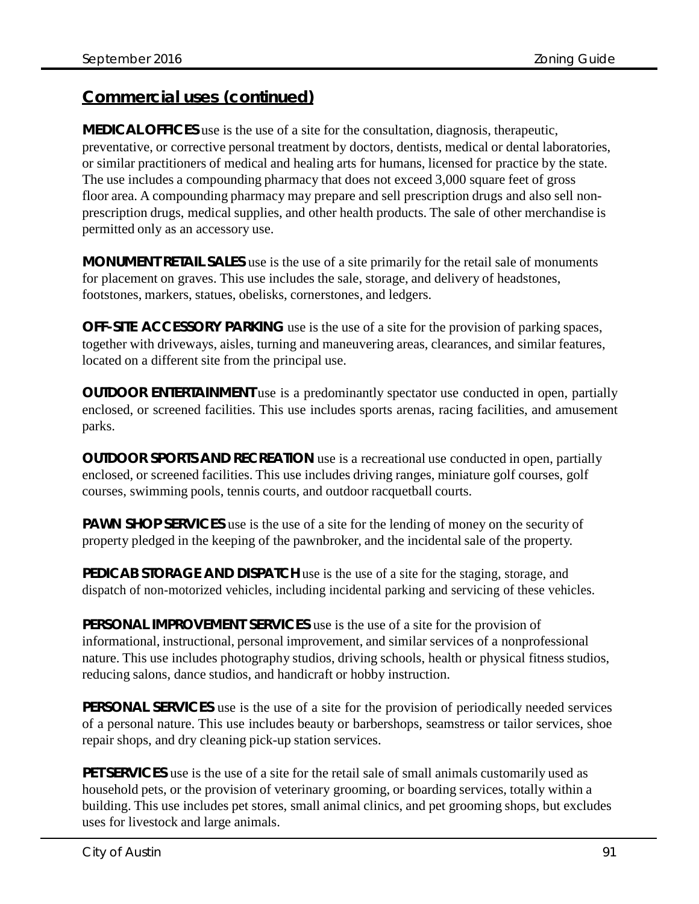## Commercial uses (continued)

**MEDICAL OFFICES** use is the use of a site for the consultation, diagnosis, therapeutic, preventative, or corrective personal treatment by doctors, dentists, medical or dental laboratories, or similar practitioners of medical and healing arts for humans, licensed for practice by the state. The use includes a compounding pharmacy that does not exceed 3,000 square feet of gross floor area. A compounding pharmacy may prepare and sell prescription drugs and also sell non-prescription drugs, medical supplies, and other health products. The sale of other merchandise is permitted only as an accessory use.

**MONUMENT RETAIL SALES** use is the use of a site primarily for the retail sale of monuments for placement on graves. This use includes the sale, storage, and delivery of headstones, footstones, markers, statues, obelisks, cornerstones, and ledgers.

**OFF-SITE ACCESSORY PARKING** use is the use of a site for the provision of parking spaces, together with driveways, aisles, turning and maneuvering areas, clearances, and similar features, located on a different site from the principal use.

**OUTDOOR ENTERTAINMENT** use is a predominantly spectator use conducted in open, partially enclosed, or screened facilities. This use includes sports arenas, racing facilities, and amusement parks.

**OUTDOOR SPORTS AND RECREATION** use is a recreational use conducted in open, partially enclosed, or screened facilities. This use includes driving ranges, miniature golf courses, golf courses, swimming pools, tennis courts, and outdoor racquetball courts.

**PAWN SHOP SERVICES** use is the use of a site for the lending of money on the security of property pledged in the keeping of the pawnbroker, and the incidental sale of the property.

**PEDICAB STORAGE AND DISPATCH** use is the use of a site for the staging, storage, and dispatch of non-motorized vehicles, including incidental parking and servicing of these vehicles.

**PERSONAL IMPROVEMENT SERVICES** use is the use of a site for the provision of informational, instructional, personal improvement, and similar services of a nonprofessional nature. This use includes photography studios, driving schools, health or physical fitness studios, reducing salons, dance studios, and handicraft or hobby instruction.

**PERSONAL SERVICES** use is the use of a site for the provision of periodically needed services of a personal nature. This use includes beauty or barbershops, seamstress or tailor services, shoe repair shops, and dry cleaning pick-up station services.

**PET SERVICES** use is the use of a site for the retail sale of small animals customarily used as household pets, or the provision of veterinary grooming, or boarding services, totally within a building. This use includes pet stores, small animal clinics, and pet grooming shops, but excludes uses for livestock and large animals.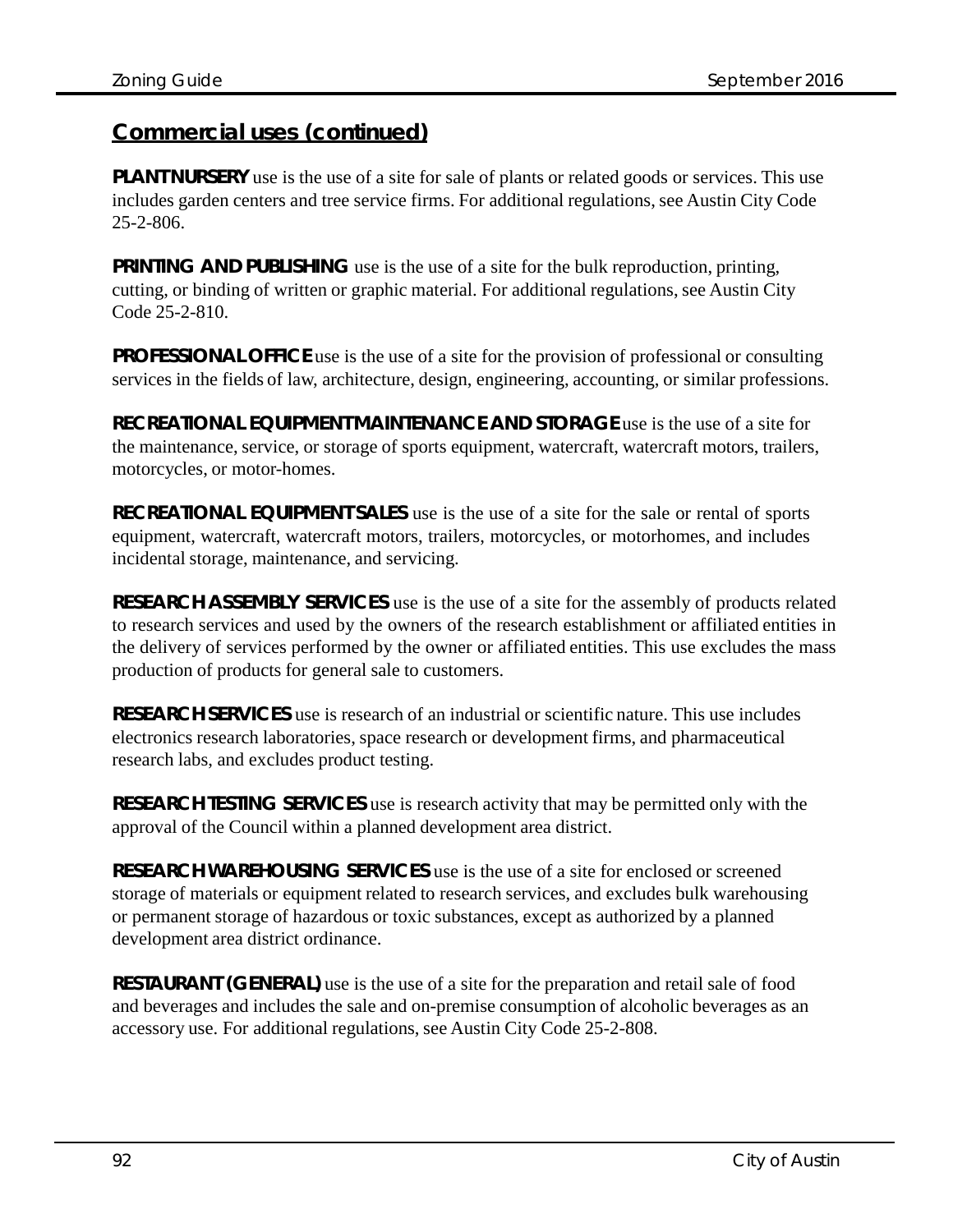## Commercial uses (continued)

**PLANT NURSERY** use is the use of a site for sale of plants or related goods or services. This use includes garden centers and tree service firms. For additional regulations, see Austin City Code 25-2-806.

**PRINTING AND PUBLISHING** use is the use of a site for the bulk reproduction, printing, cutting, or binding of written or graphic material. For additional regulations, see Austin City Code 25-2-810.

**PROFESSIONAL OFFICE** use is the use of a site for the provision of professional or consulting services in the fields of law, architecture, design, engineering, accounting, or similar professions.

**RECREATIONAL EQUIPMENT MAINTENANCE AND STORAGE** use is the use of a site for the maintenance, service, or storage of sports equipment, watercraft, watercraft motors, trailers, motorcycles, or motor-homes.

**RECREATIONAL EQUIPMENT SALES** use is the use of a site for the sale or rental of sports equipment, watercraft, watercraft motors, trailers, motorcycles, or motorhomes, and includes incidental storage, maintenance, and servicing.

**RESEARCH ASSEMBLY SERVICES** use is the use of a site for the assembly of products related to research services and used by the owners of the research establishment or affiliated entities in the delivery of services performed by the owner or affiliated entities. This use excludes the mass production of products for general sale to customers.

**RESEARCH SERVICES** use is research of an industrial or scientific nature. This use includes electronics research laboratories, space research or development firms, and pharmaceutical research labs, and excludes product testing.

**RESEARCH TESTING SERVICES** use is research activity that may be permitted only with the approval of the Council within a planned development area district.

**RESEARCH WAREHOUSING SERVICES** use is the use of a site for enclosed or screened storage of materials or equipment related to research services, and excludes bulk warehousing or permanent storage of hazardous or toxic substances, except as authorized by a planned development area district ordinance.

**RESTAURANT (GENERAL)** use is the use of a site for the preparation and retail sale of food and beverages and includes the sale and on-premise consumption of alcoholic beverages as an accessory use. For additional regulations, see Austin City Code 25-2-808.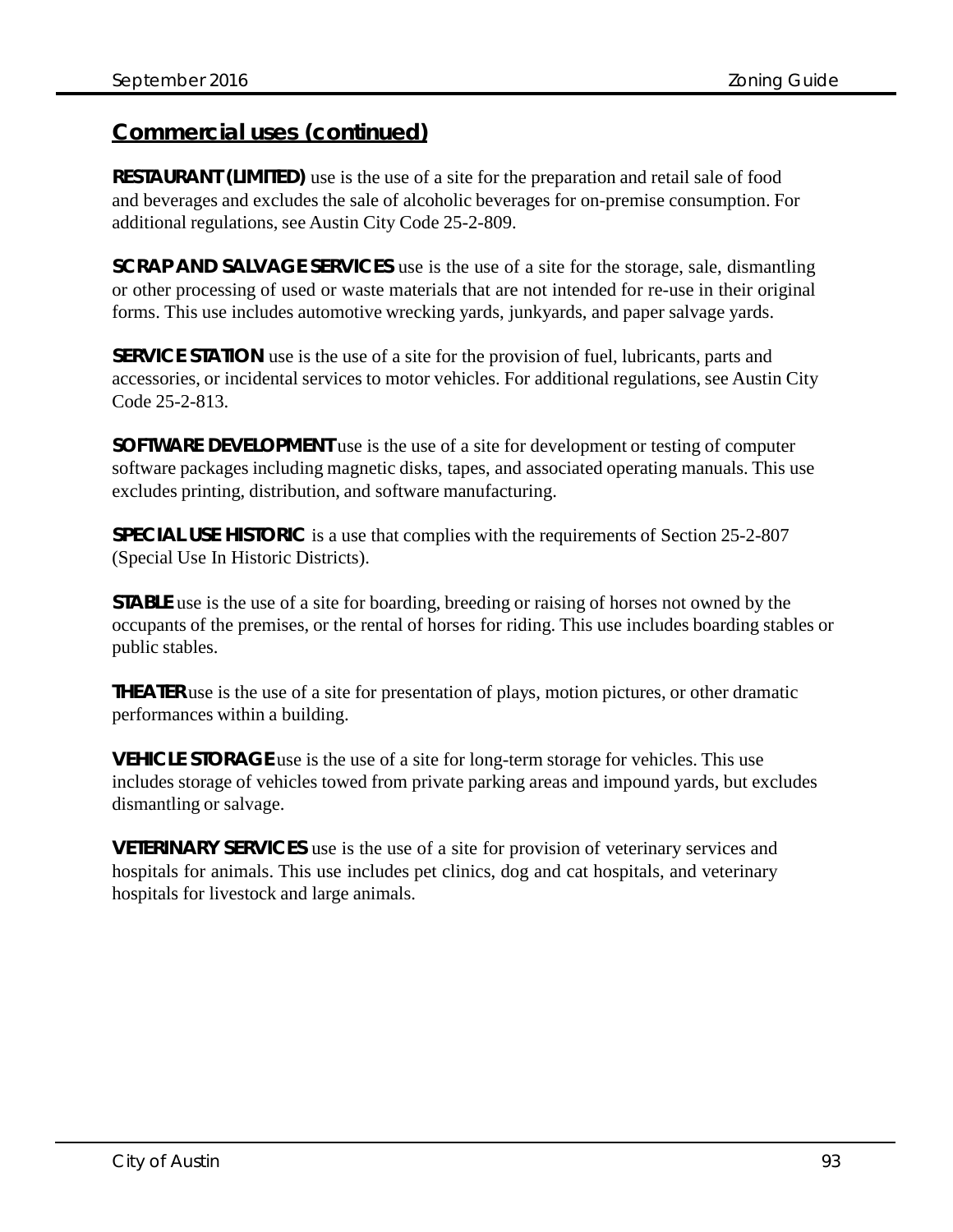## Commercial uses (continued)

**RESTAURANT (LIMITED)** use is the use of a site for the preparation and retail sale of food and beverages and excludes the sale of alcoholic beverages for on-premise consumption. For additional regulations, see Austin City Code 25-2-809.

**SCRAP AND SALVAGE SERVICES** use is the use of a site for the storage, sale, dismantling or other processing of used or waste materials that are not intended for re-use in their original forms. This use includes automotive wrecking yards, junkyards, and paper salvage yards.

**SERVICE STATION** use is the use of a site for the provision of fuel, lubricants, parts and accessories, or incidental services to motor vehicles. For additional regulations, see Austin City Code 25-2-813.

**SOFTWARE DEVELOPMENT** use is the use of a site for development or testing of computer software packages including magnetic disks, tapes, and associated operating manuals. This use excludes printing, distribution, and software manufacturing.

**SPECIAL USE HISTORIC** is a use that complies with the requirements of Section 25-2-807 (Special Use In Historic Districts).

**STABLE** use is the use of a site for boarding, breeding or raising of horses not owned by the occupants of the premises, or the rental of horses for riding. This use includes boarding stables or public stables.

**THEATER** use is the use of a site for presentation of plays, motion pictures, or other dramatic performances within a building.

**VEHICLE STORAGE** use is the use of a site for long-term storage for vehicles. This use includes storage of vehicles towed from private parking areas and impound yards, but excludes dismantling or salvage.

**VETERINARY SERVICES** use is the use of a site for provision of veterinary services and hospitals for animals. This use includes pet clinics, dog and cat hospitals, and veterinary hospitals for livestock and large animals.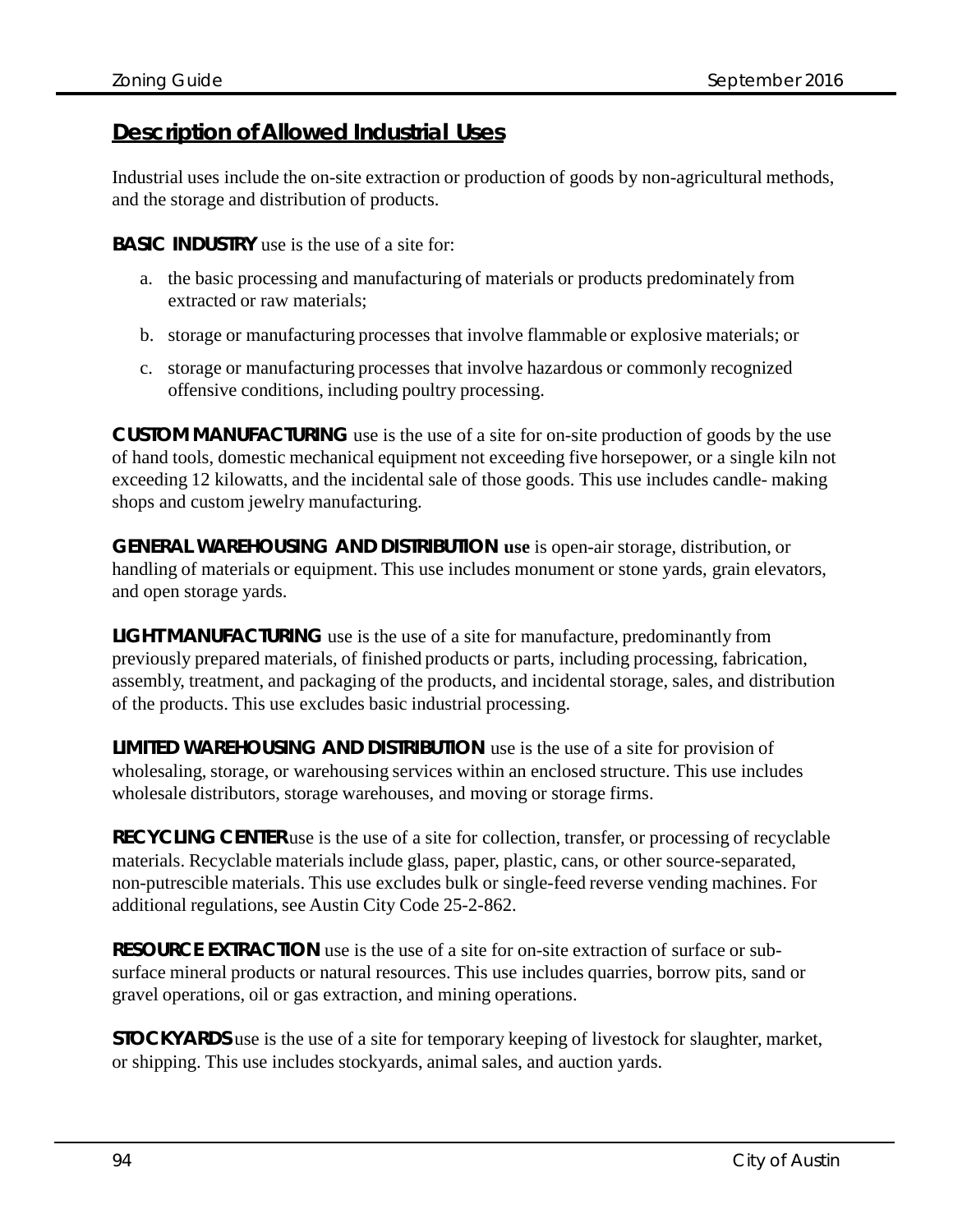## Description of Allowed Industrial Uses

Industrial uses include the on-site extraction or production of goods by non-agricultural methods, and the storage and distribution of products.

**BASIC INDUSTRY** use is the use of a site for:

a. the basic processing and manufacturing of materials or products predominately from extracted or raw materials;

b. storage or manufacturing processes that involve flammable or explosive materials; or

c. storage or manufacturing processes that involve hazardous or commonly recognized offensive conditions, including poultry processing.

**CUSTOM MANUFACTURING** use is the use of a site for on-site production of goods by the use of hand tools, domestic mechanical equipment not exceeding five horsepower, or a single kiln not exceeding 12 kilowatts, and the incidental sale of those goods. This use includes candle- making shops and custom jewelry manufacturing.

**GENERAL WAREHOUSING AND DISTRIBUTION use** is open-air storage, distribution, or handling of materials or equipment. This use includes monument or stone yards, grain elevators, and open storage yards.

**LIGHT MANUFACTURING** use is the use of a site for manufacture, predominantly from previously prepared materials, of finished products or parts, including processing, fabrication, assembly, treatment, and packaging of the products, and incidental storage, sales, and distribution of the products. This use excludes basic industrial processing.

**LIMITED WAREHOUSING AND DISTRIBUTION** use is the use of a site for provision of wholesaling, storage, or warehousing services within an enclosed structure. This use includes wholesale distributors, storage warehouses, and moving or storage firms.

**RECYCLING CENTER** use is the use of a site for collection, transfer, or processing of recyclable materials. Recyclable materials include glass, paper, plastic, cans, or other source-separated, non-putrescible materials. This use excludes bulk or single-feed reverse vending machines. For additional regulations, see Austin City Code 25-2-862.

**RESOURCE EXTRACTION** use is the use of a site for on-site extraction of surface or sub-surface mineral products or natural resources. This use includes quarries, borrow pits, sand or gravel operations, oil or gas extraction, and mining operations.

**STOCKYARDS** use is the use of a site for temporary keeping of livestock for slaughter, market, or shipping. This use includes stockyards, animal sales, and auction yards.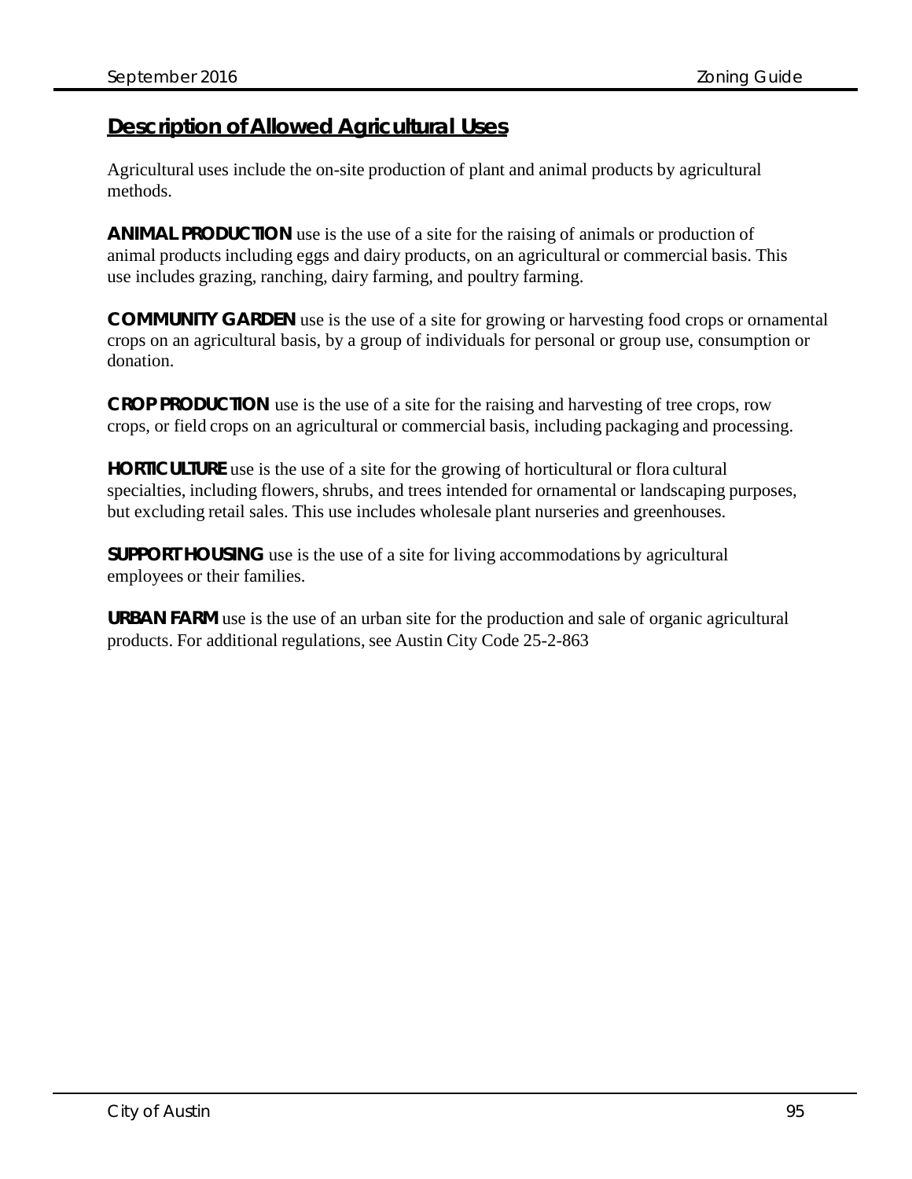## Description of Allowed Agricultural Uses

Agricultural uses include the on-site production of plant and animal products by agricultural methods.

**ANIMAL PRODUCTION** use is the use of a site for the raising of animals or production of animal products including eggs and dairy products, on an agricultural or commercial basis. This use includes grazing, ranching, dairy farming, and poultry farming.

**COMMUNITY GARDEN** use is the use of a site for growing or harvesting food crops or ornamental crops on an agricultural basis, by a group of individuals for personal or group use, consumption or donation.

**CROP PRODUCTION** use is the use of a site for the raising and harvesting of tree crops, row crops, or field crops on an agricultural or commercial basis, including packaging and processing.

**HORTICULTURE** use is the use of a site for the growing of horticultural or flora cultural specialties, including flowers, shrubs, and trees intended for ornamental or landscaping purposes, but excluding retail sales. This use includes wholesale plant nurseries and greenhouses.

**SUPPORT HOUSING** use is the use of a site for living accommodations by agricultural employees or their families.

**URBAN FARM** use is the use of an urban site for the production and sale of organic agricultural products. For additional regulations, see Austin City Code 25-2-863